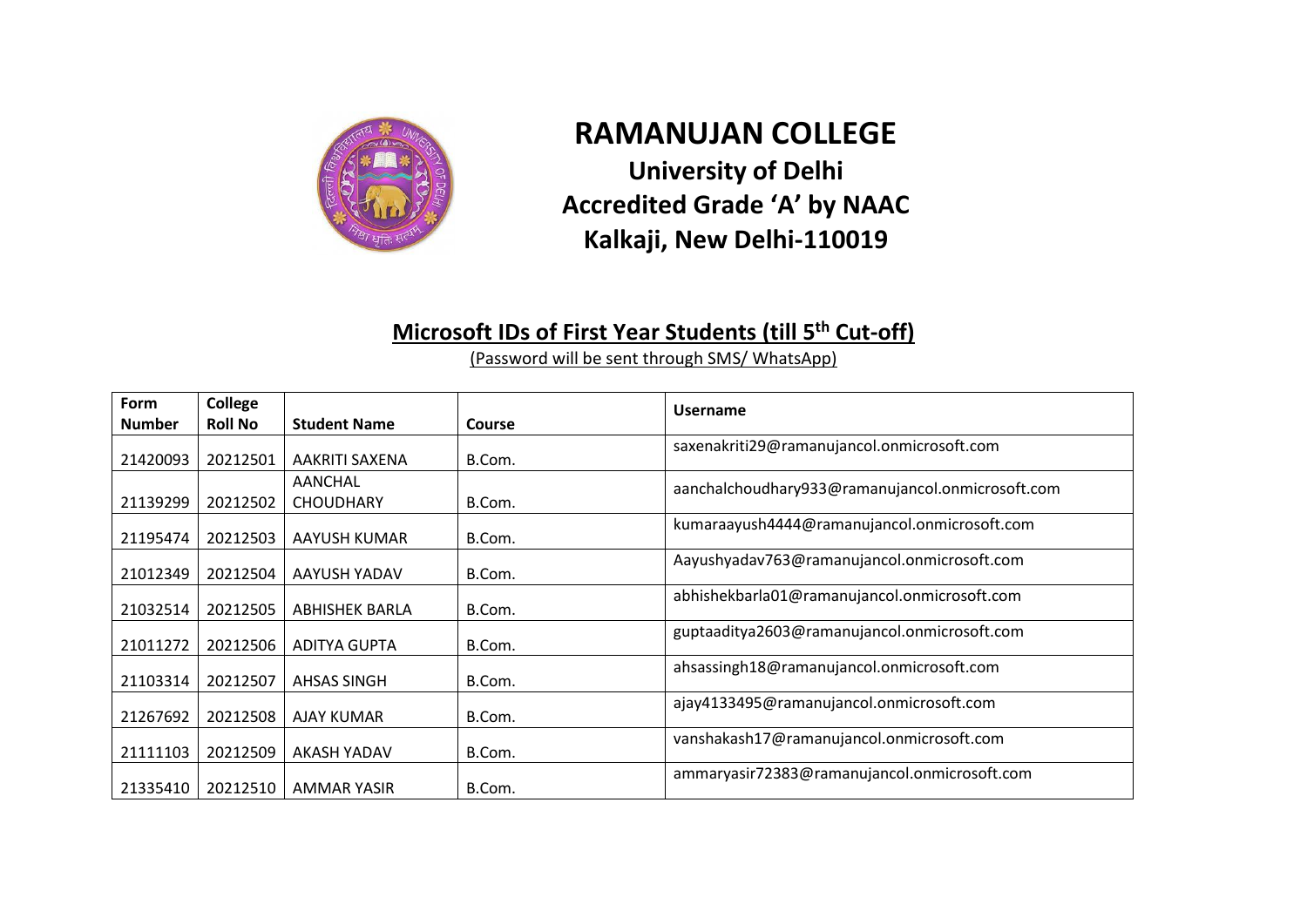# RAMANUJAN COLLEGE

## University of Delhi

## Accredited Grade 'A' by NAAC

## Kalkaji, New Delhi-110019

### Microsoft IDs of First Year Students (till 5th Cut-off)

(Password will be sent through SMS/ WhatsApp)

| Form Number | College Roll No | Student Name | Course | Username |
|---|---|---|---|---|
| 21420093 | 20212501 | AAKRITI SAXENA | B.Com. | saxenakriti29@ramanujancol.onmicrosoft.com |
| 21139299 | 20212502 | AANCHAL CHOUDHARY | B.Com. | aanchalchoudhary933@ramanujancol.onmicrosoft.com |
| 21195474 | 20212503 | AAYUSH KUMAR | B.Com. | kumaraayush4444@ramanujancol.onmicrosoft.com |
| 21012349 | 20212504 | AAYUSH YADAV | B.Com. | Aayushyadav763@ramanujancol.onmicrosoft.com |
| 21032514 | 20212505 | ABHISHEK BARLA | B.Com. | abhishekbarla01@ramanujancol.onmicrosoft.com |
| 21011272 | 20212506 | ADITYA GUPTA | B.Com. | guptaaditya2603@ramanujancol.onmicrosoft.com |
| 21103314 | 20212507 | AHSAS SINGH | B.Com. | ahsassingh18@ramanujancol.onmicrosoft.com |
| 21267692 | 20212508 | AJAY KUMAR | B.Com. | ajay4133495@ramanujancol.onmicrosoft.com |
| 21111103 | 20212509 | AKASH YADAV | B.Com. | vanshakash17@ramanujancol.onmicrosoft.com |
| 21335410 | 20212510 | AMMAR YASIR | B.Com. | ammaryasir72383@ramanujancol.onmicrosoft.com |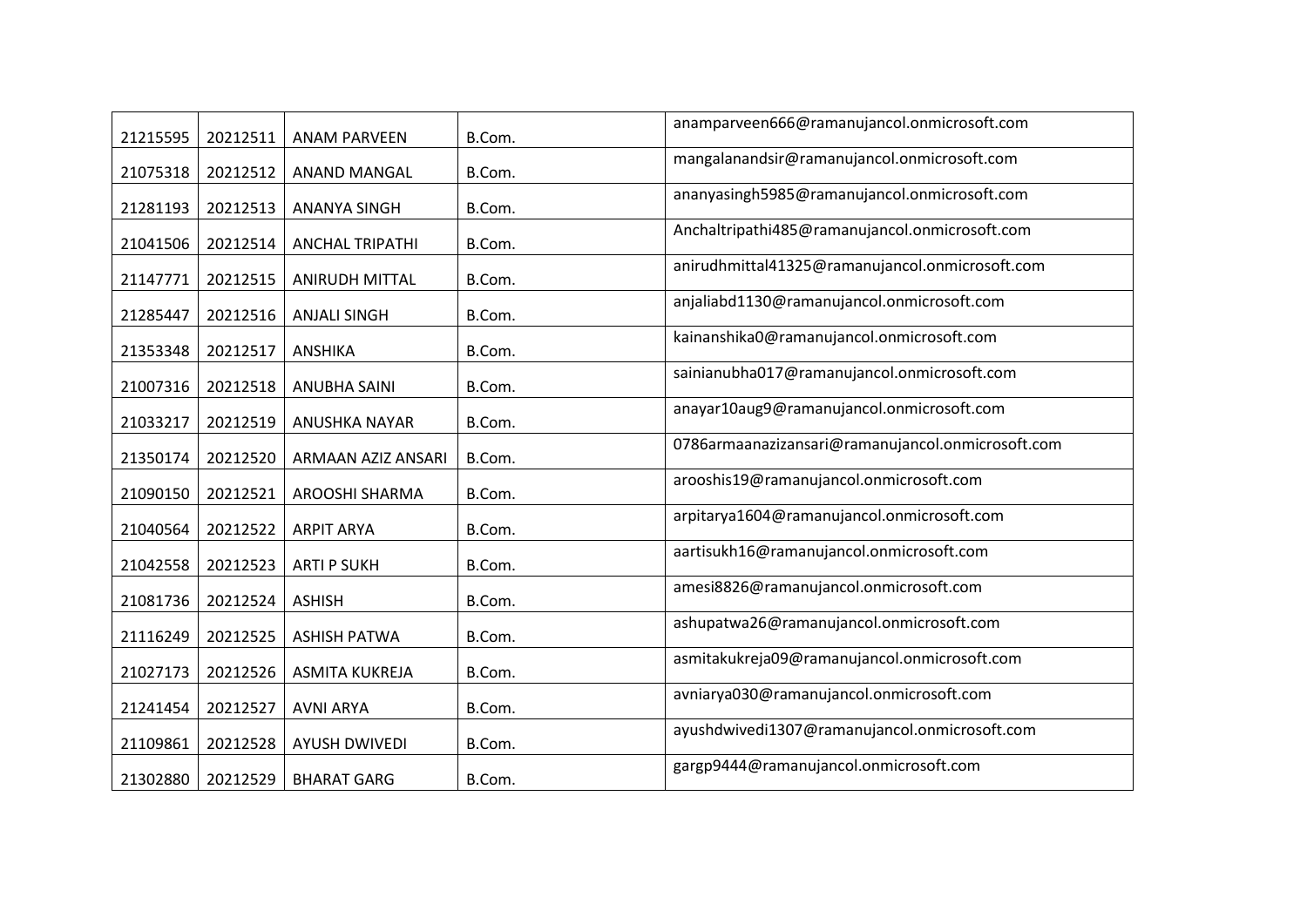| | | | | |
|---|---|---|---|---|
| 21215595 | 20212511 | ANAM PARVEEN | B.Com. | anamparveen666@ramanujancol.onmicrosoft.com |
| 21075318 | 20212512 | ANAND MANGAL | B.Com. | mangalanandsir@ramanujancol.onmicrosoft.com |
| 21281193 | 20212513 | ANANYA SINGH | B.Com. | ananyasingh5985@ramanujancol.onmicrosoft.com |
| 21041506 | 20212514 | ANCHAL TRIPATHI | B.Com. | Anchaltripathi485@ramanujancol.onmicrosoft.com |
| 21147771 | 20212515 | ANIRUDH MITTAL | B.Com. | anirudhmittal41325@ramanujancol.onmicrosoft.com |
| 21285447 | 20212516 | ANJALI SINGH | B.Com. | anjaliabd1130@ramanujancol.onmicrosoft.com |
| 21353348 | 20212517 | ANSHIKA | B.Com. | kainanshika0@ramanujancol.onmicrosoft.com |
| 21007316 | 20212518 | ANUBHA SAINI | B.Com. | sainianubha017@ramanujancol.onmicrosoft.com |
| 21033217 | 20212519 | ANUSHKA NAYAR | B.Com. | anayar10aug9@ramanujancol.onmicrosoft.com |
| 21350174 | 20212520 | ARMAAN AZIZ ANSARI | B.Com. | 0786armaanazizansari@ramanujancol.onmicrosoft.com |
| 21090150 | 20212521 | AROOSHI SHARMA | B.Com. | arooshis19@ramanujancol.onmicrosoft.com |
| 21040564 | 20212522 | ARPIT ARYA | B.Com. | arpitarya1604@ramanujancol.onmicrosoft.com |
| 21042558 | 20212523 | ARTI P SUKH | B.Com. | aartisukh16@ramanujancol.onmicrosoft.com |
| 21081736 | 20212524 | ASHISH | B.Com. | amesi8826@ramanujancol.onmicrosoft.com |
| 21116249 | 20212525 | ASHISH PATWA | B.Com. | ashupatwa26@ramanujancol.onmicrosoft.com |
| 21027173 | 20212526 | ASMITA KUKREJA | B.Com. | asmitakukreja09@ramanujancol.onmicrosoft.com |
| 21241454 | 20212527 | AVNI ARYA | B.Com. | avniarya030@ramanujancol.onmicrosoft.com |
| 21109861 | 20212528 | AYUSH DWIVEDI | B.Com. | ayushdwivedi1307@ramanujancol.onmicrosoft.com |
| 21302880 | 20212529 | BHARAT GARG | B.Com. | gargp9444@ramanujancol.onmicrosoft.com |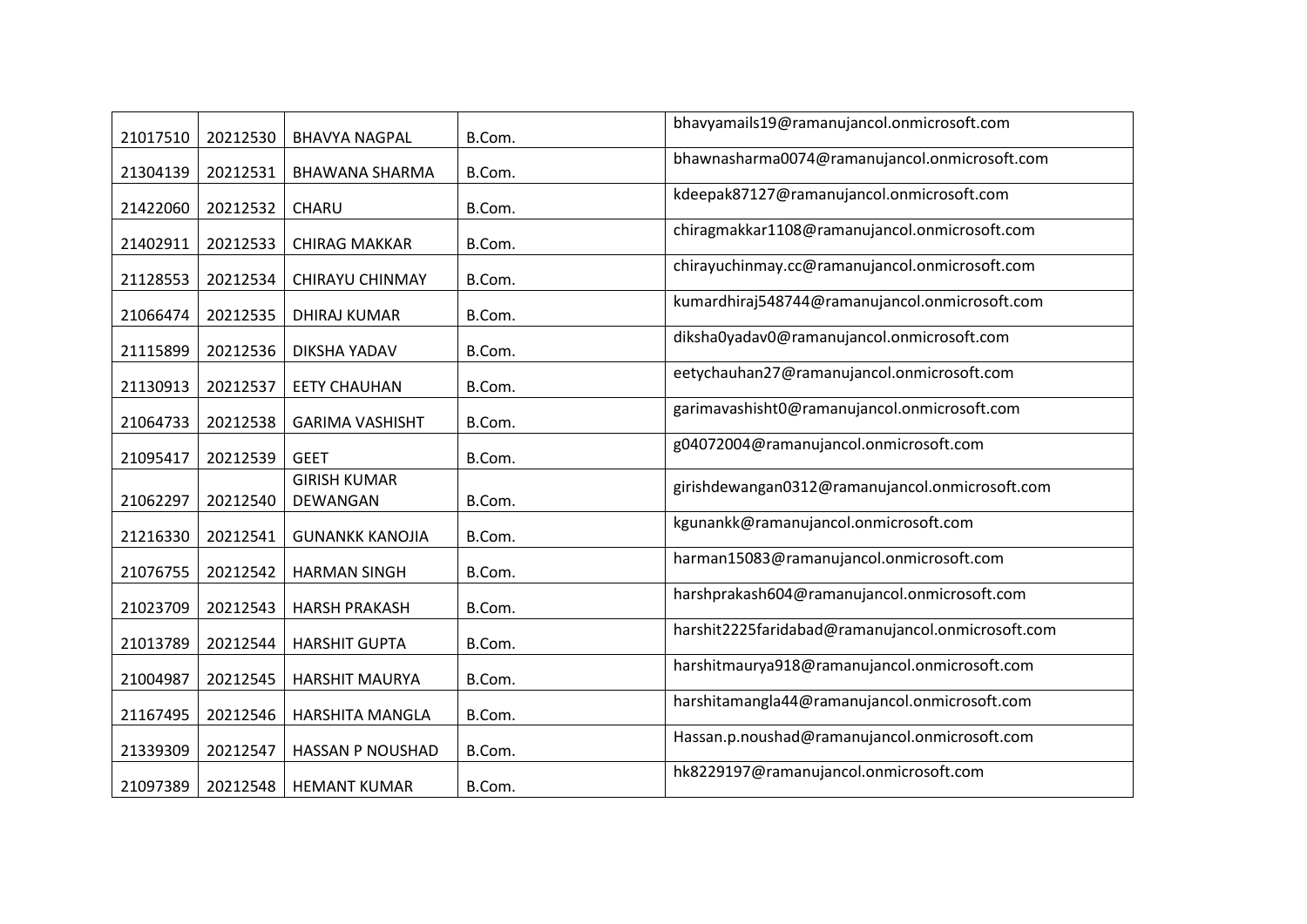| | | | | |
|---|---|---|---|---|
| 21017510 | 20212530 | BHAVYA NAGPAL | B.Com. | bhavyamails19@ramanujancol.onmicrosoft.com |
| 21304139 | 20212531 | BHAWANA SHARMA | B.Com. | bhawnasharma0074@ramanujancol.onmicrosoft.com |
| 21422060 | 20212532 | CHARU | B.Com. | kdeepak87127@ramanujancol.onmicrosoft.com |
| 21402911 | 20212533 | CHIRAG MAKKAR | B.Com. | chiragmakkar1108@ramanujancol.onmicrosoft.com |
| 21128553 | 20212534 | CHIRAYU CHINMAY | B.Com. | chirayuchinmay.cc@ramanujancol.onmicrosoft.com |
| 21066474 | 20212535 | DHIRAJ KUMAR | B.Com. | kumardhiraj548744@ramanujancol.onmicrosoft.com |
| 21115899 | 20212536 | DIKSHA YADAV | B.Com. | diksha0yadav0@ramanujancol.onmicrosoft.com |
| 21130913 | 20212537 | EETY CHAUHAN | B.Com. | eetychauhan27@ramanujancol.onmicrosoft.com |
| 21064733 | 20212538 | GARIMA VASHISHT | B.Com. | garimavashisht0@ramanujancol.onmicrosoft.com |
| 21095417 | 20212539 | GEET | B.Com. | g04072004@ramanujancol.onmicrosoft.com |
| 21062297 | 20212540 | GIRISH KUMAR DEWANGAN | B.Com. | girishdewangan0312@ramanujancol.onmicrosoft.com |
| 21216330 | 20212541 | GUNANKK KANOJIA | B.Com. | kgunankk@ramanujancol.onmicrosoft.com |
| 21076755 | 20212542 | HARMAN SINGH | B.Com. | harman15083@ramanujancol.onmicrosoft.com |
| 21023709 | 20212543 | HARSH PRAKASH | B.Com. | harshprakash604@ramanujancol.onmicrosoft.com |
| 21013789 | 20212544 | HARSHIT GUPTA | B.Com. | harshit2225faridabad@ramanujancol.onmicrosoft.com |
| 21004987 | 20212545 | HARSHIT MAURYA | B.Com. | harshitmaurya918@ramanujancol.onmicrosoft.com |
| 21167495 | 20212546 | HARSHITA MANGLA | B.Com. | harshitamangla44@ramanujancol.onmicrosoft.com |
| 21339309 | 20212547 | HASSAN P NOUSHAD | B.Com. | Hassan.p.noushad@ramanujancol.onmicrosoft.com |
| 21097389 | 20212548 | HEMANT KUMAR | B.Com. | hk8229197@ramanujancol.onmicrosoft.com |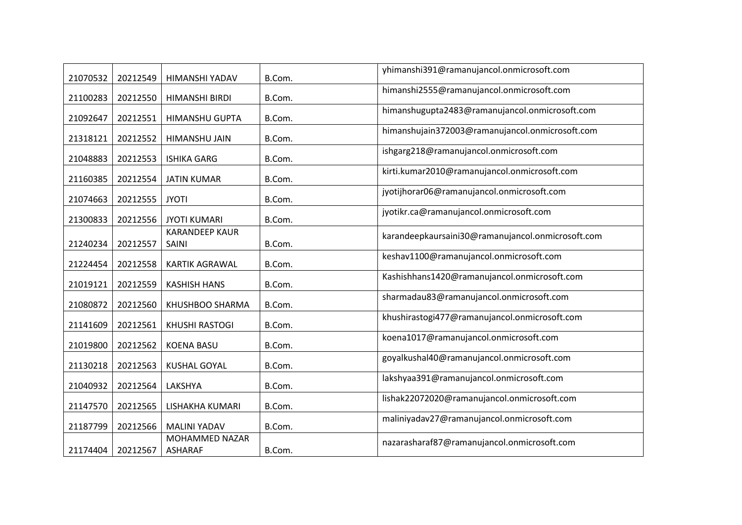| 21070532 | 20212549 | HIMANSHI YADAV | B.Com. | yhimanshi391@ramanujancol.onmicrosoft.com |
|---|---|---|---|---|
| 21100283 | 20212550 | HIMANSHI BIRDI | B.Com. | himanshi2555@ramanujancol.onmicrosoft.com |
| 21092647 | 20212551 | HIMANSHU GUPTA | B.Com. | himanshugupta2483@ramanujancol.onmicrosoft.com |
| 21318121 | 20212552 | HIMANSHU JAIN | B.Com. | himanshujain372003@ramanujancol.onmicrosoft.com |
| 21048883 | 20212553 | ISHIKA GARG | B.Com. | ishgarg218@ramanujancol.onmicrosoft.com |
| 21160385 | 20212554 | JATIN KUMAR | B.Com. | kirti.kumar2010@ramanujancol.onmicrosoft.com |
| 21074663 | 20212555 | JYOTI | B.Com. | jyotijhorar06@ramanujancol.onmicrosoft.com |
| 21300833 | 20212556 | JYOTI KUMARI | B.Com. | jyotikr.ca@ramanujancol.onmicrosoft.com |
| 21240234 | 20212557 | KARANDEEP KAUR SAINI | B.Com. | karandeepkaursaini30@ramanujancol.onmicrosoft.com |
| 21224454 | 20212558 | KARTIK AGRAWAL | B.Com. | keshav1100@ramanujancol.onmicrosoft.com |
| 21019121 | 20212559 | KASHISH HANS | B.Com. | Kashishhans1420@ramanujancol.onmicrosoft.com |
| 21080872 | 20212560 | KHUSHBOO SHARMA | B.Com. | sharmadau83@ramanujancol.onmicrosoft.com |
| 21141609 | 20212561 | KHUSHI RASTOGI | B.Com. | khushirastogi477@ramanujancol.onmicrosoft.com |
| 21019800 | 20212562 | KOENA BASU | B.Com. | koena1017@ramanujancol.onmicrosoft.com |
| 21130218 | 20212563 | KUSHAL GOYAL | B.Com. | goyalkushal40@ramanujancol.onmicrosoft.com |
| 21040932 | 20212564 | LAKSHYA | B.Com. | lakshyaa391@ramanujancol.onmicrosoft.com |
| 21147570 | 20212565 | LISHAKHA KUMARI | B.Com. | lishak22072020@ramanujancol.onmicrosoft.com |
| 21187799 | 20212566 | MALINI YADAV | B.Com. | maliniyadav27@ramanujancol.onmicrosoft.com |
| 21174404 | 20212567 | MOHAMMED NAZAR ASHARAF | B.Com. | nazarasharaf87@ramanujancol.onmicrosoft.com |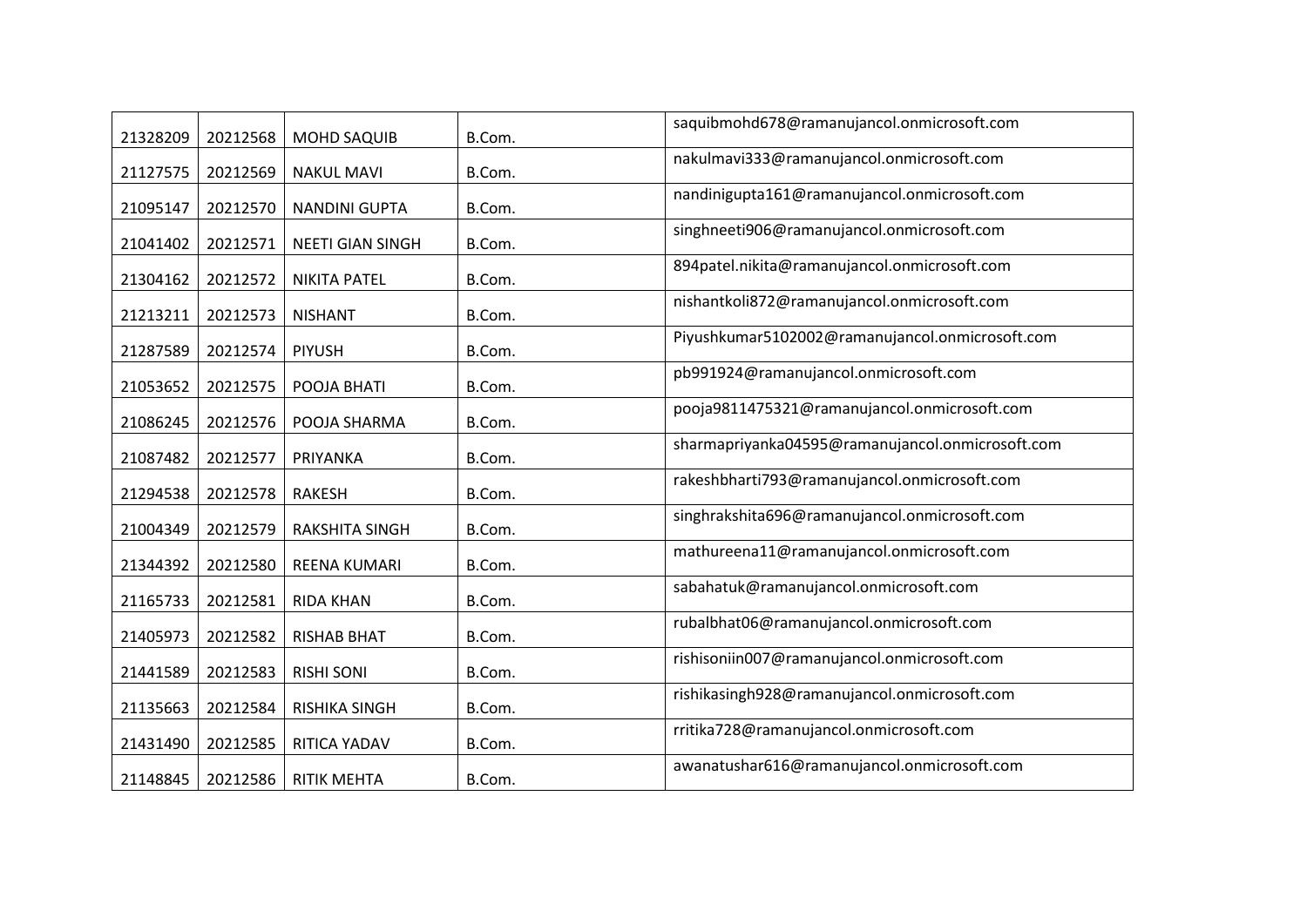| 21328209 | 20212568 | MOHD SAQUIB | B.Com. | saquibmohd678@ramanujancol.onmicrosoft.com |
|---|---|---|---|---|
| 21127575 | 20212569 | NAKUL MAVI | B.Com. | nakulmavi333@ramanujancol.onmicrosoft.com |
| 21095147 | 20212570 | NANDINI GUPTA | B.Com. | nandinigupta161@ramanujancol.onmicrosoft.com |
| 21041402 | 20212571 | NEETI GIAN SINGH | B.Com. | singhneeti906@ramanujancol.onmicrosoft.com |
| 21304162 | 20212572 | NIKITA PATEL | B.Com. | 894patel.nikita@ramanujancol.onmicrosoft.com |
| 21213211 | 20212573 | NISHANT | B.Com. | nishantkoli872@ramanujancol.onmicrosoft.com |
| 21287589 | 20212574 | PIYUSH | B.Com. | Piyushkumar5102002@ramanujancol.onmicrosoft.com |
| 21053652 | 20212575 | POOJA BHATI | B.Com. | pb991924@ramanujancol.onmicrosoft.com |
| 21086245 | 20212576 | POOJA SHARMA | B.Com. | pooja9811475321@ramanujancol.onmicrosoft.com |
| 21087482 | 20212577 | PRIYANKA | B.Com. | sharmapriyanka04595@ramanujancol.onmicrosoft.com |
| 21294538 | 20212578 | RAKESH | B.Com. | rakeshbharti793@ramanujancol.onmicrosoft.com |
| 21004349 | 20212579 | RAKSHITA SINGH | B.Com. | singhrakshita696@ramanujancol.onmicrosoft.com |
| 21344392 | 20212580 | REENA KUMARI | B.Com. | mathureena11@ramanujancol.onmicrosoft.com |
| 21165733 | 20212581 | RIDA KHAN | B.Com. | sabahatuk@ramanujancol.onmicrosoft.com |
| 21405973 | 20212582 | RISHAB BHAT | B.Com. | rubalbhat06@ramanujancol.onmicrosoft.com |
| 21441589 | 20212583 | RISHI SONI | B.Com. | rishisoniin007@ramanujancol.onmicrosoft.com |
| 21135663 | 20212584 | RISHIKA SINGH | B.Com. | rishikasingh928@ramanujancol.onmicrosoft.com |
| 21431490 | 20212585 | RITICA YADAV | B.Com. | rritika728@ramanujancol.onmicrosoft.com |
| 21148845 | 20212586 | RITIK MEHTA | B.Com. | awanatushar616@ramanujancol.onmicrosoft.com |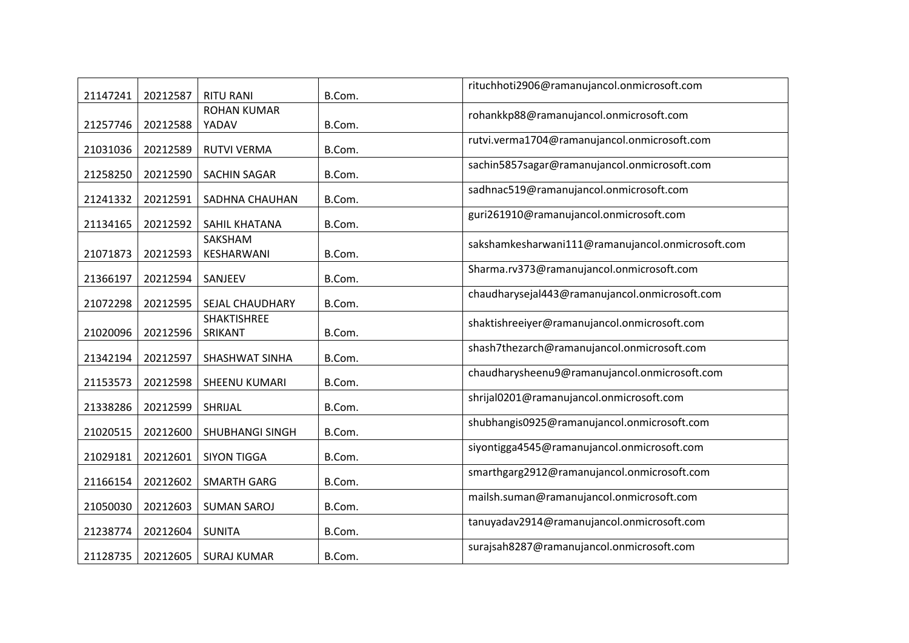| | | | | |
|---|---|---|---|---|
| 21147241 | 20212587 | RITU RANI | B.Com. | rituchhoti2906@ramanujancol.onmicrosoft.com |
| 21257746 | 20212588 | ROHAN KUMAR YADAV | B.Com. | rohankkp88@ramanujancol.onmicrosoft.com |
| 21031036 | 20212589 | RUTVI VERMA | B.Com. | rutvi.verma1704@ramanujancol.onmicrosoft.com |
| 21258250 | 20212590 | SACHIN SAGAR | B.Com. | sachin5857sagar@ramanujancol.onmicrosoft.com |
| 21241332 | 20212591 | SADHNA CHAUHAN | B.Com. | sadhnac519@ramanujancol.onmicrosoft.com |
| 21134165 | 20212592 | SAHIL KHATANA | B.Com. | guri261910@ramanujancol.onmicrosoft.com |
| 21071873 | 20212593 | SAKSHAM KESHARWANI | B.Com. | sakshamkesharwani111@ramanujancol.onmicrosoft.com |
| 21366197 | 20212594 | SANJEEV | B.Com. | Sharma.rv373@ramanujancol.onmicrosoft.com |
| 21072298 | 20212595 | SEJAL CHAUDHARY | B.Com. | chaudharysejal443@ramanujancol.onmicrosoft.com |
| 21020096 | 20212596 | SHAKTISHREE SRIKANT | B.Com. | shaktishreeiyer@ramanujancol.onmicrosoft.com |
| 21342194 | 20212597 | SHASHWAT SINHA | B.Com. | shash7thezarch@ramanujancol.onmicrosoft.com |
| 21153573 | 20212598 | SHEENU KUMARI | B.Com. | chaudharysheenu9@ramanujancol.onmicrosoft.com |
| 21338286 | 20212599 | SHRIJAL | B.Com. | shrijal0201@ramanujancol.onmicrosoft.com |
| 21020515 | 20212600 | SHUBHANGI SINGH | B.Com. | shubhangis0925@ramanujancol.onmicrosoft.com |
| 21029181 | 20212601 | SIYON TIGGA | B.Com. | siyontigga4545@ramanujancol.onmicrosoft.com |
| 21166154 | 20212602 | SMARTH GARG | B.Com. | smarthgarg2912@ramanujancol.onmicrosoft.com |
| 21050030 | 20212603 | SUMAN SAROJ | B.Com. | mailsh.suman@ramanujancol.onmicrosoft.com |
| 21238774 | 20212604 | SUNITA | B.Com. | tanuyadav2914@ramanujancol.onmicrosoft.com |
| 21128735 | 20212605 | SURAJ KUMAR | B.Com. | surajsah8287@ramanujancol.onmicrosoft.com |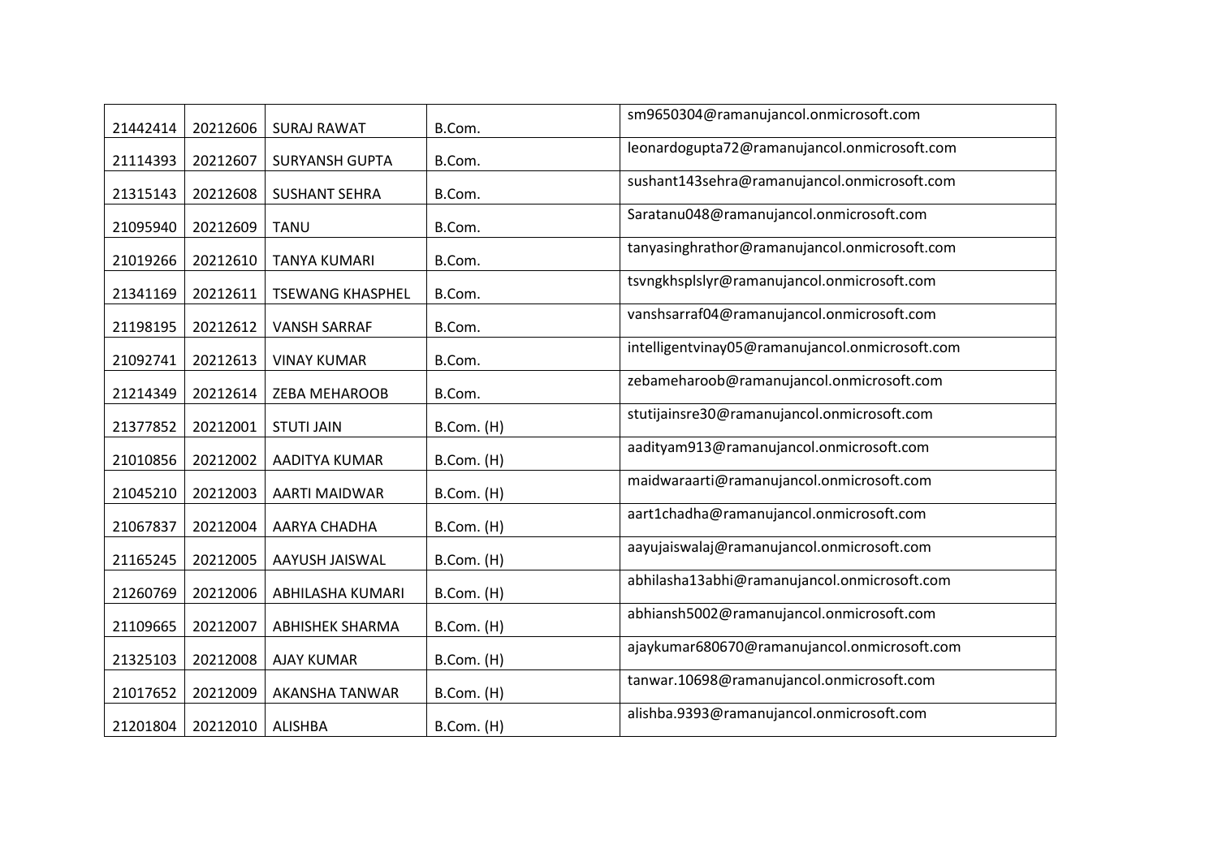| | | | | |
|---|---|---|---|---|
| 21442414 | 20212606 | SURAJ RAWAT | B.Com. | sm9650304@ramanujancol.onmicrosoft.com |
| 21114393 | 20212607 | SURYANSH GUPTA | B.Com. | leonardogupta72@ramanujancol.onmicrosoft.com |
| 21315143 | 20212608 | SUSHANT SEHRA | B.Com. | sushant143sehra@ramanujancol.onmicrosoft.com |
| 21095940 | 20212609 | TANU | B.Com. | Saratanu048@ramanujancol.onmicrosoft.com |
| 21019266 | 20212610 | TANYA KUMARI | B.Com. | tanyasinghrathor@ramanujancol.onmicrosoft.com |
| 21341169 | 20212611 | TSEWANG KHASPHEL | B.Com. | tsvngkhsplslyr@ramanujancol.onmicrosoft.com |
| 21198195 | 20212612 | VANSH SARRAF | B.Com. | vanshsarraf04@ramanujancol.onmicrosoft.com |
| 21092741 | 20212613 | VINAY KUMAR | B.Com. | intelligentvinay05@ramanujancol.onmicrosoft.com |
| 21214349 | 20212614 | ZEBA MEHAROOB | B.Com. | zebameharoob@ramanujancol.onmicrosoft.com |
| 21377852 | 20212001 | STUTI JAIN | B.Com. (H) | stutijainsre30@ramanujancol.onmicrosoft.com |
| 21010856 | 20212002 | AADITYA KUMAR | B.Com. (H) | aadityam913@ramanujancol.onmicrosoft.com |
| 21045210 | 20212003 | AARTI MAIDWAR | B.Com. (H) | maidwaraarti@ramanujancol.onmicrosoft.com |
| 21067837 | 20212004 | AARYA CHADHA | B.Com. (H) | aart1chadha@ramanujancol.onmicrosoft.com |
| 21165245 | 20212005 | AAYUSH JAISWAL | B.Com. (H) | aayujaiswalaj@ramanujancol.onmicrosoft.com |
| 21260769 | 20212006 | ABHILASHA KUMARI | B.Com. (H) | abhilasha13abhi@ramanujancol.onmicrosoft.com |
| 21109665 | 20212007 | ABHISHEK SHARMA | B.Com. (H) | abhiansh5002@ramanujancol.onmicrosoft.com |
| 21325103 | 20212008 | AJAY KUMAR | B.Com. (H) | ajaykumar680670@ramanujancol.onmicrosoft.com |
| 21017652 | 20212009 | AKANSHA TANWAR | B.Com. (H) | tanwar.10698@ramanujancol.onmicrosoft.com |
| 21201804 | 20212010 | ALISHBA | B.Com. (H) | alishba.9393@ramanujancol.onmicrosoft.com |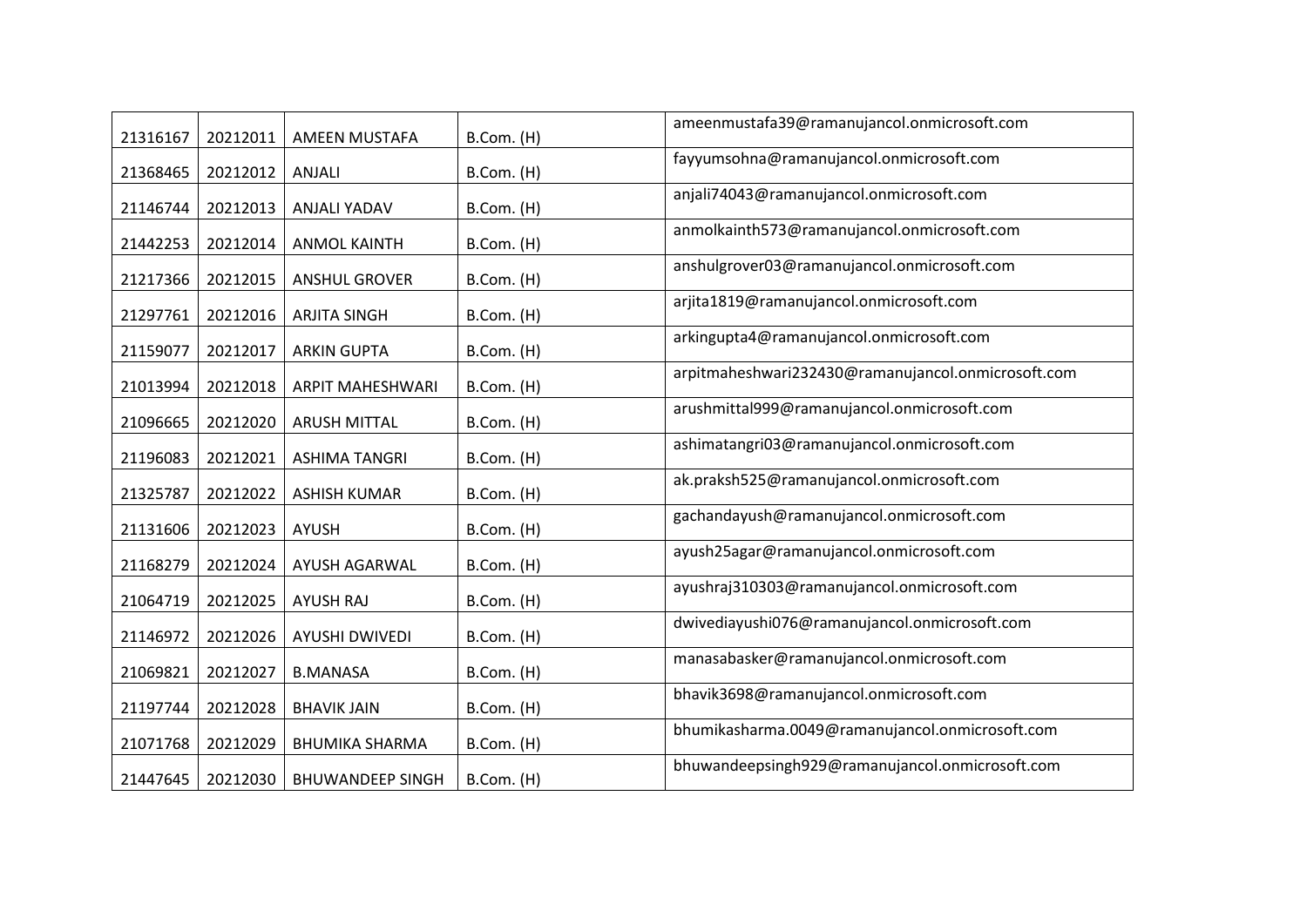| 21316167 | 20212011 | AMEEN MUSTAFA | B.Com. (H) | ameenmustafa39@ramanujancol.onmicrosoft.com |
|---|---|---|---|---|
| 21368465 | 20212012 | ANJALI | B.Com. (H) | fayyumsohna@ramanujancol.onmicrosoft.com |
| 21146744 | 20212013 | ANJALI YADAV | B.Com. (H) | anjali74043@ramanujancol.onmicrosoft.com |
| 21442253 | 20212014 | ANMOL KAINTH | B.Com. (H) | anmolkainth573@ramanujancol.onmicrosoft.com |
| 21217366 | 20212015 | ANSHUL GROVER | B.Com. (H) | anshulgrover03@ramanujancol.onmicrosoft.com |
| 21297761 | 20212016 | ARJITA SINGH | B.Com. (H) | arjita1819@ramanujancol.onmicrosoft.com |
| 21159077 | 20212017 | ARKIN GUPTA | B.Com. (H) | arkingupta4@ramanujancol.onmicrosoft.com |
| 21013994 | 20212018 | ARPIT MAHESHWARI | B.Com. (H) | arpitmaheshwari232430@ramanujancol.onmicrosoft.com |
| 21096665 | 20212020 | ARUSH MITTAL | B.Com. (H) | arushmittal999@ramanujancol.onmicrosoft.com |
| 21196083 | 20212021 | ASHIMA TANGRI | B.Com. (H) | ashimatangri03@ramanujancol.onmicrosoft.com |
| 21325787 | 20212022 | ASHISH KUMAR | B.Com. (H) | ak.praksh525@ramanujancol.onmicrosoft.com |
| 21131606 | 20212023 | AYUSH | B.Com. (H) | gachandayush@ramanujancol.onmicrosoft.com |
| 21168279 | 20212024 | AYUSH AGARWAL | B.Com. (H) | ayush25agar@ramanujancol.onmicrosoft.com |
| 21064719 | 20212025 | AYUSH RAJ | B.Com. (H) | ayushraj310303@ramanujancol.onmicrosoft.com |
| 21146972 | 20212026 | AYUSHI DWIVEDI | B.Com. (H) | dwivediayushi076@ramanujancol.onmicrosoft.com |
| 21069821 | 20212027 | B.MANASA | B.Com. (H) | manasabasker@ramanujancol.onmicrosoft.com |
| 21197744 | 20212028 | BHAVIK JAIN | B.Com. (H) | bhavik3698@ramanujancol.onmicrosoft.com |
| 21071768 | 20212029 | BHUMIKA SHARMA | B.Com. (H) | bhumikasharma.0049@ramanujancol.onmicrosoft.com |
| 21447645 | 20212030 | BHUWANDEEP SINGH | B.Com. (H) | bhuwandeepsingh929@ramanujancol.onmicrosoft.com |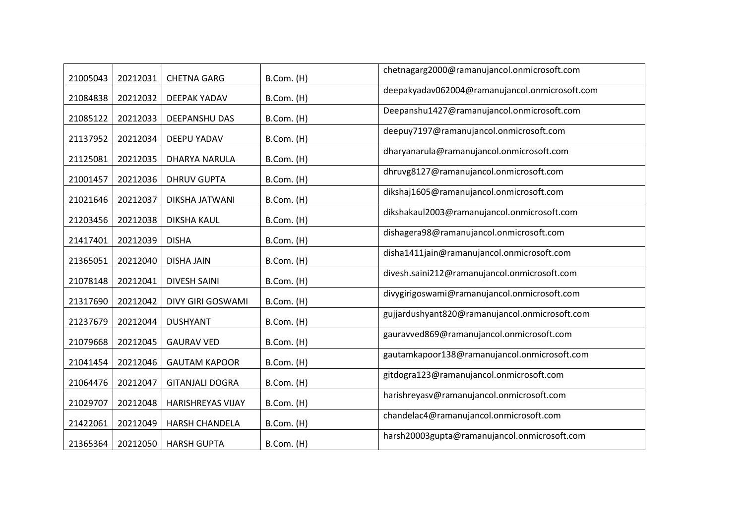| | | | | |
|---|---|---|---|---|
| 21005043 | 20212031 | CHETNA GARG | B.Com. (H) | chetnagarg2000@ramanujancol.onmicrosoft.com |
| 21084838 | 20212032 | DEEPAK YADAV | B.Com. (H) | deepakyadav062004@ramanujancol.onmicrosoft.com |
| 21085122 | 20212033 | DEEPANSHU DAS | B.Com. (H) | Deepanshu1427@ramanujancol.onmicrosoft.com |
| 21137952 | 20212034 | DEEPU YADAV | B.Com. (H) | deepuy7197@ramanujancol.onmicrosoft.com |
| 21125081 | 20212035 | DHARYA NARULA | B.Com. (H) | dharyanarula@ramanujancol.onmicrosoft.com |
| 21001457 | 20212036 | DHRUV GUPTA | B.Com. (H) | dhruvg8127@ramanujancol.onmicrosoft.com |
| 21021646 | 20212037 | DIKSHA JATWANI | B.Com. (H) | dikshaj1605@ramanujancol.onmicrosoft.com |
| 21203456 | 20212038 | DIKSHA KAUL | B.Com. (H) | dikshakaul2003@ramanujancol.onmicrosoft.com |
| 21417401 | 20212039 | DISHA | B.Com. (H) | dishagera98@ramanujancol.onmicrosoft.com |
| 21365051 | 20212040 | DISHA JAIN | B.Com. (H) | disha1411jain@ramanujancol.onmicrosoft.com |
| 21078148 | 20212041 | DIVESH SAINI | B.Com. (H) | divesh.saini212@ramanujancol.onmicrosoft.com |
| 21317690 | 20212042 | DIVY GIRI GOSWAMI | B.Com. (H) | divygirigoswami@ramanujancol.onmicrosoft.com |
| 21237679 | 20212044 | DUSHYANT | B.Com. (H) | gujjardushyant820@ramanujancol.onmicrosoft.com |
| 21079668 | 20212045 | GAURAV VED | B.Com. (H) | gauravved869@ramanujancol.onmicrosoft.com |
| 21041454 | 20212046 | GAUTAM KAPOOR | B.Com. (H) | gautamkapoor138@ramanujancol.onmicrosoft.com |
| 21064476 | 20212047 | GITANJALI DOGRA | B.Com. (H) | gitdogra123@ramanujancol.onmicrosoft.com |
| 21029707 | 20212048 | HARISHREYAS VIJAY | B.Com. (H) | harishreyasv@ramanujancol.onmicrosoft.com |
| 21422061 | 20212049 | HARSH CHANDELA | B.Com. (H) | chandelac4@ramanujancol.onmicrosoft.com |
| 21365364 | 20212050 | HARSH GUPTA | B.Com. (H) | harsh20003gupta@ramanujancol.onmicrosoft.com |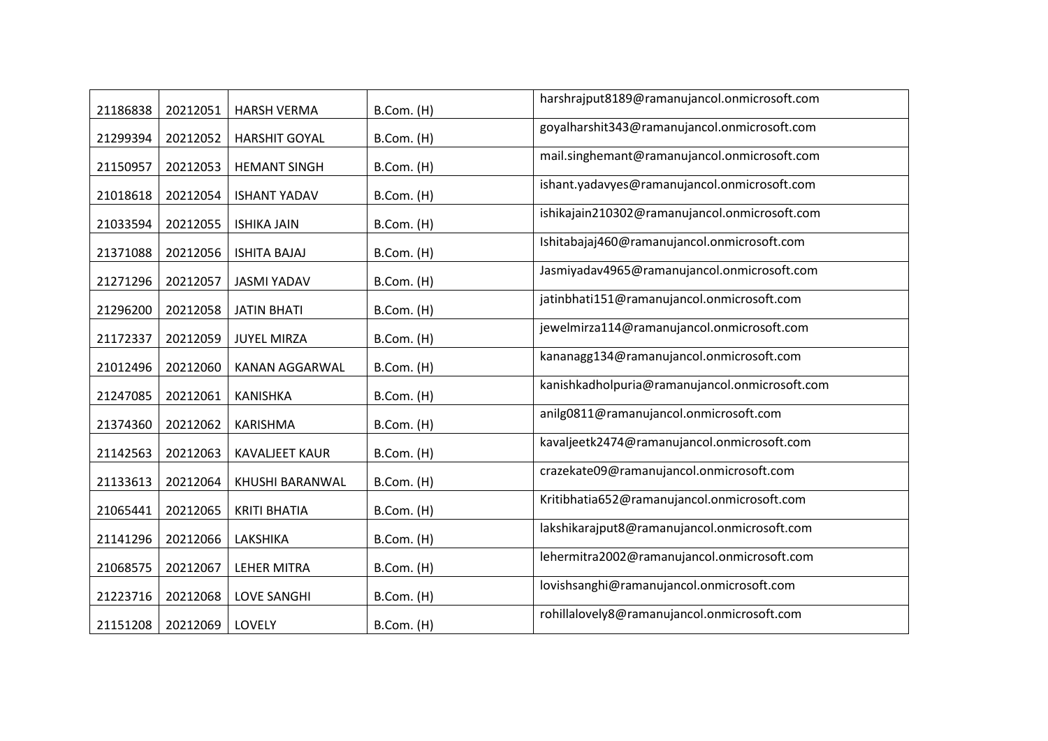| | | | | |
|---|---|---|---|---|
| 21186838 | 20212051 | HARSH VERMA | B.Com. (H) | harshrajput8189@ramanujancol.onmicrosoft.com |
| 21299394 | 20212052 | HARSHIT GOYAL | B.Com. (H) | goyalharshit343@ramanujancol.onmicrosoft.com |
| 21150957 | 20212053 | HEMANT SINGH | B.Com. (H) | mail.singhemant@ramanujancol.onmicrosoft.com |
| 21018618 | 20212054 | ISHANT YADAV | B.Com. (H) | ishant.yadavyes@ramanujancol.onmicrosoft.com |
| 21033594 | 20212055 | ISHIKA JAIN | B.Com. (H) | ishikajain210302@ramanujancol.onmicrosoft.com |
| 21371088 | 20212056 | ISHITA BAJAJ | B.Com. (H) | Ishitabajaj460@ramanujancol.onmicrosoft.com |
| 21271296 | 20212057 | JASMI YADAV | B.Com. (H) | Jasmiyadav4965@ramanujancol.onmicrosoft.com |
| 21296200 | 20212058 | JATIN BHATI | B.Com. (H) | jatinbhati151@ramanujancol.onmicrosoft.com |
| 21172337 | 20212059 | JUYEL MIRZA | B.Com. (H) | jewelmirza114@ramanujancol.onmicrosoft.com |
| 21012496 | 20212060 | KANAN AGGARWAL | B.Com. (H) | kananagg134@ramanujancol.onmicrosoft.com |
| 21247085 | 20212061 | KANISHKA | B.Com. (H) | kanishkadholpuria@ramanujancol.onmicrosoft.com |
| 21374360 | 20212062 | KARISHMA | B.Com. (H) | anilg0811@ramanujancol.onmicrosoft.com |
| 21142563 | 20212063 | KAVALJEET KAUR | B.Com. (H) | kavaljeetk2474@ramanujancol.onmicrosoft.com |
| 21133613 | 20212064 | KHUSHI BARANWAL | B.Com. (H) | crazekate09@ramanujancol.onmicrosoft.com |
| 21065441 | 20212065 | KRITI BHATIA | B.Com. (H) | Kritibhatia652@ramanujancol.onmicrosoft.com |
| 21141296 | 20212066 | LAKSHIKA | B.Com. (H) | lakshikarajput8@ramanujancol.onmicrosoft.com |
| 21068575 | 20212067 | LEHER MITRA | B.Com. (H) | lehermitra2002@ramanujancol.onmicrosoft.com |
| 21223716 | 20212068 | LOVE SANGHI | B.Com. (H) | lovishsanghi@ramanujancol.onmicrosoft.com |
| 21151208 | 20212069 | LOVELY | B.Com. (H) | rohillalovely8@ramanujancol.onmicrosoft.com |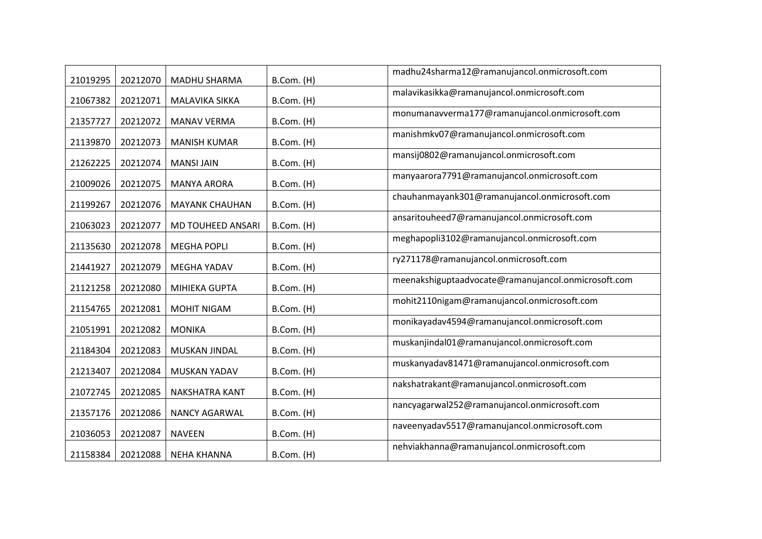| | | | | |
|---|---|---|---|---|
| 21019295 | 20212070 | MADHU SHARMA | B.Com. (H) | madhu24sharma12@ramanujancol.onmicrosoft.com |
| 21067382 | 20212071 | MALAVIKA SIKKA | B.Com. (H) | malavikasikka@ramanujancol.onmicrosoft.com |
| 21357727 | 20212072 | MANAV VERMA | B.Com. (H) | monumanavverma177@ramanujancol.onmicrosoft.com |
| 21139870 | 20212073 | MANISH KUMAR | B.Com. (H) | manishmkv07@ramanujancol.onmicrosoft.com |
| 21262225 | 20212074 | MANSI JAIN | B.Com. (H) | mansij0802@ramanujancol.onmicrosoft.com |
| 21009026 | 20212075 | MANYA ARORA | B.Com. (H) | manyaarora7791@ramanujancol.onmicrosoft.com |
| 21199267 | 20212076 | MAYANK CHAUHAN | B.Com. (H) | chauhanmayank301@ramanujancol.onmicrosoft.com |
| 21063023 | 20212077 | MD TOUHEED ANSARI | B.Com. (H) | ansaritouheed7@ramanujancol.onmicrosoft.com |
| 21135630 | 20212078 | MEGHA POPLI | B.Com. (H) | meghapopli3102@ramanujancol.onmicrosoft.com |
| 21441927 | 20212079 | MEGHA YADAV | B.Com. (H) | ry271178@ramanujancol.onmicrosoft.com |
| 21121258 | 20212080 | MIHIEKA GUPTA | B.Com. (H) | meenakshiguptaadvocate@ramanujancol.onmicrosoft.com |
| 21154765 | 20212081 | MOHIT NIGAM | B.Com. (H) | mohit2110nigam@ramanujancol.onmicrosoft.com |
| 21051991 | 20212082 | MONIKA | B.Com. (H) | monikayadav4594@ramanujancol.onmicrosoft.com |
| 21184304 | 20212083 | MUSKAN JINDAL | B.Com. (H) | muskanjindal01@ramanujancol.onmicrosoft.com |
| 21213407 | 20212084 | MUSKAN YADAV | B.Com. (H) | muskanyadav81471@ramanujancol.onmicrosoft.com |
| 21072745 | 20212085 | NAKSHATRA KANT | B.Com. (H) | nakshatrakant@ramanujancol.onmicrosoft.com |
| 21357176 | 20212086 | NANCY AGARWAL | B.Com. (H) | nancyagarwal252@ramanujancol.onmicrosoft.com |
| 21036053 | 20212087 | NAVEEN | B.Com. (H) | naveenyadav5517@ramanujancol.onmicrosoft.com |
| 21158384 | 20212088 | NEHA KHANNA | B.Com. (H) | nehviakhanna@ramanujancol.onmicrosoft.com |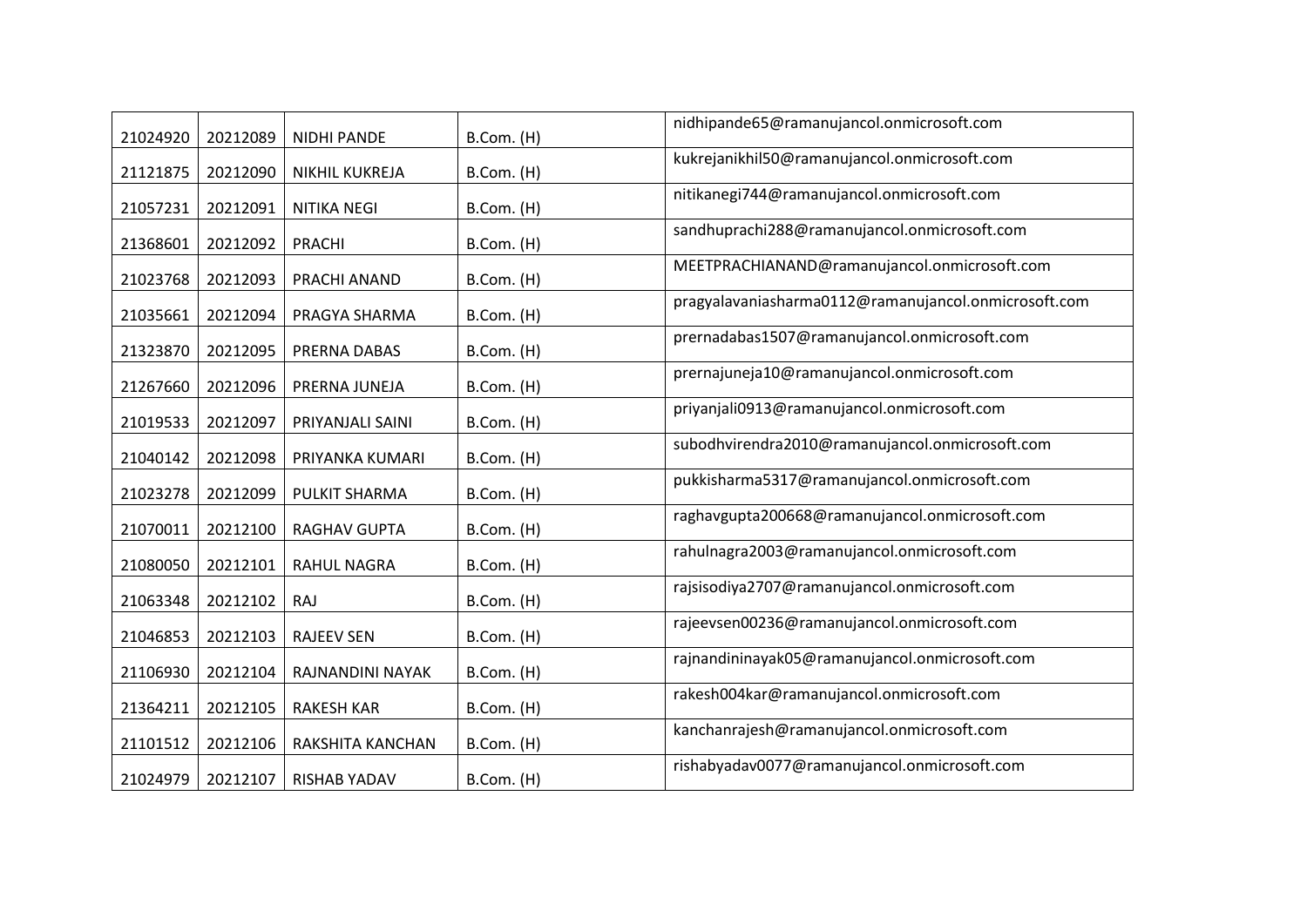| | | | | |
|---|---|---|---|---|
| 21024920 | 20212089 | NIDHI PANDE | B.Com. (H) | nidhipande65@ramanujancol.onmicrosoft.com |
| 21121875 | 20212090 | NIKHIL KUKREJA | B.Com. (H) | kukrejanikhil50@ramanujancol.onmicrosoft.com |
| 21057231 | 20212091 | NITIKA NEGI | B.Com. (H) | nitikanegi744@ramanujancol.onmicrosoft.com |
| 21368601 | 20212092 | PRACHI | B.Com. (H) | sandhuprachi288@ramanujancol.onmicrosoft.com |
| 21023768 | 20212093 | PRACHI ANAND | B.Com. (H) | MEETPRACHIANAND@ramanujancol.onmicrosoft.com |
| 21035661 | 20212094 | PRAGYA SHARMA | B.Com. (H) | pragyalavaniasharma0112@ramanujancol.onmicrosoft.com |
| 21323870 | 20212095 | PRERNA DABAS | B.Com. (H) | prernadabas1507@ramanujancol.onmicrosoft.com |
| 21267660 | 20212096 | PRERNA JUNEJA | B.Com. (H) | prernajuneja10@ramanujancol.onmicrosoft.com |
| 21019533 | 20212097 | PRIYANJALI SAINI | B.Com. (H) | priyanjali0913@ramanujancol.onmicrosoft.com |
| 21040142 | 20212098 | PRIYANKA KUMARI | B.Com. (H) | subodhvirendra2010@ramanujancol.onmicrosoft.com |
| 21023278 | 20212099 | PULKIT SHARMA | B.Com. (H) | pukkisharma5317@ramanujancol.onmicrosoft.com |
| 21070011 | 20212100 | RAGHAV GUPTA | B.Com. (H) | raghavgupta200668@ramanujancol.onmicrosoft.com |
| 21080050 | 20212101 | RAHUL NAGRA | B.Com. (H) | rahulnagra2003@ramanujancol.onmicrosoft.com |
| 21063348 | 20212102 | RAJ | B.Com. (H) | rajsisodiya2707@ramanujancol.onmicrosoft.com |
| 21046853 | 20212103 | RAJEEV SEN | B.Com. (H) | rajeevsen00236@ramanujancol.onmicrosoft.com |
| 21106930 | 20212104 | RAJNANDINI NAYAK | B.Com. (H) | rajnandininayak05@ramanujancol.onmicrosoft.com |
| 21364211 | 20212105 | RAKESH KAR | B.Com. (H) | rakesh004kar@ramanujancol.onmicrosoft.com |
| 21101512 | 20212106 | RAKSHITA KANCHAN | B.Com. (H) | kanchanrajesh@ramanujancol.onmicrosoft.com |
| 21024979 | 20212107 | RISHAB YADAV | B.Com. (H) | rishabyadav0077@ramanujancol.onmicrosoft.com |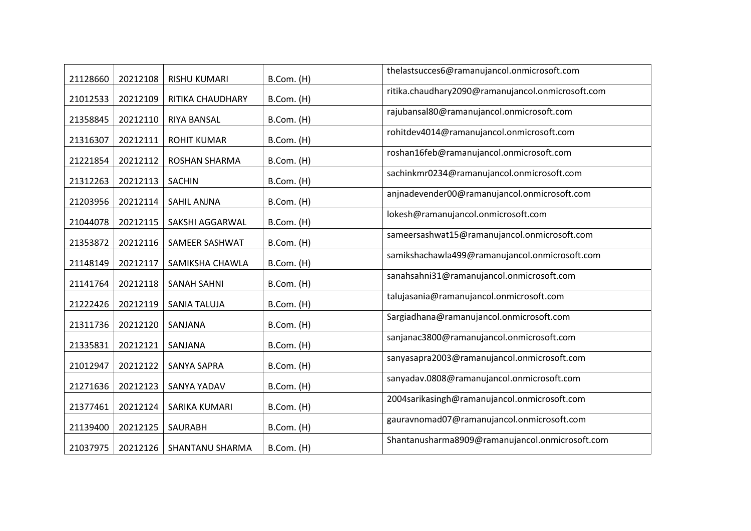| | | | | |
|---|---|---|---|---|
| 21128660 | 20212108 | RISHU KUMARI | B.Com. (H) | thelastsucces6@ramanujancol.onmicrosoft.com |
| 21012533 | 20212109 | RITIKA CHAUDHARY | B.Com. (H) | ritika.chaudhary2090@ramanujancol.onmicrosoft.com |
| 21358845 | 20212110 | RIYA BANSAL | B.Com. (H) | rajubansal80@ramanujancol.onmicrosoft.com |
| 21316307 | 20212111 | ROHIT KUMAR | B.Com. (H) | rohitdev4014@ramanujancol.onmicrosoft.com |
| 21221854 | 20212112 | ROSHAN SHARMA | B.Com. (H) | roshan16feb@ramanujancol.onmicrosoft.com |
| 21312263 | 20212113 | SACHIN | B.Com. (H) | sachinkmr0234@ramanujancol.onmicrosoft.com |
| 21203956 | 20212114 | SAHIL ANJNA | B.Com. (H) | anjnadevender00@ramanujancol.onmicrosoft.com |
| 21044078 | 20212115 | SAKSHI AGGARWAL | B.Com. (H) | lokesh@ramanujancol.onmicrosoft.com |
| 21353872 | 20212116 | SAMEER SASHWAT | B.Com. (H) | sameersashwat15@ramanujancol.onmicrosoft.com |
| 21148149 | 20212117 | SAMIKSHA CHAWLA | B.Com. (H) | samikshachawla499@ramanujancol.onmicrosoft.com |
| 21141764 | 20212118 | SANAH SAHNI | B.Com. (H) | sanahsahni31@ramanujancol.onmicrosoft.com |
| 21222426 | 20212119 | SANIA TALUJA | B.Com. (H) | talujasania@ramanujancol.onmicrosoft.com |
| 21311736 | 20212120 | SANJANA | B.Com. (H) | Sargiadhana@ramanujancol.onmicrosoft.com |
| 21335831 | 20212121 | SANJANA | B.Com. (H) | sanjanac3800@ramanujancol.onmicrosoft.com |
| 21012947 | 20212122 | SANYA SAPRA | B.Com. (H) | sanyasapra2003@ramanujancol.onmicrosoft.com |
| 21271636 | 20212123 | SANYA YADAV | B.Com. (H) | sanyadav.0808@ramanujancol.onmicrosoft.com |
| 21377461 | 20212124 | SARIKA KUMARI | B.Com. (H) | 2004sarikasingh@ramanujancol.onmicrosoft.com |
| 21139400 | 20212125 | SAURABH | B.Com. (H) | gauravnomad07@ramanujancol.onmicrosoft.com |
| 21037975 | 20212126 | SHANTANU SHARMA | B.Com. (H) | Shantanusharma8909@ramanujancol.onmicrosoft.com |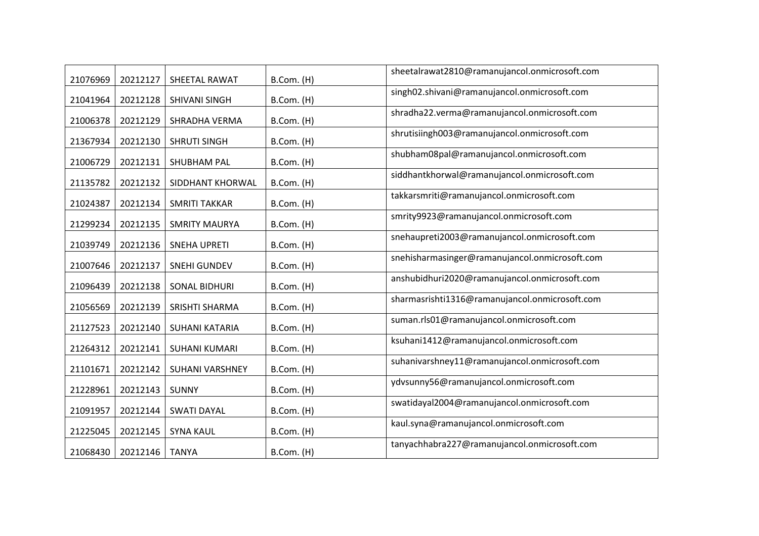| | | | | |
|---|---|---|---|---|
| 21076969 | 20212127 | SHEETAL RAWAT | B.Com. (H) | sheetalrawat2810@ramanujancol.onmicrosoft.com |
| 21041964 | 20212128 | SHIVANI SINGH | B.Com. (H) | singh02.shivani@ramanujancol.onmicrosoft.com |
| 21006378 | 20212129 | SHRADHA VERMA | B.Com. (H) | shradha22.verma@ramanujancol.onmicrosoft.com |
| 21367934 | 20212130 | SHRUTI SINGH | B.Com. (H) | shrutisiingh003@ramanujancol.onmicrosoft.com |
| 21006729 | 20212131 | SHUBHAM PAL | B.Com. (H) | shubham08pal@ramanujancol.onmicrosoft.com |
| 21135782 | 20212132 | SIDDHANT KHORWAL | B.Com. (H) | siddhantkhorwal@ramanujancol.onmicrosoft.com |
| 21024387 | 20212134 | SMRITI TAKKAR | B.Com. (H) | takkarsmriti@ramanujancol.onmicrosoft.com |
| 21299234 | 20212135 | SMRITY MAURYA | B.Com. (H) | smrity9923@ramanujancol.onmicrosoft.com |
| 21039749 | 20212136 | SNEHA UPRETI | B.Com. (H) | snehaupreti2003@ramanujancol.onmicrosoft.com |
| 21007646 | 20212137 | SNEHI GUNDEV | B.Com. (H) | snehisharmasinger@ramanujancol.onmicrosoft.com |
| 21096439 | 20212138 | SONAL BIDHURI | B.Com. (H) | anshubidhuri2020@ramanujancol.onmicrosoft.com |
| 21056569 | 20212139 | SRISHTI SHARMA | B.Com. (H) | sharmasrishti1316@ramanujancol.onmicrosoft.com |
| 21127523 | 20212140 | SUHANI KATARIA | B.Com. (H) | suman.rls01@ramanujancol.onmicrosoft.com |
| 21264312 | 20212141 | SUHANI KUMARI | B.Com. (H) | ksuhani1412@ramanujancol.onmicrosoft.com |
| 21101671 | 20212142 | SUHANI VARSHNEY | B.Com. (H) | suhanivarshney11@ramanujancol.onmicrosoft.com |
| 21228961 | 20212143 | SUNNY | B.Com. (H) | ydvsunny56@ramanujancol.onmicrosoft.com |
| 21091957 | 20212144 | SWATI DAYAL | B.Com. (H) | swatidayal2004@ramanujancol.onmicrosoft.com |
| 21225045 | 20212145 | SYNA KAUL | B.Com. (H) | kaul.syna@ramanujancol.onmicrosoft.com |
| 21068430 | 20212146 | TANYA | B.Com. (H) | tanyachhabra227@ramanujancol.onmicrosoft.com |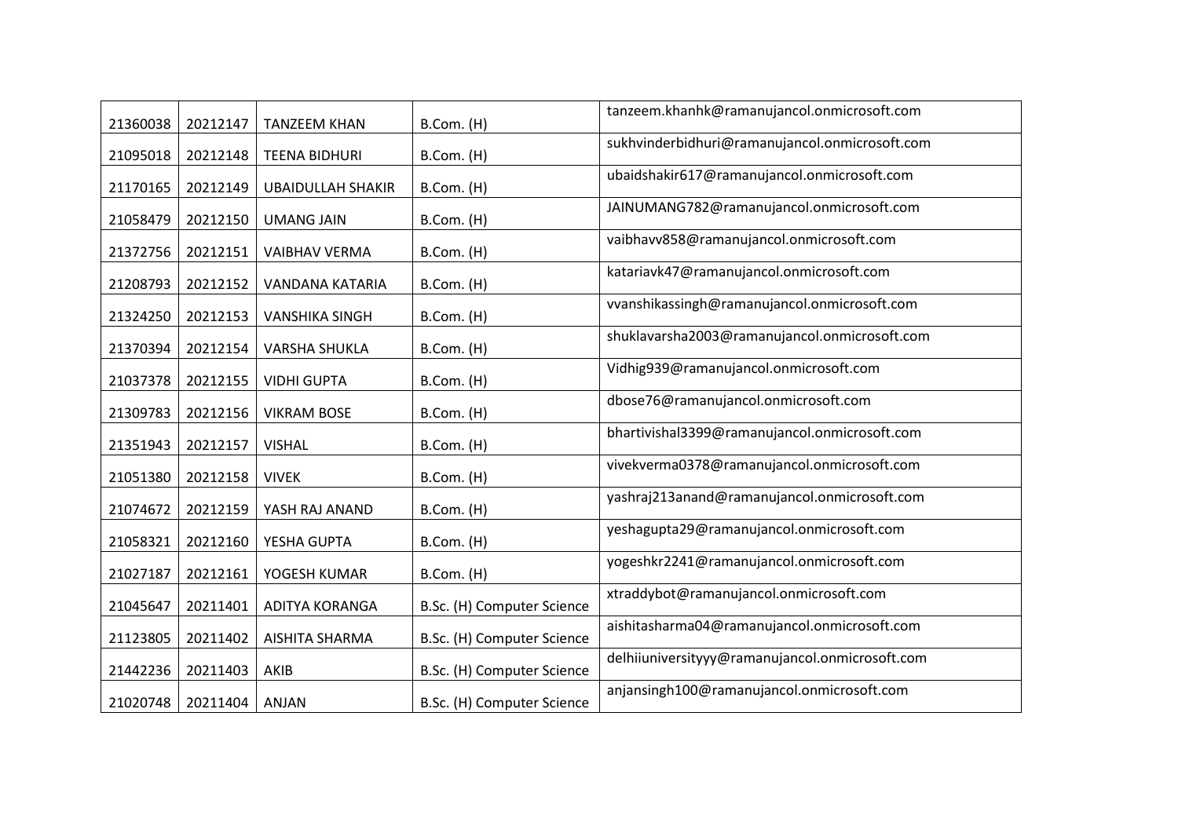| 21360038 | 20212147 | TANZEEM KHAN | B.Com. (H) | tanzeem.khanhk@ramanujancol.onmicrosoft.com |
|---|---|---|---|---|
| 21095018 | 20212148 | TEENA BIDHURI | B.Com. (H) | sukhvinderbidhuri@ramanujancol.onmicrosoft.com |
| 21170165 | 20212149 | UBAIDULLAH SHAKIR | B.Com. (H) | ubaidshakir617@ramanujancol.onmicrosoft.com |
| 21058479 | 20212150 | UMANG JAIN | B.Com. (H) | JAINUMANG782@ramanujancol.onmicrosoft.com |
| 21372756 | 20212151 | VAIBHAV VERMA | B.Com. (H) | vaibhavv858@ramanujancol.onmicrosoft.com |
| 21208793 | 20212152 | VANDANA KATARIA | B.Com. (H) | katariavk47@ramanujancol.onmicrosoft.com |
| 21324250 | 20212153 | VANSHIKA SINGH | B.Com. (H) | vvanshikassingh@ramanujancol.onmicrosoft.com |
| 21370394 | 20212154 | VARSHA SHUKLA | B.Com. (H) | shuklavarsha2003@ramanujancol.onmicrosoft.com |
| 21037378 | 20212155 | VIDHI GUPTA | B.Com. (H) | Vidhig939@ramanujancol.onmicrosoft.com |
| 21309783 | 20212156 | VIKRAM BOSE | B.Com. (H) | dbose76@ramanujancol.onmicrosoft.com |
| 21351943 | 20212157 | VISHAL | B.Com. (H) | bhartivishal3399@ramanujancol.onmicrosoft.com |
| 21051380 | 20212158 | VIVEK | B.Com. (H) | vivekverma0378@ramanujancol.onmicrosoft.com |
| 21074672 | 20212159 | YASH RAJ ANAND | B.Com. (H) | yashraj213anand@ramanujancol.onmicrosoft.com |
| 21058321 | 20212160 | YESHA GUPTA | B.Com. (H) | yeshagupta29@ramanujancol.onmicrosoft.com |
| 21027187 | 20212161 | YOGESH KUMAR | B.Com. (H) | yogeshkr2241@ramanujancol.onmicrosoft.com |
| 21045647 | 20211401 | ADITYA KORANGA | B.Sc. (H) Computer Science | xtraddybot@ramanujancol.onmicrosoft.com |
| 21123805 | 20211402 | AISHITA SHARMA | B.Sc. (H) Computer Science | aishitasharma04@ramanujancol.onmicrosoft.com |
| 21442236 | 20211403 | AKIB | B.Sc. (H) Computer Science | delhiiuniversityyy@ramanujancol.onmicrosoft.com |
| 21020748 | 20211404 | ANJAN | B.Sc. (H) Computer Science | anjansingh100@ramanujancol.onmicrosoft.com |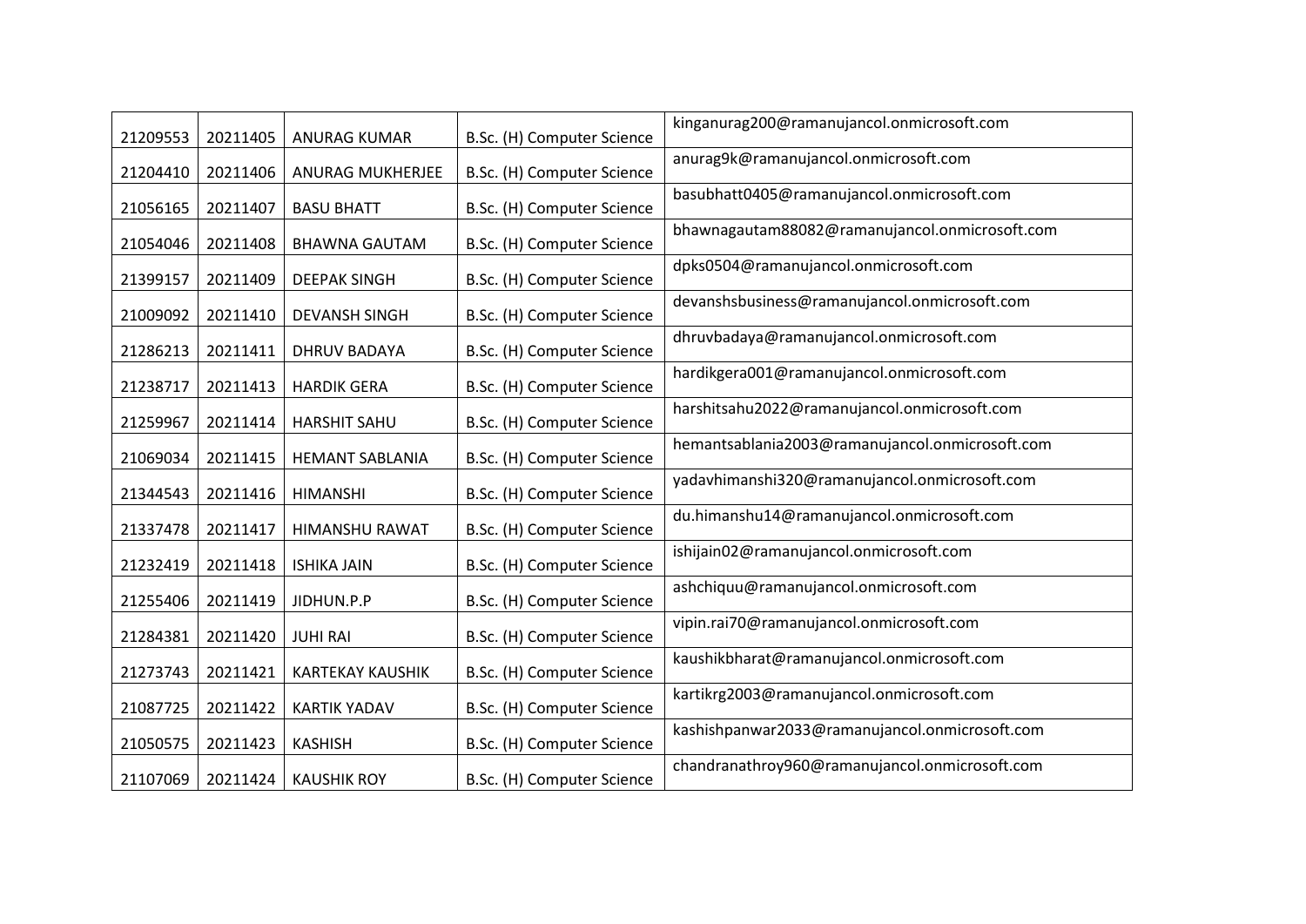| 21209553 | 20211405 | ANURAG KUMAR | B.Sc. (H) Computer Science | kinganurag200@ramanujancol.onmicrosoft.com |
|---|---|---|---|---|
| 21204410 | 20211406 | ANURAG MUKHERJEE | B.Sc. (H) Computer Science | anurag9k@ramanujancol.onmicrosoft.com |
| 21056165 | 20211407 | BASU BHATT | B.Sc. (H) Computer Science | basubhatt0405@ramanujancol.onmicrosoft.com |
| 21054046 | 20211408 | BHAWNA GAUTAM | B.Sc. (H) Computer Science | bhawnagautam88082@ramanujancol.onmicrosoft.com |
| 21399157 | 20211409 | DEEPAK SINGH | B.Sc. (H) Computer Science | dpks0504@ramanujancol.onmicrosoft.com |
| 21009092 | 20211410 | DEVANSH SINGH | B.Sc. (H) Computer Science | devanshsbusiness@ramanujancol.onmicrosoft.com |
| 21286213 | 20211411 | DHRUV BADAYA | B.Sc. (H) Computer Science | dhruvbadaya@ramanujancol.onmicrosoft.com |
| 21238717 | 20211413 | HARDIK GERA | B.Sc. (H) Computer Science | hardikgera001@ramanujancol.onmicrosoft.com |
| 21259967 | 20211414 | HARSHIT SAHU | B.Sc. (H) Computer Science | harshitsahu2022@ramanujancol.onmicrosoft.com |
| 21069034 | 20211415 | HEMANT SABLANIA | B.Sc. (H) Computer Science | hemantsablania2003@ramanujancol.onmicrosoft.com |
| 21344543 | 20211416 | HIMANSHI | B.Sc. (H) Computer Science | yadavhimanshi320@ramanujancol.onmicrosoft.com |
| 21337478 | 20211417 | HIMANSHU RAWAT | B.Sc. (H) Computer Science | du.himanshu14@ramanujancol.onmicrosoft.com |
| 21232419 | 20211418 | ISHIKA JAIN | B.Sc. (H) Computer Science | ishijain02@ramanujancol.onmicrosoft.com |
| 21255406 | 20211419 | JIDHUN.P.P | B.Sc. (H) Computer Science | ashchiquu@ramanujancol.onmicrosoft.com |
| 21284381 | 20211420 | JUHI RAI | B.Sc. (H) Computer Science | vipin.rai70@ramanujancol.onmicrosoft.com |
| 21273743 | 20211421 | KARTEKAY KAUSHIK | B.Sc. (H) Computer Science | kaushikbharat@ramanujancol.onmicrosoft.com |
| 21087725 | 20211422 | KARTIK YADAV | B.Sc. (H) Computer Science | kartikrg2003@ramanujancol.onmicrosoft.com |
| 21050575 | 20211423 | KASHISH | B.Sc. (H) Computer Science | kashishpanwar2033@ramanujancol.onmicrosoft.com |
| 21107069 | 20211424 | KAUSHIK ROY | B.Sc. (H) Computer Science | chandranathroy960@ramanujancol.onmicrosoft.com |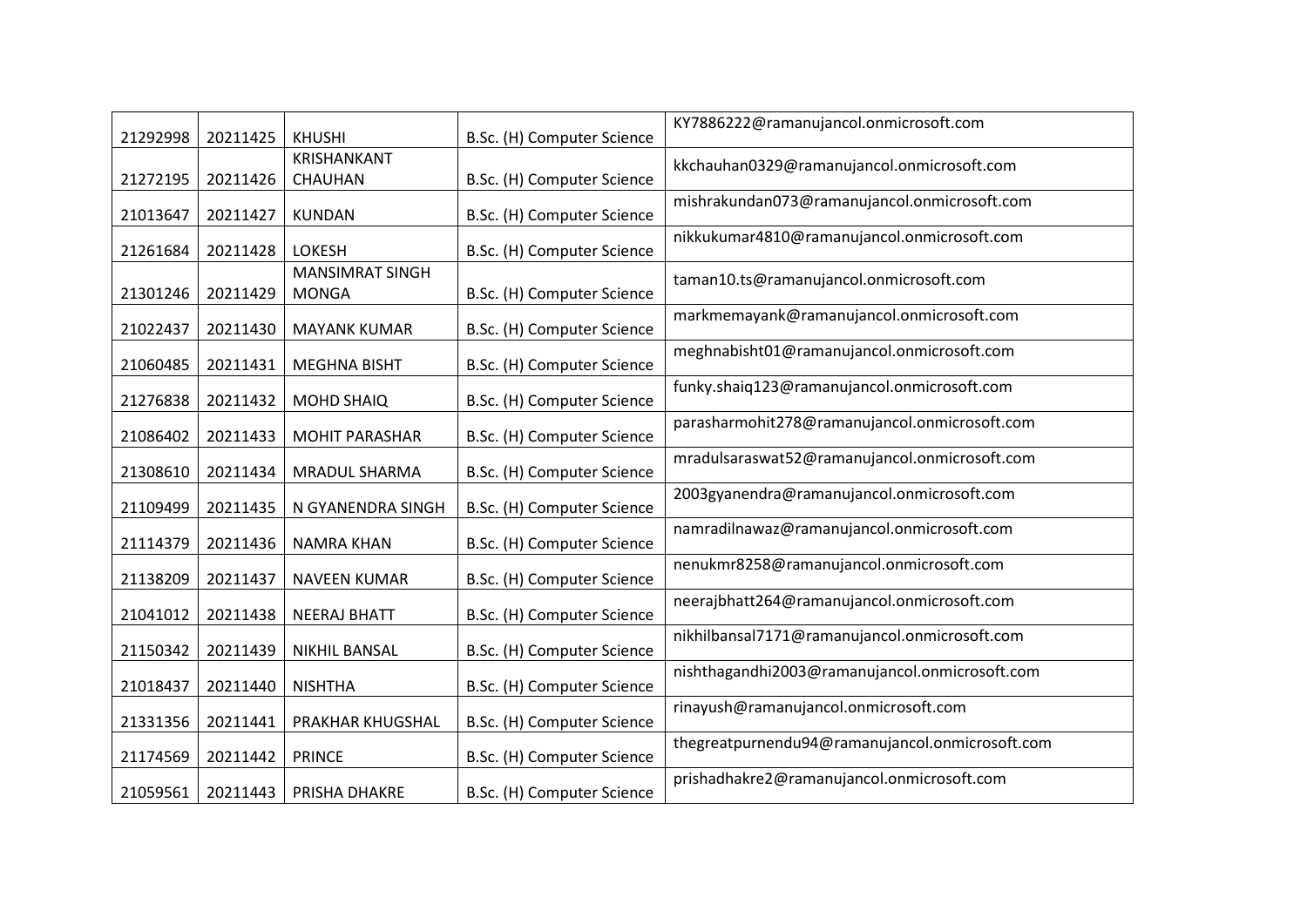| 21292998 | 20211425 | KHUSHI | B.Sc. (H) Computer Science | KY7886222@ramanujancol.onmicrosoft.com |
|---|---|---|---|---|
| 21272195 | 20211426 | KRISHANKANT CHAUHAN | B.Sc. (H) Computer Science | kkchauhan0329@ramanujancol.onmicrosoft.com |
| 21013647 | 20211427 | KUNDAN | B.Sc. (H) Computer Science | mishrakundan073@ramanujancol.onmicrosoft.com |
| 21261684 | 20211428 | LOKESH | B.Sc. (H) Computer Science | nikkukumar4810@ramanujancol.onmicrosoft.com |
| 21301246 | 20211429 | MANSIMRAT SINGH MONGA | B.Sc. (H) Computer Science | taman10.ts@ramanujancol.onmicrosoft.com |
| 21022437 | 20211430 | MAYANK KUMAR | B.Sc. (H) Computer Science | markmemayank@ramanujancol.onmicrosoft.com |
| 21060485 | 20211431 | MEGHNA BISHT | B.Sc. (H) Computer Science | meghnabisht01@ramanujancol.onmicrosoft.com |
| 21276838 | 20211432 | MOHD SHAIQ | B.Sc. (H) Computer Science | funky.shaiq123@ramanujancol.onmicrosoft.com |
| 21086402 | 20211433 | MOHIT PARASHAR | B.Sc. (H) Computer Science | parasharmohit278@ramanujancol.onmicrosoft.com |
| 21308610 | 20211434 | MRADUL SHARMA | B.Sc. (H) Computer Science | mradulsaraswat52@ramanujancol.onmicrosoft.com |
| 21109499 | 20211435 | N GYANENDRA SINGH | B.Sc. (H) Computer Science | 2003gyanendra@ramanujancol.onmicrosoft.com |
| 21114379 | 20211436 | NAMRA KHAN | B.Sc. (H) Computer Science | namradilnawaz@ramanujancol.onmicrosoft.com |
| 21138209 | 20211437 | NAVEEN KUMAR | B.Sc. (H) Computer Science | nenukmr8258@ramanujancol.onmicrosoft.com |
| 21041012 | 20211438 | NEERAJ BHATT | B.Sc. (H) Computer Science | neerajbhatt264@ramanujancol.onmicrosoft.com |
| 21150342 | 20211439 | NIKHIL BANSAL | B.Sc. (H) Computer Science | nikhilbansal7171@ramanujancol.onmicrosoft.com |
| 21018437 | 20211440 | NISHTHA | B.Sc. (H) Computer Science | nishthagandhi2003@ramanujancol.onmicrosoft.com |
| 21331356 | 20211441 | PRAKHAR KHUGSHAL | B.Sc. (H) Computer Science | rinayush@ramanujancol.onmicrosoft.com |
| 21174569 | 20211442 | PRINCE | B.Sc. (H) Computer Science | thegreatpurnendu94@ramanujancol.onmicrosoft.com |
| 21059561 | 20211443 | PRISHA DHAKRE | B.Sc. (H) Computer Science | prishadhakre2@ramanujancol.onmicrosoft.com |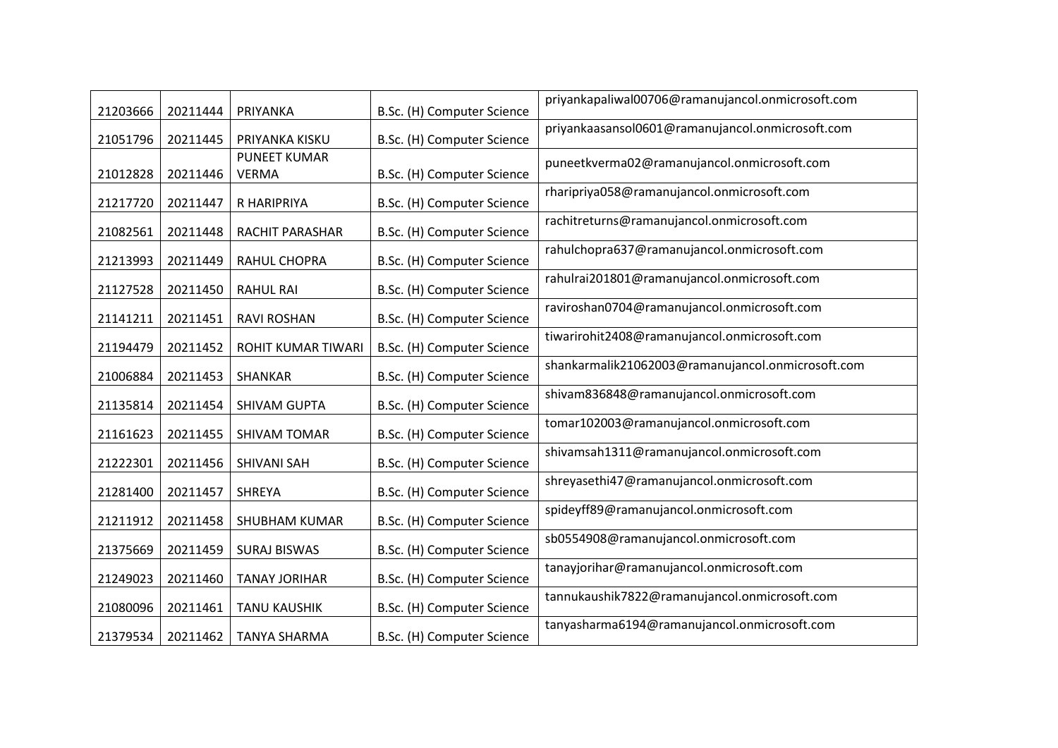| 21203666 | 20211444 | PRIYANKA | B.Sc. (H) Computer Science | priyankapaliwal00706@ramanujancol.onmicrosoft.com |
|---|---|---|---|---|
| 21051796 | 20211445 | PRIYANKA KISKU | B.Sc. (H) Computer Science | priyankaasansol0601@ramanujancol.onmicrosoft.com |
| 21012828 | 20211446 | PUNEET KUMAR VERMA | B.Sc. (H) Computer Science | puneetkverma02@ramanujancol.onmicrosoft.com |
| 21217720 | 20211447 | R HARIPRIYA | B.Sc. (H) Computer Science | rharipriya058@ramanujancol.onmicrosoft.com |
| 21082561 | 20211448 | RACHIT PARASHAR | B.Sc. (H) Computer Science | rachitreturns@ramanujancol.onmicrosoft.com |
| 21213993 | 20211449 | RAHUL CHOPRA | B.Sc. (H) Computer Science | rahulchopra637@ramanujancol.onmicrosoft.com |
| 21127528 | 20211450 | RAHUL RAI | B.Sc. (H) Computer Science | rahulrai201801@ramanujancol.onmicrosoft.com |
| 21141211 | 20211451 | RAVI ROSHAN | B.Sc. (H) Computer Science | raviroshan0704@ramanujancol.onmicrosoft.com |
| 21194479 | 20211452 | ROHIT KUMAR TIWARI | B.Sc. (H) Computer Science | tiwarirohit2408@ramanujancol.onmicrosoft.com |
| 21006884 | 20211453 | SHANKAR | B.Sc. (H) Computer Science | shankarmalik21062003@ramanujancol.onmicrosoft.com |
| 21135814 | 20211454 | SHIVAM GUPTA | B.Sc. (H) Computer Science | shivam836848@ramanujancol.onmicrosoft.com |
| 21161623 | 20211455 | SHIVAM TOMAR | B.Sc. (H) Computer Science | tomar102003@ramanujancol.onmicrosoft.com |
| 21222301 | 20211456 | SHIVANI SAH | B.Sc. (H) Computer Science | shivamsah1311@ramanujancol.onmicrosoft.com |
| 21281400 | 20211457 | SHREYA | B.Sc. (H) Computer Science | shreyasethi47@ramanujancol.onmicrosoft.com |
| 21211912 | 20211458 | SHUBHAM KUMAR | B.Sc. (H) Computer Science | spideyff89@ramanujancol.onmicrosoft.com |
| 21375669 | 20211459 | SURAJ BISWAS | B.Sc. (H) Computer Science | sb0554908@ramanujancol.onmicrosoft.com |
| 21249023 | 20211460 | TANAY JORIHAR | B.Sc. (H) Computer Science | tanayjorihar@ramanujancol.onmicrosoft.com |
| 21080096 | 20211461 | TANU KAUSHIK | B.Sc. (H) Computer Science | tannukaushik7822@ramanujancol.onmicrosoft.com |
| 21379534 | 20211462 | TANYA SHARMA | B.Sc. (H) Computer Science | tanyasharma6194@ramanujancol.onmicrosoft.com |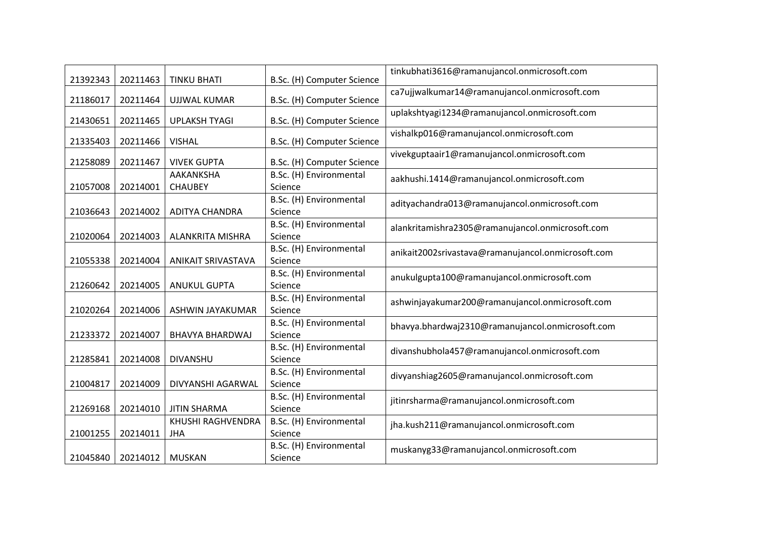| | | | | |
|---|---|---|---|---|
| 21392343 | 20211463 | TINKU BHATI | B.Sc. (H) Computer Science | tinkubhati3616@ramanujancol.onmicrosoft.com |
| 21186017 | 20211464 | UJJWAL KUMAR | B.Sc. (H) Computer Science | ca7ujjwalkumar14@ramanujancol.onmicrosoft.com |
| 21430651 | 20211465 | UPLAKSH TYAGI | B.Sc. (H) Computer Science | uplakshtyagi1234@ramanujancol.onmicrosoft.com |
| 21335403 | 20211466 | VISHAL | B.Sc. (H) Computer Science | vishalkp016@ramanujancol.onmicrosoft.com |
| 21258089 | 20211467 | VIVEK GUPTA | B.Sc. (H) Computer Science | vivekguptaair1@ramanujancol.onmicrosoft.com |
| 21057008 | 20214001 | AAKANKSHA CHAUBEY | B.Sc. (H) Environmental Science | aakhushi.1414@ramanujancol.onmicrosoft.com |
| 21036643 | 20214002 | ADITYA CHANDRA | B.Sc. (H) Environmental Science | adityachandra013@ramanujancol.onmicrosoft.com |
| 21020064 | 20214003 | ALANKRITA MISHRA | B.Sc. (H) Environmental Science | alankritamishra2305@ramanujancol.onmicrosoft.com |
| 21055338 | 20214004 | ANIKAIT SRIVASTAVA | B.Sc. (H) Environmental Science | anikait2002srivastava@ramanujancol.onmicrosoft.com |
| 21260642 | 20214005 | ANUKUL GUPTA | B.Sc. (H) Environmental Science | anukulgupta100@ramanujancol.onmicrosoft.com |
| 21020264 | 20214006 | ASHWIN JAYAKUMAR | B.Sc. (H) Environmental Science | ashwinjayakumar200@ramanujancol.onmicrosoft.com |
| 21233372 | 20214007 | BHAVYA BHARDWAJ | B.Sc. (H) Environmental Science | bhavya.bhardwaj2310@ramanujancol.onmicrosoft.com |
| 21285841 | 20214008 | DIVANSHU | B.Sc. (H) Environmental Science | divanshubhola457@ramanujancol.onmicrosoft.com |
| 21004817 | 20214009 | DIVYANSHI AGARWAL | B.Sc. (H) Environmental Science | divyanshiag2605@ramanujancol.onmicrosoft.com |
| 21269168 | 20214010 | JITIN SHARMA | B.Sc. (H) Environmental Science | jitinrsharma@ramanujancol.onmicrosoft.com |
| 21001255 | 20214011 | KHUSHI RAGHVENDRA JHA | B.Sc. (H) Environmental Science | jha.kush211@ramanujancol.onmicrosoft.com |
| 21045840 | 20214012 | MUSKAN | B.Sc. (H) Environmental Science | muskanyg33@ramanujancol.onmicrosoft.com |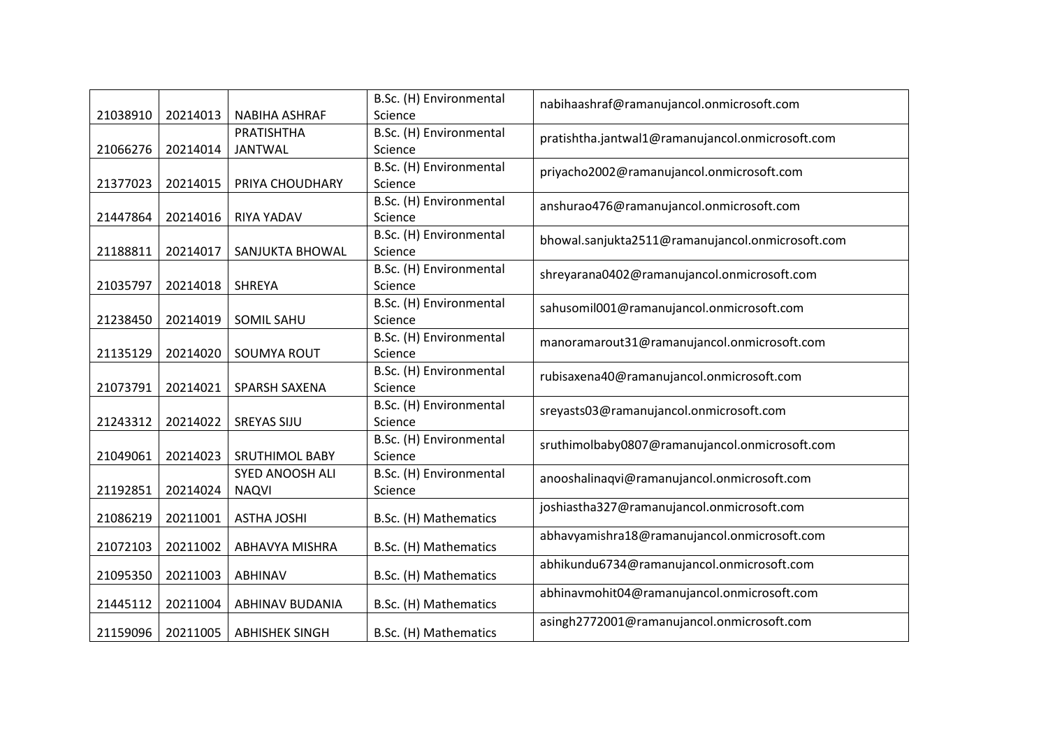| | | | | |
|---|---|---|---|---|
| 21038910 | 20214013 | NABIHA ASHRAF | B.Sc. (H) Environmental Science | nabihaashraf@ramanujancol.onmicrosoft.com |
| 21066276 | 20214014 | PRATISHTHA JANTWAL | B.Sc. (H) Environmental Science | pratishtha.jantwal1@ramanujancol.onmicrosoft.com |
| 21377023 | 20214015 | PRIYA CHOUDHARY | B.Sc. (H) Environmental Science | priyacho2002@ramanujancol.onmicrosoft.com |
| 21447864 | 20214016 | RIYA YADAV | B.Sc. (H) Environmental Science | anshurao476@ramanujancol.onmicrosoft.com |
| 21188811 | 20214017 | SANJUKTA BHOWAL | B.Sc. (H) Environmental Science | bhowal.sanjukta2511@ramanujancol.onmicrosoft.com |
| 21035797 | 20214018 | SHREYA | B.Sc. (H) Environmental Science | shreyarana0402@ramanujancol.onmicrosoft.com |
| 21238450 | 20214019 | SOMIL SAHU | B.Sc. (H) Environmental Science | sahusomil001@ramanujancol.onmicrosoft.com |
| 21135129 | 20214020 | SOUMYA ROUT | B.Sc. (H) Environmental Science | manoramarout31@ramanujancol.onmicrosoft.com |
| 21073791 | 20214021 | SPARSH SAXENA | B.Sc. (H) Environmental Science | rubisaxena40@ramanujancol.onmicrosoft.com |
| 21243312 | 20214022 | SREYAS SIJU | B.Sc. (H) Environmental Science | sreyasts03@ramanujancol.onmicrosoft.com |
| 21049061 | 20214023 | SRUTHIMOL BABY | B.Sc. (H) Environmental Science | sruthimolbaby0807@ramanujancol.onmicrosoft.com |
| 21192851 | 20214024 | SYED ANOOSH ALI NAQVI | B.Sc. (H) Environmental Science | anooshalinaqvi@ramanujancol.onmicrosoft.com |
| 21086219 | 20211001 | ASTHA JOSHI | B.Sc. (H) Mathematics | joshiastha327@ramanujancol.onmicrosoft.com |
| 21072103 | 20211002 | ABHAVYA MISHRA | B.Sc. (H) Mathematics | abhavyamishra18@ramanujancol.onmicrosoft.com |
| 21095350 | 20211003 | ABHINAV | B.Sc. (H) Mathematics | abhikundu6734@ramanujancol.onmicrosoft.com |
| 21445112 | 20211004 | ABHINAV BUDANIA | B.Sc. (H) Mathematics | abhinavmohit04@ramanujancol.onmicrosoft.com |
| 21159096 | 20211005 | ABHISHEK SINGH | B.Sc. (H) Mathematics | asingh2772001@ramanujancol.onmicrosoft.com |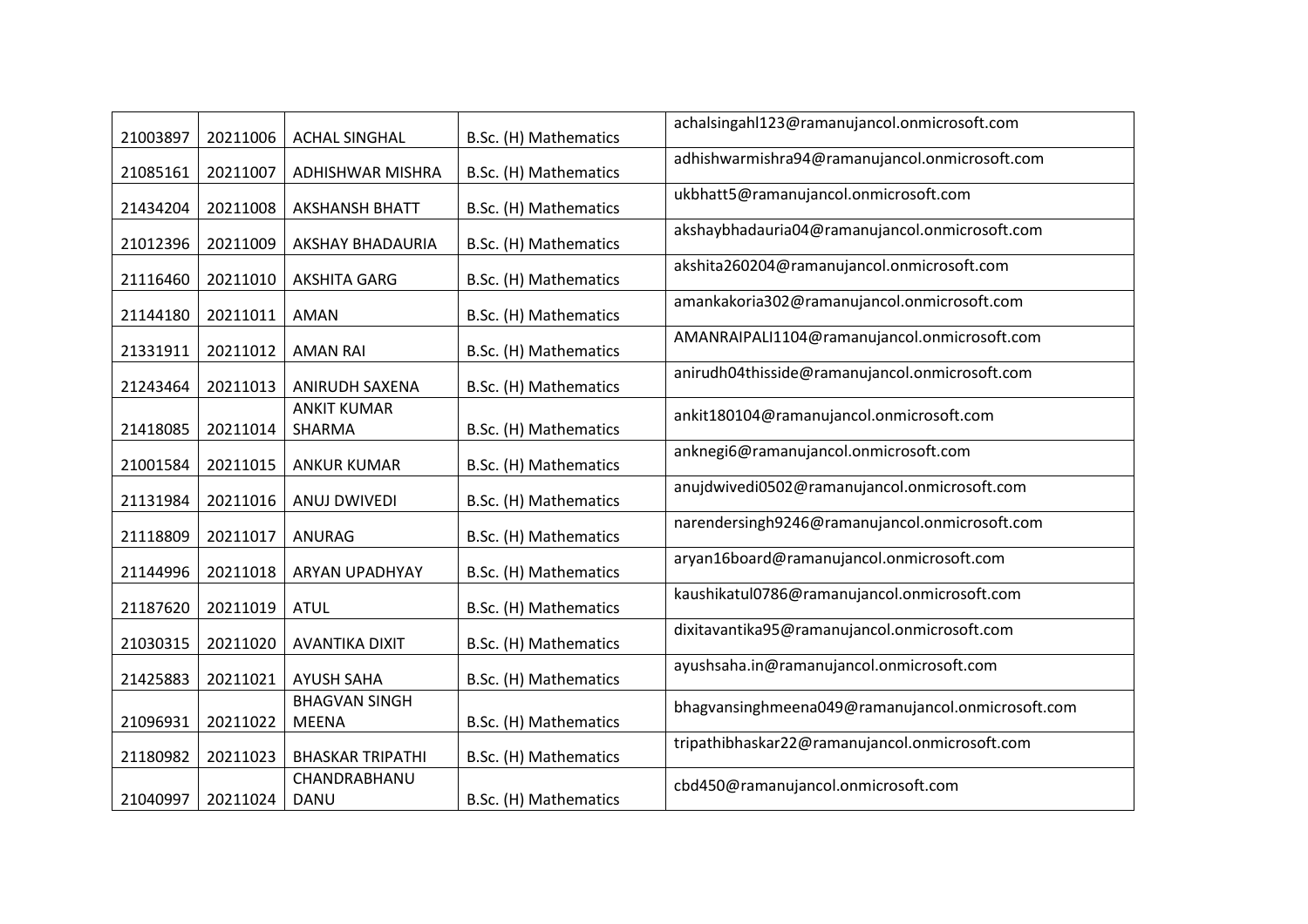| | | | | |
|---|---|---|---|---|
| 21003897 | 20211006 | ACHAL SINGHAL | B.Sc. (H) Mathematics | achalsingahl123@ramanujancol.onmicrosoft.com |
| 21085161 | 20211007 | ADHISHWAR MISHRA | B.Sc. (H) Mathematics | adhishwarmishra94@ramanujancol.onmicrosoft.com |
| 21434204 | 20211008 | AKSHANSH BHATT | B.Sc. (H) Mathematics | ukbhatt5@ramanujancol.onmicrosoft.com |
| 21012396 | 20211009 | AKSHAY BHADAURIA | B.Sc. (H) Mathematics | akshaybhadauria04@ramanujancol.onmicrosoft.com |
| 21116460 | 20211010 | AKSHITA GARG | B.Sc. (H) Mathematics | akshita260204@ramanujancol.onmicrosoft.com |
| 21144180 | 20211011 | AMAN | B.Sc. (H) Mathematics | amankakoria302@ramanujancol.onmicrosoft.com |
| 21331911 | 20211012 | AMAN RAI | B.Sc. (H) Mathematics | AMANRAIPALI1104@ramanujancol.onmicrosoft.com |
| 21243464 | 20211013 | ANIRUDH SAXENA | B.Sc. (H) Mathematics | anirudh04thisside@ramanujancol.onmicrosoft.com |
| 21418085 | 20211014 | ANKIT KUMAR SHARMA | B.Sc. (H) Mathematics | ankit180104@ramanujancol.onmicrosoft.com |
| 21001584 | 20211015 | ANKUR KUMAR | B.Sc. (H) Mathematics | anknegi6@ramanujancol.onmicrosoft.com |
| 21131984 | 20211016 | ANUJ DWIVEDI | B.Sc. (H) Mathematics | anujdwivedi0502@ramanujancol.onmicrosoft.com |
| 21118809 | 20211017 | ANURAG | B.Sc. (H) Mathematics | narendersingh9246@ramanujancol.onmicrosoft.com |
| 21144996 | 20211018 | ARYAN UPADHYAY | B.Sc. (H) Mathematics | aryan16board@ramanujancol.onmicrosoft.com |
| 21187620 | 20211019 | ATUL | B.Sc. (H) Mathematics | kaushikatul0786@ramanujancol.onmicrosoft.com |
| 21030315 | 20211020 | AVANTIKA DIXIT | B.Sc. (H) Mathematics | dixitavantika95@ramanujancol.onmicrosoft.com |
| 21425883 | 20211021 | AYUSH SAHA | B.Sc. (H) Mathematics | ayushsaha.in@ramanujancol.onmicrosoft.com |
| 21096931 | 20211022 | BHAGVAN SINGH MEENA | B.Sc. (H) Mathematics | bhagvansinghmeena049@ramanujancol.onmicrosoft.com |
| 21180982 | 20211023 | BHASKAR TRIPATHI | B.Sc. (H) Mathematics | tripathibhaskar22@ramanujancol.onmicrosoft.com |
| 21040997 | 20211024 | CHANDRABHANU DANU | B.Sc. (H) Mathematics | cbd450@ramanujancol.onmicrosoft.com |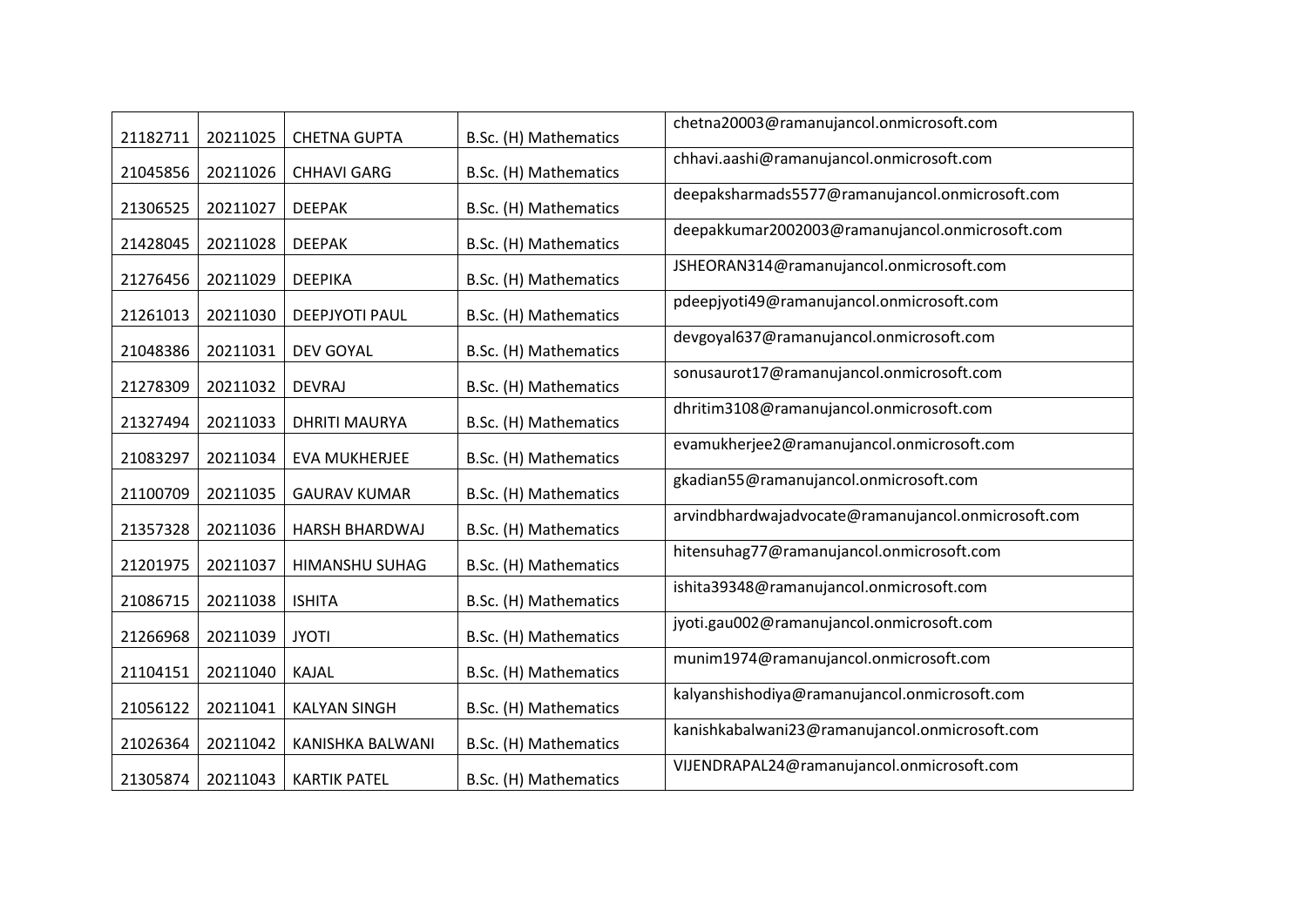| 21182711 | 20211025 | CHETNA GUPTA | B.Sc. (H) Mathematics | chetna20003@ramanujancol.onmicrosoft.com |
|---|---|---|---|---|
| 21045856 | 20211026 | CHHAVI GARG | B.Sc. (H) Mathematics | chhavi.aashi@ramanujancol.onmicrosoft.com |
| 21306525 | 20211027 | DEEPAK | B.Sc. (H) Mathematics | deepaksharmads5577@ramanujancol.onmicrosoft.com |
| 21428045 | 20211028 | DEEPAK | B.Sc. (H) Mathematics | deepakkumar2002003@ramanujancol.onmicrosoft.com |
| 21276456 | 20211029 | DEEPIKA | B.Sc. (H) Mathematics | JSHEORAN314@ramanujancol.onmicrosoft.com |
| 21261013 | 20211030 | DEEPJYOTI PAUL | B.Sc. (H) Mathematics | pdeepjyoti49@ramanujancol.onmicrosoft.com |
| 21048386 | 20211031 | DEV GOYAL | B.Sc. (H) Mathematics | devgoyal637@ramanujancol.onmicrosoft.com |
| 21278309 | 20211032 | DEVRAJ | B.Sc. (H) Mathematics | sonusaurot17@ramanujancol.onmicrosoft.com |
| 21327494 | 20211033 | DHRITI MAURYA | B.Sc. (H) Mathematics | dhritim3108@ramanujancol.onmicrosoft.com |
| 21083297 | 20211034 | EVA MUKHERJEE | B.Sc. (H) Mathematics | evamukherjee2@ramanujancol.onmicrosoft.com |
| 21100709 | 20211035 | GAURAV KUMAR | B.Sc. (H) Mathematics | gkadian55@ramanujancol.onmicrosoft.com |
| 21357328 | 20211036 | HARSH BHARDWAJ | B.Sc. (H) Mathematics | arvindbhardwajadvocate@ramanujancol.onmicrosoft.com |
| 21201975 | 20211037 | HIMANSHU SUHAG | B.Sc. (H) Mathematics | hitensuhag77@ramanujancol.onmicrosoft.com |
| 21086715 | 20211038 | ISHITA | B.Sc. (H) Mathematics | ishita39348@ramanujancol.onmicrosoft.com |
| 21266968 | 20211039 | JYOTI | B.Sc. (H) Mathematics | jyoti.gau002@ramanujancol.onmicrosoft.com |
| 21104151 | 20211040 | KAJAL | B.Sc. (H) Mathematics | munim1974@ramanujancol.onmicrosoft.com |
| 21056122 | 20211041 | KALYAN SINGH | B.Sc. (H) Mathematics | kalyanshishodiya@ramanujancol.onmicrosoft.com |
| 21026364 | 20211042 | KANISHKA BALWANI | B.Sc. (H) Mathematics | kanishkabalwani23@ramanujancol.onmicrosoft.com |
| 21305874 | 20211043 | KARTIK PATEL | B.Sc. (H) Mathematics | VIJENDRAPAL24@ramanujancol.onmicrosoft.com |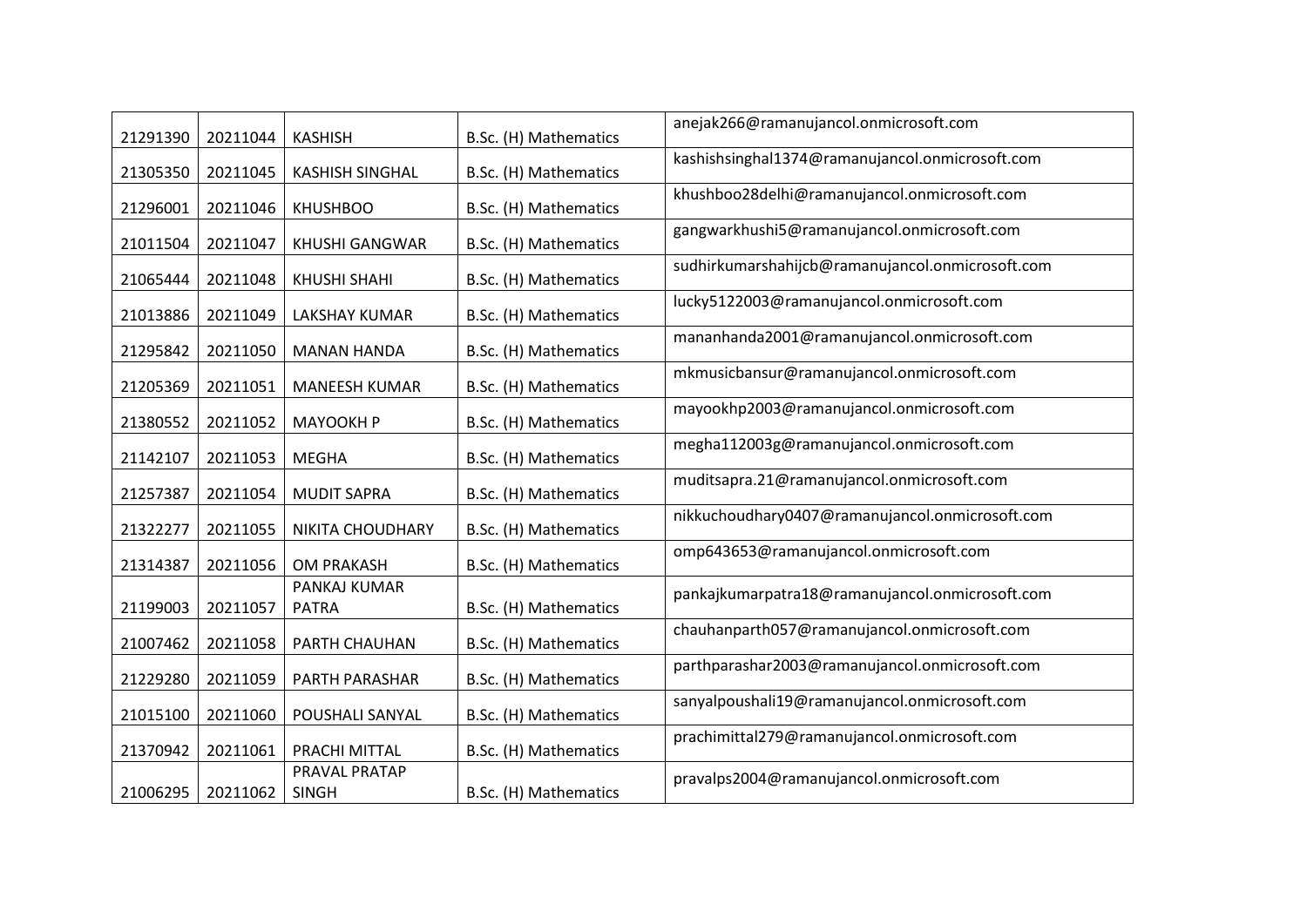| 21291390 | 20211044 | KASHISH | B.Sc. (H) Mathematics | anejak266@ramanujancol.onmicrosoft.com |
|---|---|---|---|---|
| 21305350 | 20211045 | KASHISH SINGHAL | B.Sc. (H) Mathematics | kashishsinghal1374@ramanujancol.onmicrosoft.com |
| 21296001 | 20211046 | KHUSHBOO | B.Sc. (H) Mathematics | khushboo28delhi@ramanujancol.onmicrosoft.com |
| 21011504 | 20211047 | KHUSHI GANGWAR | B.Sc. (H) Mathematics | gangwarkhushi5@ramanujancol.onmicrosoft.com |
| 21065444 | 20211048 | KHUSHI SHAHI | B.Sc. (H) Mathematics | sudhirkumarshahijcb@ramanujancol.onmicrosoft.com |
| 21013886 | 20211049 | LAKSHAY KUMAR | B.Sc. (H) Mathematics | lucky5122003@ramanujancol.onmicrosoft.com |
| 21295842 | 20211050 | MANAN HANDA | B.Sc. (H) Mathematics | mananhanda2001@ramanujancol.onmicrosoft.com |
| 21205369 | 20211051 | MANEESH KUMAR | B.Sc. (H) Mathematics | mkmusicbansur@ramanujancol.onmicrosoft.com |
| 21380552 | 20211052 | MAYOOKH P | B.Sc. (H) Mathematics | mayookhp2003@ramanujancol.onmicrosoft.com |
| 21142107 | 20211053 | MEGHA | B.Sc. (H) Mathematics | megha112003g@ramanujancol.onmicrosoft.com |
| 21257387 | 20211054 | MUDIT SAPRA | B.Sc. (H) Mathematics | muditsapra.21@ramanujancol.onmicrosoft.com |
| 21322277 | 20211055 | NIKITA CHOUDHARY | B.Sc. (H) Mathematics | nikkuchoudhary0407@ramanujancol.onmicrosoft.com |
| 21314387 | 20211056 | OM PRAKASH | B.Sc. (H) Mathematics | omp643653@ramanujancol.onmicrosoft.com |
| 21199003 | 20211057 | PANKAJ KUMAR PATRA | B.Sc. (H) Mathematics | pankajkumarpatra18@ramanujancol.onmicrosoft.com |
| 21007462 | 20211058 | PARTH CHAUHAN | B.Sc. (H) Mathematics | chauhanparth057@ramanujancol.onmicrosoft.com |
| 21229280 | 20211059 | PARTH PARASHAR | B.Sc. (H) Mathematics | parthparashar2003@ramanujancol.onmicrosoft.com |
| 21015100 | 20211060 | POUSHALI SANYAL | B.Sc. (H) Mathematics | sanyalpoushali19@ramanujancol.onmicrosoft.com |
| 21370942 | 20211061 | PRACHI MITTAL | B.Sc. (H) Mathematics | prachimittal279@ramanujancol.onmicrosoft.com |
| 21006295 | 20211062 | PRAVAL PRATAP SINGH | B.Sc. (H) Mathematics | pravalps2004@ramanujancol.onmicrosoft.com |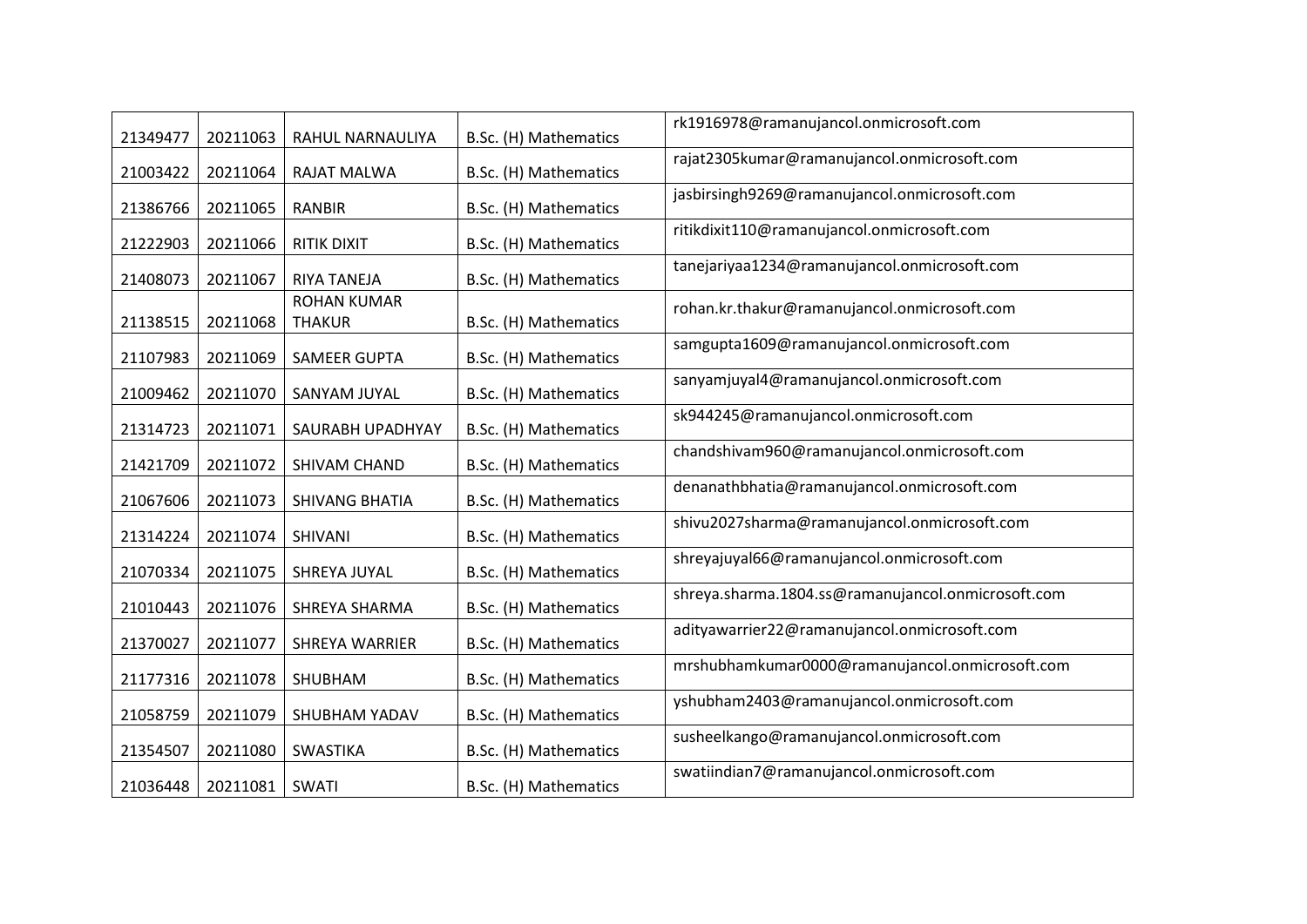| 21349477 | 20211063 | RAHUL NARNAULIYA | B.Sc. (H) Mathematics | rk1916978@ramanujancol.onmicrosoft.com |
|---|---|---|---|---|
| 21003422 | 20211064 | RAJAT MALWA | B.Sc. (H) Mathematics | rajat2305kumar@ramanujancol.onmicrosoft.com |
| 21386766 | 20211065 | RANBIR | B.Sc. (H) Mathematics | jasbirsingh9269@ramanujancol.onmicrosoft.com |
| 21222903 | 20211066 | RITIK DIXIT | B.Sc. (H) Mathematics | ritikdixit110@ramanujancol.onmicrosoft.com |
| 21408073 | 20211067 | RIYA TANEJA | B.Sc. (H) Mathematics | tanejariyaa1234@ramanujancol.onmicrosoft.com |
| 21138515 | 20211068 | ROHAN KUMAR THAKUR | B.Sc. (H) Mathematics | rohan.kr.thakur@ramanujancol.onmicrosoft.com |
| 21107983 | 20211069 | SAMEER GUPTA | B.Sc. (H) Mathematics | samgupta1609@ramanujancol.onmicrosoft.com |
| 21009462 | 20211070 | SANYAM JUYAL | B.Sc. (H) Mathematics | sanyamjuyal4@ramanujancol.onmicrosoft.com |
| 21314723 | 20211071 | SAURABH UPADHYAY | B.Sc. (H) Mathematics | sk944245@ramanujancol.onmicrosoft.com |
| 21421709 | 20211072 | SHIVAM CHAND | B.Sc. (H) Mathematics | chandshivam960@ramanujancol.onmicrosoft.com |
| 21067606 | 20211073 | SHIVANG BHATIA | B.Sc. (H) Mathematics | denanathbhatia@ramanujancol.onmicrosoft.com |
| 21314224 | 20211074 | SHIVANI | B.Sc. (H) Mathematics | shivu2027sharma@ramanujancol.onmicrosoft.com |
| 21070334 | 20211075 | SHREYA JUYAL | B.Sc. (H) Mathematics | shreyajuyal66@ramanujancol.onmicrosoft.com |
| 21010443 | 20211076 | SHREYA SHARMA | B.Sc. (H) Mathematics | shreya.sharma.1804.ss@ramanujancol.onmicrosoft.com |
| 21370027 | 20211077 | SHREYA WARRIER | B.Sc. (H) Mathematics | adityawarrier22@ramanujancol.onmicrosoft.com |
| 21177316 | 20211078 | SHUBHAM | B.Sc. (H) Mathematics | mrshubhamkumar0000@ramanujancol.onmicrosoft.com |
| 21058759 | 20211079 | SHUBHAM YADAV | B.Sc. (H) Mathematics | yshubham2403@ramanujancol.onmicrosoft.com |
| 21354507 | 20211080 | SWASTIKA | B.Sc. (H) Mathematics | susheelkango@ramanujancol.onmicrosoft.com |
| 21036448 | 20211081 | SWATI | B.Sc. (H) Mathematics | swatiindian7@ramanujancol.onmicrosoft.com |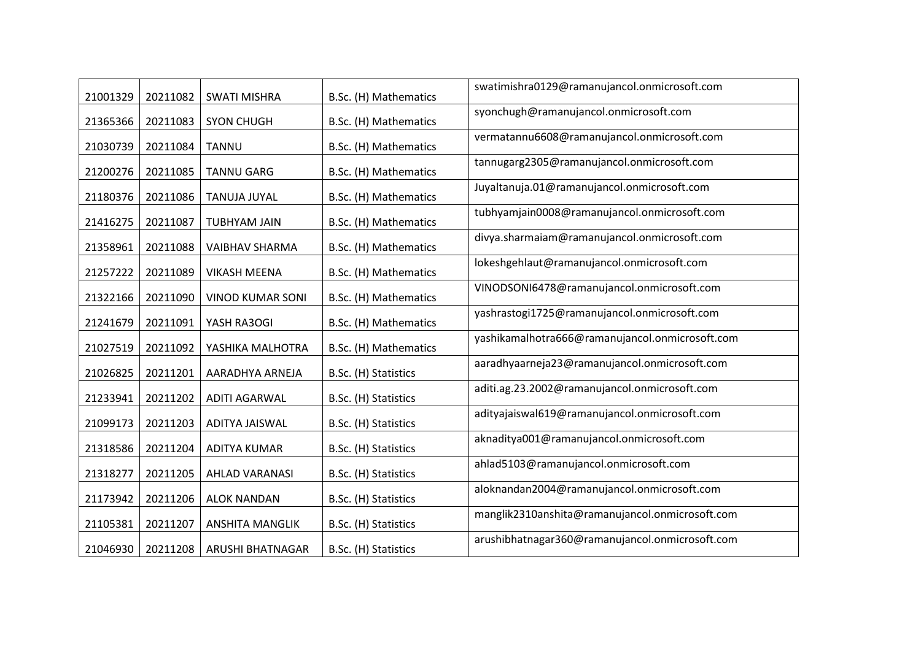| 21001329 | 20211082 | SWATI MISHRA | B.Sc. (H) Mathematics | swatimishra0129@ramanujancol.onmicrosoft.com |
|---|---|---|---|---|
| 21365366 | 20211083 | SYON CHUGH | B.Sc. (H) Mathematics | syonchugh@ramanujancol.onmicrosoft.com |
| 21030739 | 20211084 | TANNU | B.Sc. (H) Mathematics | vermatannu6608@ramanujancol.onmicrosoft.com |
| 21200276 | 20211085 | TANNU GARG | B.Sc. (H) Mathematics | tannugarg2305@ramanujancol.onmicrosoft.com |
| 21180376 | 20211086 | TANUJA JUYAL | B.Sc. (H) Mathematics | Juyaltanuja.01@ramanujancol.onmicrosoft.com |
| 21416275 | 20211087 | TUBHYAM JAIN | B.Sc. (H) Mathematics | tubhyamjain0008@ramanujancol.onmicrosoft.com |
| 21358961 | 20211088 | VAIBHAV SHARMA | B.Sc. (H) Mathematics | divya.sharmaiam@ramanujancol.onmicrosoft.com |
| 21257222 | 20211089 | VIKASH MEENA | B.Sc. (H) Mathematics | lokeshgehlaut@ramanujancol.onmicrosoft.com |
| 21322166 | 20211090 | VINOD KUMAR SONI | B.Sc. (H) Mathematics | VINODSONI6478@ramanujancol.onmicrosoft.com |
| 21241679 | 20211091 | YASH RA3OGI | B.Sc. (H) Mathematics | yashrastogi1725@ramanujancol.onmicrosoft.com |
| 21027519 | 20211092 | YASHIKA MALHOTRA | B.Sc. (H) Mathematics | yashikamalhotra666@ramanujancol.onmicrosoft.com |
| 21026825 | 20211201 | AARADHYA ARNEJA | B.Sc. (H) Statistics | aaradhyaarneja23@ramanujancol.onmicrosoft.com |
| 21233941 | 20211202 | ADITI AGARWAL | B.Sc. (H) Statistics | aditi.ag.23.2002@ramanujancol.onmicrosoft.com |
| 21099173 | 20211203 | ADITYA JAISWAL | B.Sc. (H) Statistics | adityajaiswal619@ramanujancol.onmicrosoft.com |
| 21318586 | 20211204 | ADITYA KUMAR | B.Sc. (H) Statistics | aknaditya001@ramanujancol.onmicrosoft.com |
| 21318277 | 20211205 | AHLAD VARANASI | B.Sc. (H) Statistics | ahlad5103@ramanujancol.onmicrosoft.com |
| 21173942 | 20211206 | ALOK NANDAN | B.Sc. (H) Statistics | aloknandan2004@ramanujancol.onmicrosoft.com |
| 21105381 | 20211207 | ANSHITA MANGLIK | B.Sc. (H) Statistics | manglik2310anshita@ramanujancol.onmicrosoft.com |
| 21046930 | 20211208 | ARUSHI BHATNAGAR | B.Sc. (H) Statistics | arushibhatnagar360@ramanujancol.onmicrosoft.com |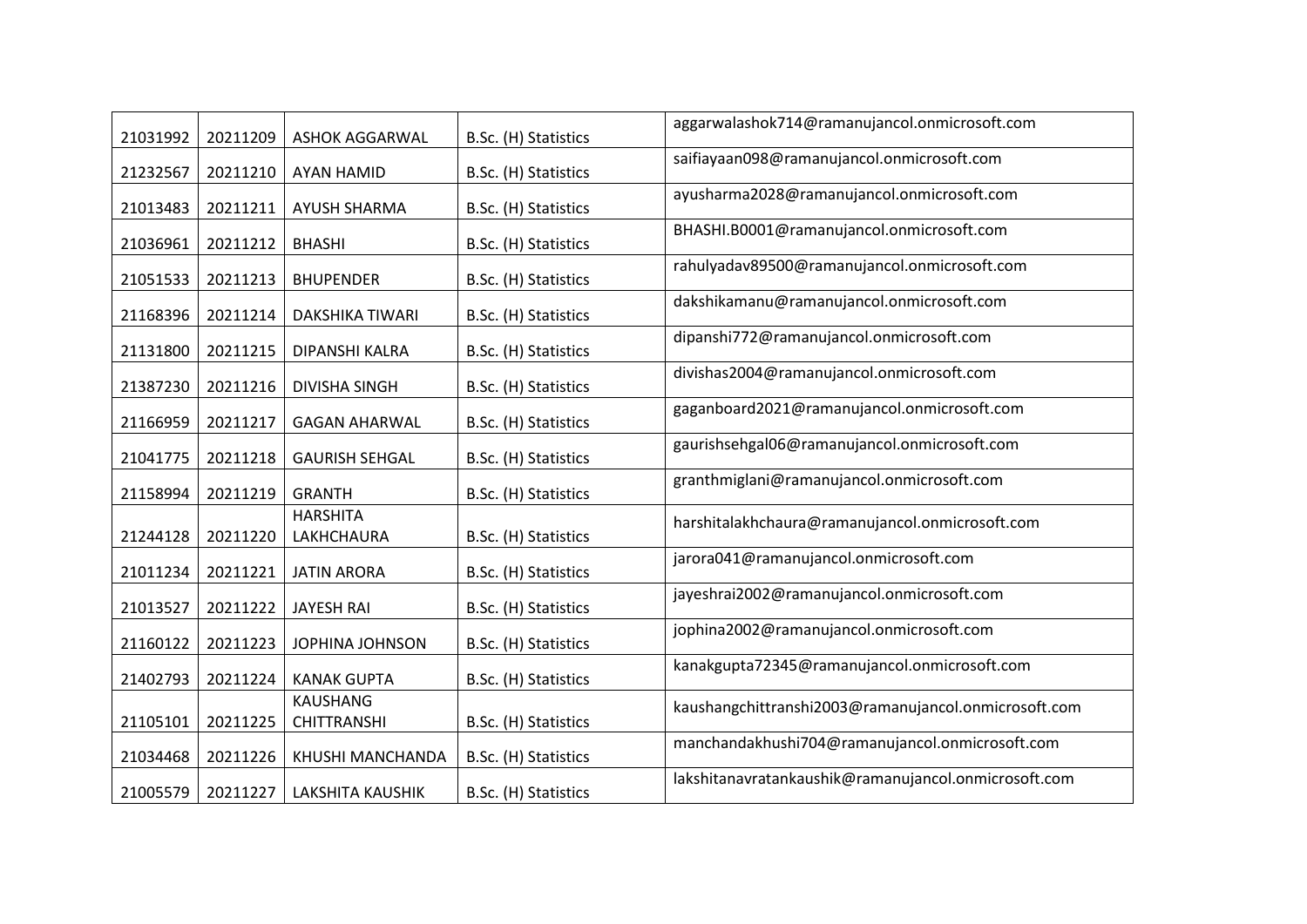| | | | | |
|---|---|---|---|---|
| 21031992 | 20211209 | ASHOK AGGARWAL | B.Sc. (H) Statistics | aggarwalashok714@ramanujancol.onmicrosoft.com |
| 21232567 | 20211210 | AYAN HAMID | B.Sc. (H) Statistics | saifiayaan098@ramanujancol.onmicrosoft.com |
| 21013483 | 20211211 | AYUSH SHARMA | B.Sc. (H) Statistics | ayusharma2028@ramanujancol.onmicrosoft.com |
| 21036961 | 20211212 | BHASHI | B.Sc. (H) Statistics | BHASHI.B0001@ramanujancol.onmicrosoft.com |
| 21051533 | 20211213 | BHUPENDER | B.Sc. (H) Statistics | rahulyadav89500@ramanujancol.onmicrosoft.com |
| 21168396 | 20211214 | DAKSHIKA TIWARI | B.Sc. (H) Statistics | dakshikamanu@ramanujancol.onmicrosoft.com |
| 21131800 | 20211215 | DIPANSHI KALRA | B.Sc. (H) Statistics | dipanshi772@ramanujancol.onmicrosoft.com |
| 21387230 | 20211216 | DIVISHA SINGH | B.Sc. (H) Statistics | divishas2004@ramanujancol.onmicrosoft.com |
| 21166959 | 20211217 | GAGAN AHARWAL | B.Sc. (H) Statistics | gaganboard2021@ramanujancol.onmicrosoft.com |
| 21041775 | 20211218 | GAURISH SEHGAL | B.Sc. (H) Statistics | gaurishsehgal06@ramanujancol.onmicrosoft.com |
| 21158994 | 20211219 | GRANTH | B.Sc. (H) Statistics | granthmiglani@ramanujancol.onmicrosoft.com |
| 21244128 | 20211220 | HARSHITA LAKHCHAURA | B.Sc. (H) Statistics | harshitalakhchaura@ramanujancol.onmicrosoft.com |
| 21011234 | 20211221 | JATIN ARORA | B.Sc. (H) Statistics | jarora041@ramanujancol.onmicrosoft.com |
| 21013527 | 20211222 | JAYESH RAI | B.Sc. (H) Statistics | jayeshrai2002@ramanujancol.onmicrosoft.com |
| 21160122 | 20211223 | JOPHINA JOHNSON | B.Sc. (H) Statistics | jophina2002@ramanujancol.onmicrosoft.com |
| 21402793 | 20211224 | KANAK GUPTA | B.Sc. (H) Statistics | kanakgupta72345@ramanujancol.onmicrosoft.com |
| 21105101 | 20211225 | KAUSHANG CHITTRANSHI | B.Sc. (H) Statistics | kaushangchittranshi2003@ramanujancol.onmicrosoft.com |
| 21034468 | 20211226 | KHUSHI MANCHANDA | B.Sc. (H) Statistics | manchandakhushi704@ramanujancol.onmicrosoft.com |
| 21005579 | 20211227 | LAKSHITA KAUSHIK | B.Sc. (H) Statistics | lakshitanavratankaushik@ramanujancol.onmicrosoft.com |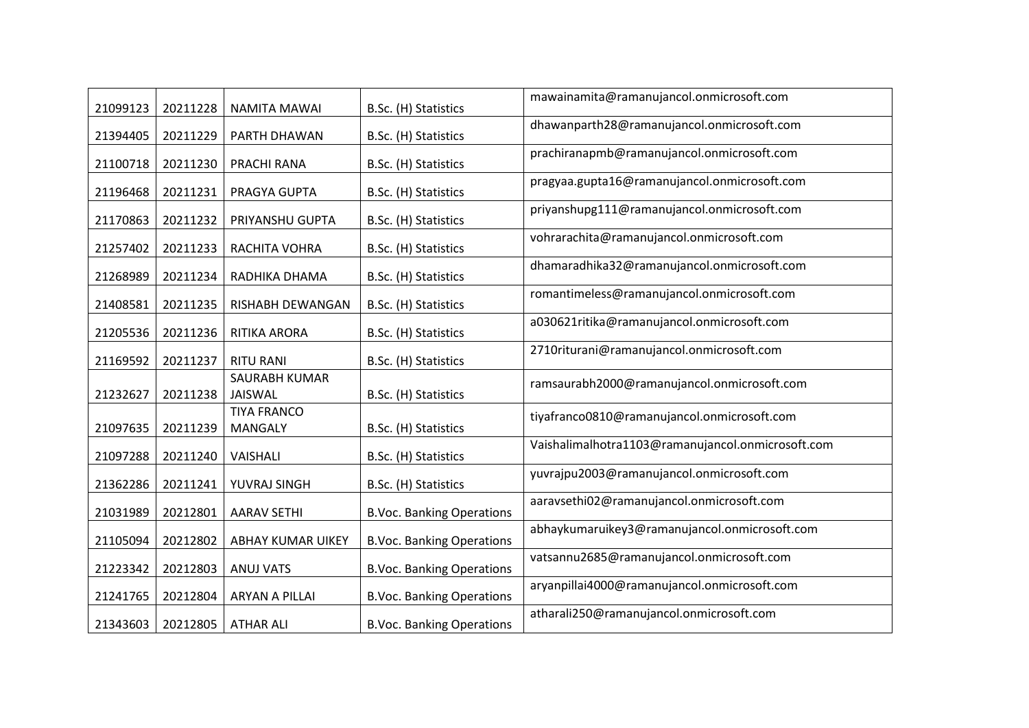| | | | | |
|---|---|---|---|---|
| 21099123 | 20211228 | NAMITA MAWAI | B.Sc. (H) Statistics | mawainamita@ramanujancol.onmicrosoft.com |
| 21394405 | 20211229 | PARTH DHAWAN | B.Sc. (H) Statistics | dhawanparth28@ramanujancol.onmicrosoft.com |
| 21100718 | 20211230 | PRACHI RANA | B.Sc. (H) Statistics | prachiranapmb@ramanujancol.onmicrosoft.com |
| 21196468 | 20211231 | PRAGYA GUPTA | B.Sc. (H) Statistics | pragyaa.gupta16@ramanujancol.onmicrosoft.com |
| 21170863 | 20211232 | PRIYANSHU GUPTA | B.Sc. (H) Statistics | priyanshupg111@ramanujancol.onmicrosoft.com |
| 21257402 | 20211233 | RACHITA VOHRA | B.Sc. (H) Statistics | vohrarachita@ramanujancol.onmicrosoft.com |
| 21268989 | 20211234 | RADHIKA DHAMA | B.Sc. (H) Statistics | dhamaradhika32@ramanujancol.onmicrosoft.com |
| 21408581 | 20211235 | RISHABH DEWANGAN | B.Sc. (H) Statistics | romantimeless@ramanujancol.onmicrosoft.com |
| 21205536 | 20211236 | RITIKA ARORA | B.Sc. (H) Statistics | a030621ritika@ramanujancol.onmicrosoft.com |
| 21169592 | 20211237 | RITU RANI | B.Sc. (H) Statistics | 2710riturani@ramanujancol.onmicrosoft.com |
| 21232627 | 20211238 | SAURABH KUMAR JAISWAL | B.Sc. (H) Statistics | ramsaurabh2000@ramanujancol.onmicrosoft.com |
| 21097635 | 20211239 | TIYA FRANCO MANGALY | B.Sc. (H) Statistics | tiyafranco0810@ramanujancol.onmicrosoft.com |
| 21097288 | 20211240 | VAISHALI | B.Sc. (H) Statistics | Vaishalimalhotra1103@ramanujancol.onmicrosoft.com |
| 21362286 | 20211241 | YUVRAJ SINGH | B.Sc. (H) Statistics | yuvrajpu2003@ramanujancol.onmicrosoft.com |
| 21031989 | 20212801 | AARAV SETHI | B.Voc. Banking Operations | aaravsethi02@ramanujancol.onmicrosoft.com |
| 21105094 | 20212802 | ABHAY KUMAR UIKEY | B.Voc. Banking Operations | abhaykumaruikey3@ramanujancol.onmicrosoft.com |
| 21223342 | 20212803 | ANUJ VATS | B.Voc. Banking Operations | vatsannu2685@ramanujancol.onmicrosoft.com |
| 21241765 | 20212804 | ARYAN A PILLAI | B.Voc. Banking Operations | aryanpillai4000@ramanujancol.onmicrosoft.com |
| 21343603 | 20212805 | ATHAR ALI | B.Voc. Banking Operations | atharali250@ramanujancol.onmicrosoft.com |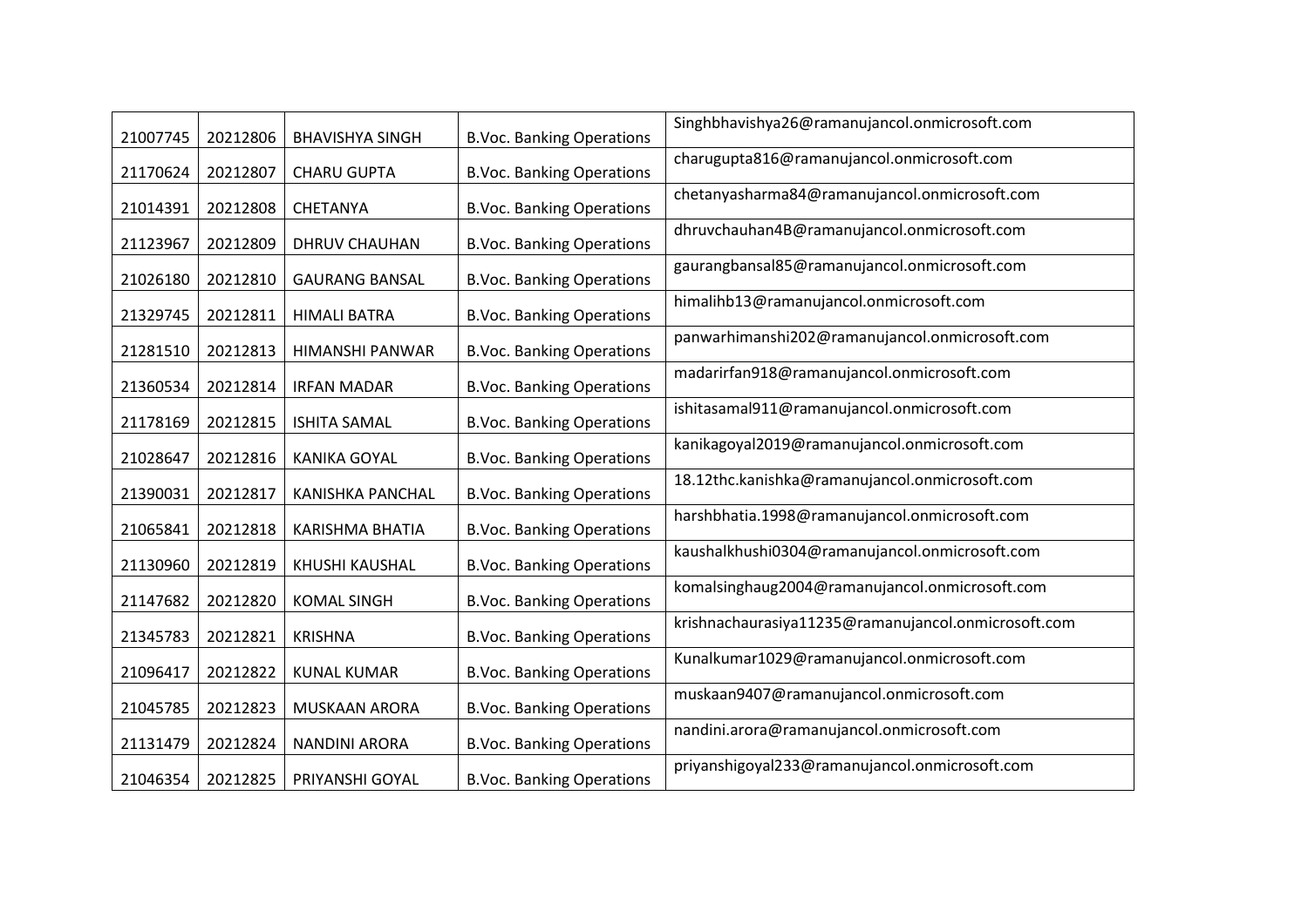| 21007745 | 20212806 | BHAVISHYA SINGH | B.Voc. Banking Operations | Singhbhavishya26@ramanujancol.onmicrosoft.com |
|---|---|---|---|---|
| 21170624 | 20212807 | CHARU GUPTA | B.Voc. Banking Operations | charugupta816@ramanujancol.onmicrosoft.com |
| 21014391 | 20212808 | CHETANYA | B.Voc. Banking Operations | chetanyasharma84@ramanujancol.onmicrosoft.com |
| 21123967 | 20212809 | DHRUV CHAUHAN | B.Voc. Banking Operations | dhruvchauhan4B@ramanujancol.onmicrosoft.com |
| 21026180 | 20212810 | GAURANG BANSAL | B.Voc. Banking Operations | gaurangbansal85@ramanujancol.onmicrosoft.com |
| 21329745 | 20212811 | HIMALI BATRA | B.Voc. Banking Operations | himalihb13@ramanujancol.onmicrosoft.com |
| 21281510 | 20212813 | HIMANSHI PANWAR | B.Voc. Banking Operations | panwarhimanshi202@ramanujancol.onmicrosoft.com |
| 21360534 | 20212814 | IRFAN MADAR | B.Voc. Banking Operations | madarirfan918@ramanujancol.onmicrosoft.com |
| 21178169 | 20212815 | ISHITA SAMAL | B.Voc. Banking Operations | ishitasamal911@ramanujancol.onmicrosoft.com |
| 21028647 | 20212816 | KANIKA GOYAL | B.Voc. Banking Operations | kanikagoyal2019@ramanujancol.onmicrosoft.com |
| 21390031 | 20212817 | KANISHKA PANCHAL | B.Voc. Banking Operations | 18.12thc.kanishka@ramanujancol.onmicrosoft.com |
| 21065841 | 20212818 | KARISHMA BHATIA | B.Voc. Banking Operations | harshbhatia.1998@ramanujancol.onmicrosoft.com |
| 21130960 | 20212819 | KHUSHI KAUSHAL | B.Voc. Banking Operations | kaushalkhushi0304@ramanujancol.onmicrosoft.com |
| 21147682 | 20212820 | KOMAL SINGH | B.Voc. Banking Operations | komalsinghaug2004@ramanujancol.onmicrosoft.com |
| 21345783 | 20212821 | KRISHNA | B.Voc. Banking Operations | krishnachaurasiya11235@ramanujancol.onmicrosoft.com |
| 21096417 | 20212822 | KUNAL KUMAR | B.Voc. Banking Operations | Kunalkumar1029@ramanujancol.onmicrosoft.com |
| 21045785 | 20212823 | MUSKAAN ARORA | B.Voc. Banking Operations | muskaan9407@ramanujancol.onmicrosoft.com |
| 21131479 | 20212824 | NANDINI ARORA | B.Voc. Banking Operations | nandini.arora@ramanujancol.onmicrosoft.com |
| 21046354 | 20212825 | PRIYANSHI GOYAL | B.Voc. Banking Operations | priyanshigoyal233@ramanujancol.onmicrosoft.com |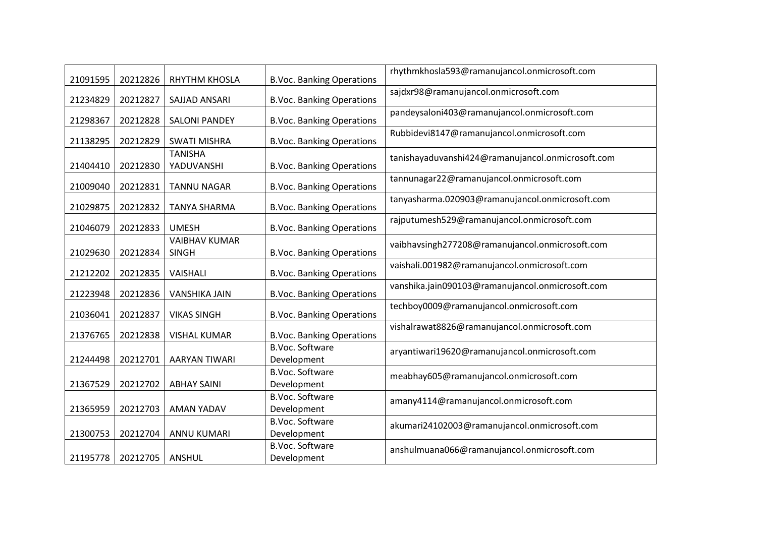| 21091595 | 20212826 | RHYTHM KHOSLA | B.Voc. Banking Operations | rhythmkhosla593@ramanujancol.onmicrosoft.com |
|---|---|---|---|---|
| 21234829 | 20212827 | SAJJAD ANSARI | B.Voc. Banking Operations | sajdxr98@ramanujancol.onmicrosoft.com |
| 21298367 | 20212828 | SALONI PANDEY | B.Voc. Banking Operations | pandeysaloni403@ramanujancol.onmicrosoft.com |
| 21138295 | 20212829 | SWATI MISHRA | B.Voc. Banking Operations | Rubbidevi8147@ramanujancol.onmicrosoft.com |
| 21404410 | 20212830 | TANISHA YADUVANSHI | B.Voc. Banking Operations | tanishayaduvanshi424@ramanujancol.onmicrosoft.com |
| 21009040 | 20212831 | TANNU NAGAR | B.Voc. Banking Operations | tannunagar22@ramanujancol.onmicrosoft.com |
| 21029875 | 20212832 | TANYA SHARMA | B.Voc. Banking Operations | tanyasharma.020903@ramanujancol.onmicrosoft.com |
| 21046079 | 20212833 | UMESH | B.Voc. Banking Operations | rajputumesh529@ramanujancol.onmicrosoft.com |
| 21029630 | 20212834 | VAIBHAV KUMAR SINGH | B.Voc. Banking Operations | vaibhavsingh277208@ramanujancol.onmicrosoft.com |
| 21212202 | 20212835 | VAISHALI | B.Voc. Banking Operations | vaishali.001982@ramanujancol.onmicrosoft.com |
| 21223948 | 20212836 | VANSHIKA JAIN | B.Voc. Banking Operations | vanshika.jain090103@ramanujancol.onmicrosoft.com |
| 21036041 | 20212837 | VIKAS SINGH | B.Voc. Banking Operations | techboy0009@ramanujancol.onmicrosoft.com |
| 21376765 | 20212838 | VISHAL KUMAR | B.Voc. Banking Operations | vishalrawat8826@ramanujancol.onmicrosoft.com |
| 21244498 | 20212701 | AARYAN TIWARI | B.Voc. Software Development | aryantiwari19620@ramanujancol.onmicrosoft.com |
| 21367529 | 20212702 | ABHAY SAINI | B.Voc. Software Development | meabhay605@ramanujancol.onmicrosoft.com |
| 21365959 | 20212703 | AMAN YADAV | B.Voc. Software Development | amany4114@ramanujancol.onmicrosoft.com |
| 21300753 | 20212704 | ANNU KUMARI | B.Voc. Software Development | akumari24102003@ramanujancol.onmicrosoft.com |
| 21195778 | 20212705 | ANSHUL | B.Voc. Software Development | anshulmuana066@ramanujancol.onmicrosoft.com |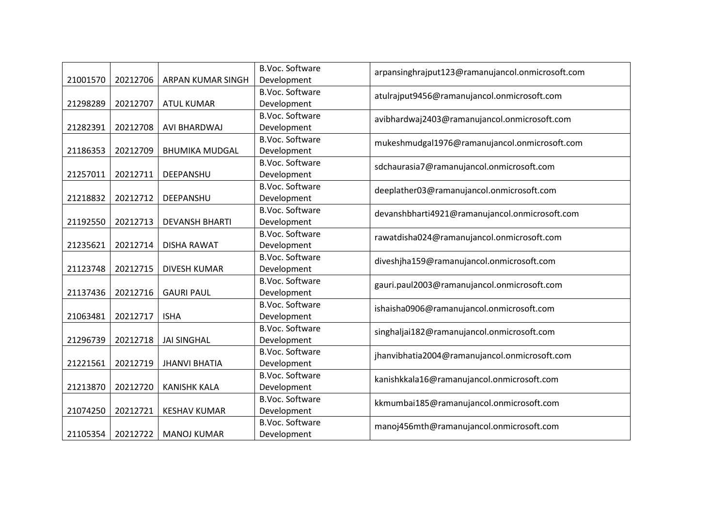| | | | | |
|---|---|---|---|---|
| 21001570 | 20212706 | ARPAN KUMAR SINGH | B.Voc. Software Development | arpansinghrajput123@ramanujancol.onmicrosoft.com |
| 21298289 | 20212707 | ATUL KUMAR | B.Voc. Software Development | atulrajput9456@ramanujancol.onmicrosoft.com |
| 21282391 | 20212708 | AVI BHARDWAJ | B.Voc. Software Development | avibhardwaj2403@ramanujancol.onmicrosoft.com |
| 21186353 | 20212709 | BHUMIKA MUDGAL | B.Voc. Software Development | mukeshmudgal1976@ramanujancol.onmicrosoft.com |
| 21257011 | 20212711 | DEEPANSHU | B.Voc. Software Development | sdchaurasia7@ramanujancol.onmicrosoft.com |
| 21218832 | 20212712 | DEEPANSHU | B.Voc. Software Development | deeplather03@ramanujancol.onmicrosoft.com |
| 21192550 | 20212713 | DEVANSH BHARTI | B.Voc. Software Development | devanshbharti4921@ramanujancol.onmicrosoft.com |
| 21235621 | 20212714 | DISHA RAWAT | B.Voc. Software Development | rawatdisha024@ramanujancol.onmicrosoft.com |
| 21123748 | 20212715 | DIVESH KUMAR | B.Voc. Software Development | diveshjha159@ramanujancol.onmicrosoft.com |
| 21137436 | 20212716 | GAURI PAUL | B.Voc. Software Development | gauri.paul2003@ramanujancol.onmicrosoft.com |
| 21063481 | 20212717 | ISHA | B.Voc. Software Development | ishaisha0906@ramanujancol.onmicrosoft.com |
| 21296739 | 20212718 | JAI SINGHAL | B.Voc. Software Development | singhaljai182@ramanujancol.onmicrosoft.com |
| 21221561 | 20212719 | JHANVI BHATIA | B.Voc. Software Development | jhanvibhatia2004@ramanujancol.onmicrosoft.com |
| 21213870 | 20212720 | KANISHK KALA | B.Voc. Software Development | kanishkkala16@ramanujancol.onmicrosoft.com |
| 21074250 | 20212721 | KESHAV KUMAR | B.Voc. Software Development | kkmumbai185@ramanujancol.onmicrosoft.com |
| 21105354 | 20212722 | MANOJ KUMAR | B.Voc. Software Development | manoj456mth@ramanujancol.onmicrosoft.com |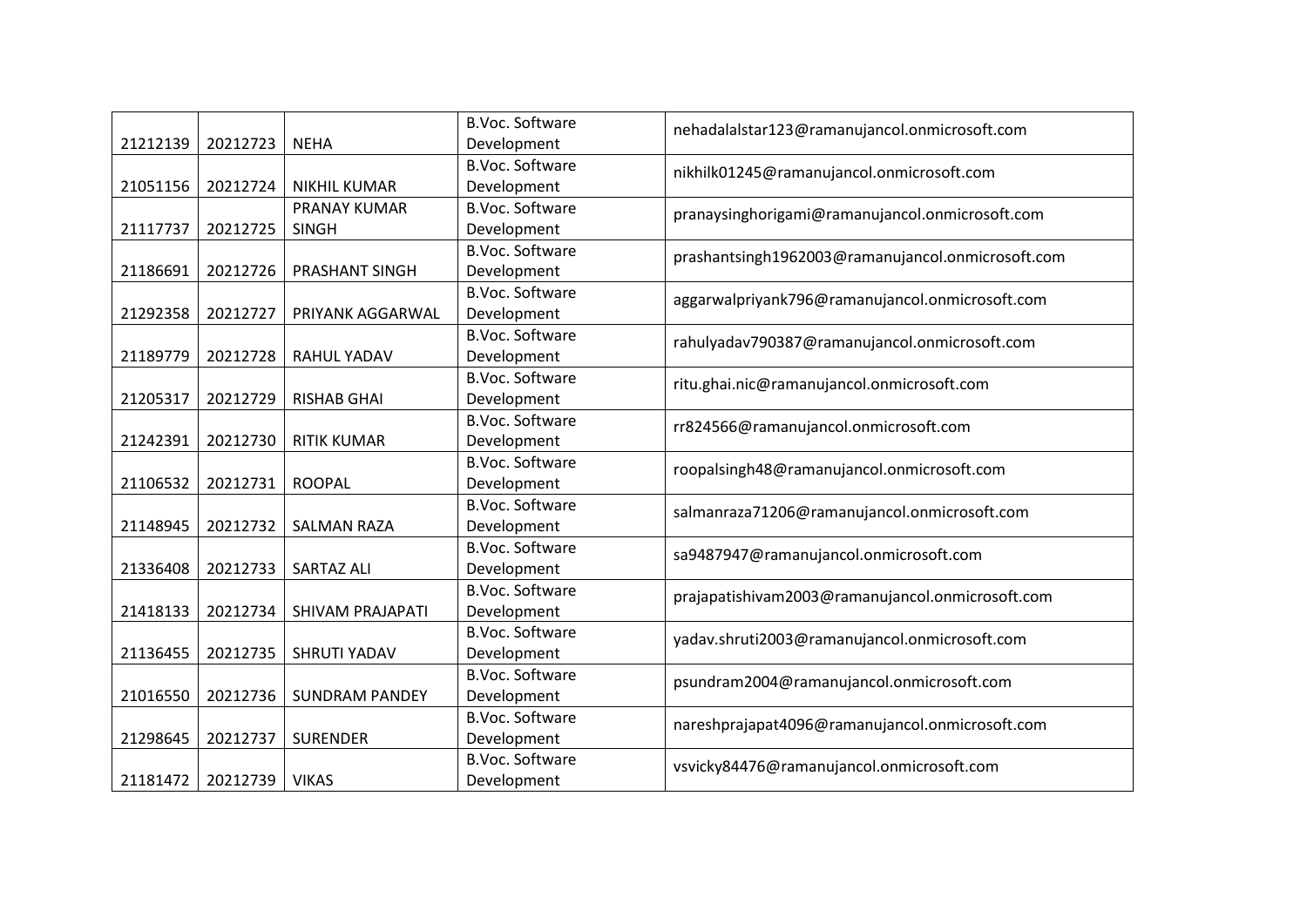| | | | | |
|---|---|---|---|---|
| 21212139 | 20212723 | NEHA | B.Voc. Software Development | nehadalalstar123@ramanujancol.onmicrosoft.com |
| 21051156 | 20212724 | NIKHIL KUMAR | B.Voc. Software Development | nikhilk01245@ramanujancol.onmicrosoft.com |
| 21117737 | 20212725 | PRANAY KUMAR SINGH | B.Voc. Software Development | pranaysinghorigami@ramanujancol.onmicrosoft.com |
| 21186691 | 20212726 | PRASHANT SINGH | B.Voc. Software Development | prashantsingh1962003@ramanujancol.onmicrosoft.com |
| 21292358 | 20212727 | PRIYANK AGGARWAL | B.Voc. Software Development | aggarwalpriyank796@ramanujancol.onmicrosoft.com |
| 21189779 | 20212728 | RAHUL YADAV | B.Voc. Software Development | rahulyadav790387@ramanujancol.onmicrosoft.com |
| 21205317 | 20212729 | RISHAB GHAI | B.Voc. Software Development | ritu.ghai.nic@ramanujancol.onmicrosoft.com |
| 21242391 | 20212730 | RITIK KUMAR | B.Voc. Software Development | rr824566@ramanujancol.onmicrosoft.com |
| 21106532 | 20212731 | ROOPAL | B.Voc. Software Development | roopalsingh48@ramanujancol.onmicrosoft.com |
| 21148945 | 20212732 | SALMAN RAZA | B.Voc. Software Development | salmanraza71206@ramanujancol.onmicrosoft.com |
| 21336408 | 20212733 | SARTAZ ALI | B.Voc. Software Development | sa9487947@ramanujancol.onmicrosoft.com |
| 21418133 | 20212734 | SHIVAM PRAJAPATI | B.Voc. Software Development | prajapatishivam2003@ramanujancol.onmicrosoft.com |
| 21136455 | 20212735 | SHRUTI YADAV | B.Voc. Software Development | yadav.shruti2003@ramanujancol.onmicrosoft.com |
| 21016550 | 20212736 | SUNDRAM PANDEY | B.Voc. Software Development | psundram2004@ramanujancol.onmicrosoft.com |
| 21298645 | 20212737 | SURENDER | B.Voc. Software Development | nareshprajapat4096@ramanujancol.onmicrosoft.com |
| 21181472 | 20212739 | VIKAS | B.Voc. Software Development | vsvicky84476@ramanujancol.onmicrosoft.com |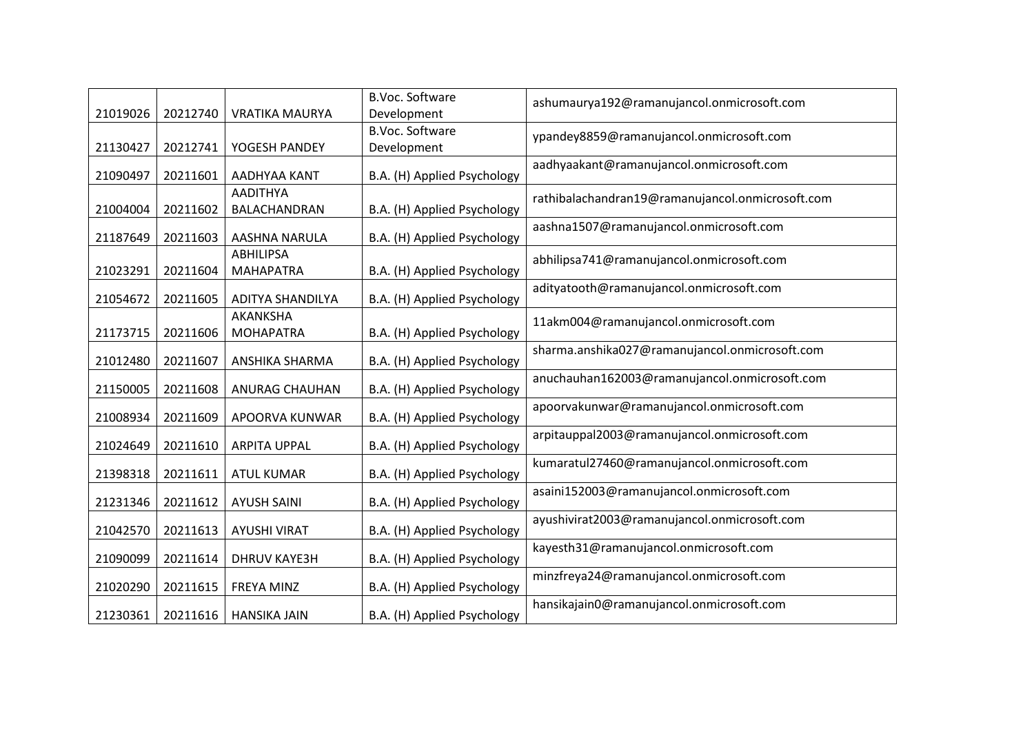| | | | | |
|---|---|---|---|---|
| 21019026 | 20212740 | VRATIKA MAURYA | B.Voc. Software Development | ashumaurya192@ramanujancol.onmicrosoft.com |
| 21130427 | 20212741 | YOGESH PANDEY | B.Voc. Software Development | ypandey8859@ramanujancol.onmicrosoft.com |
| 21090497 | 20211601 | AADHYAA KANT | B.A. (H) Applied Psychology | aadhyaakant@ramanujancol.onmicrosoft.com |
| 21004004 | 20211602 | AADITHYA BALACHANDRAN | B.A. (H) Applied Psychology | rathibalachandran19@ramanujancol.onmicrosoft.com |
| 21187649 | 20211603 | AASHNA NARULA | B.A. (H) Applied Psychology | aashna1507@ramanujancol.onmicrosoft.com |
| 21023291 | 20211604 | ABHILIPSA MAHAPATRA | B.A. (H) Applied Psychology | abhilipsa741@ramanujancol.onmicrosoft.com |
| 21054672 | 20211605 | ADITYA SHANDILYA | B.A. (H) Applied Psychology | adityatooth@ramanujancol.onmicrosoft.com |
| 21173715 | 20211606 | AKANKSHA MOHAPATRA | B.A. (H) Applied Psychology | 11akm004@ramanujancol.onmicrosoft.com |
| 21012480 | 20211607 | ANSHIKA SHARMA | B.A. (H) Applied Psychology | sharma.anshika027@ramanujancol.onmicrosoft.com |
| 21150005 | 20211608 | ANURAG CHAUHAN | B.A. (H) Applied Psychology | anuchauhan162003@ramanujancol.onmicrosoft.com |
| 21008934 | 20211609 | APOORVA KUNWAR | B.A. (H) Applied Psychology | apoorvakunwar@ramanujancol.onmicrosoft.com |
| 21024649 | 20211610 | ARPITA UPPAL | B.A. (H) Applied Psychology | arpitauppal2003@ramanujancol.onmicrosoft.com |
| 21398318 | 20211611 | ATUL KUMAR | B.A. (H) Applied Psychology | kumaratul27460@ramanujancol.onmicrosoft.com |
| 21231346 | 20211612 | AYUSH SAINI | B.A. (H) Applied Psychology | asaini152003@ramanujancol.onmicrosoft.com |
| 21042570 | 20211613 | AYUSHI VIRAT | B.A. (H) Applied Psychology | ayushivirat2003@ramanujancol.onmicrosoft.com |
| 21090099 | 20211614 | DHRUV KAYE3H | B.A. (H) Applied Psychology | kayesth31@ramanujancol.onmicrosoft.com |
| 21020290 | 20211615 | FREYA MINZ | B.A. (H) Applied Psychology | minzfreya24@ramanujancol.onmicrosoft.com |
| 21230361 | 20211616 | HANSIKA JAIN | B.A. (H) Applied Psychology | hansikajain0@ramanujancol.onmicrosoft.com |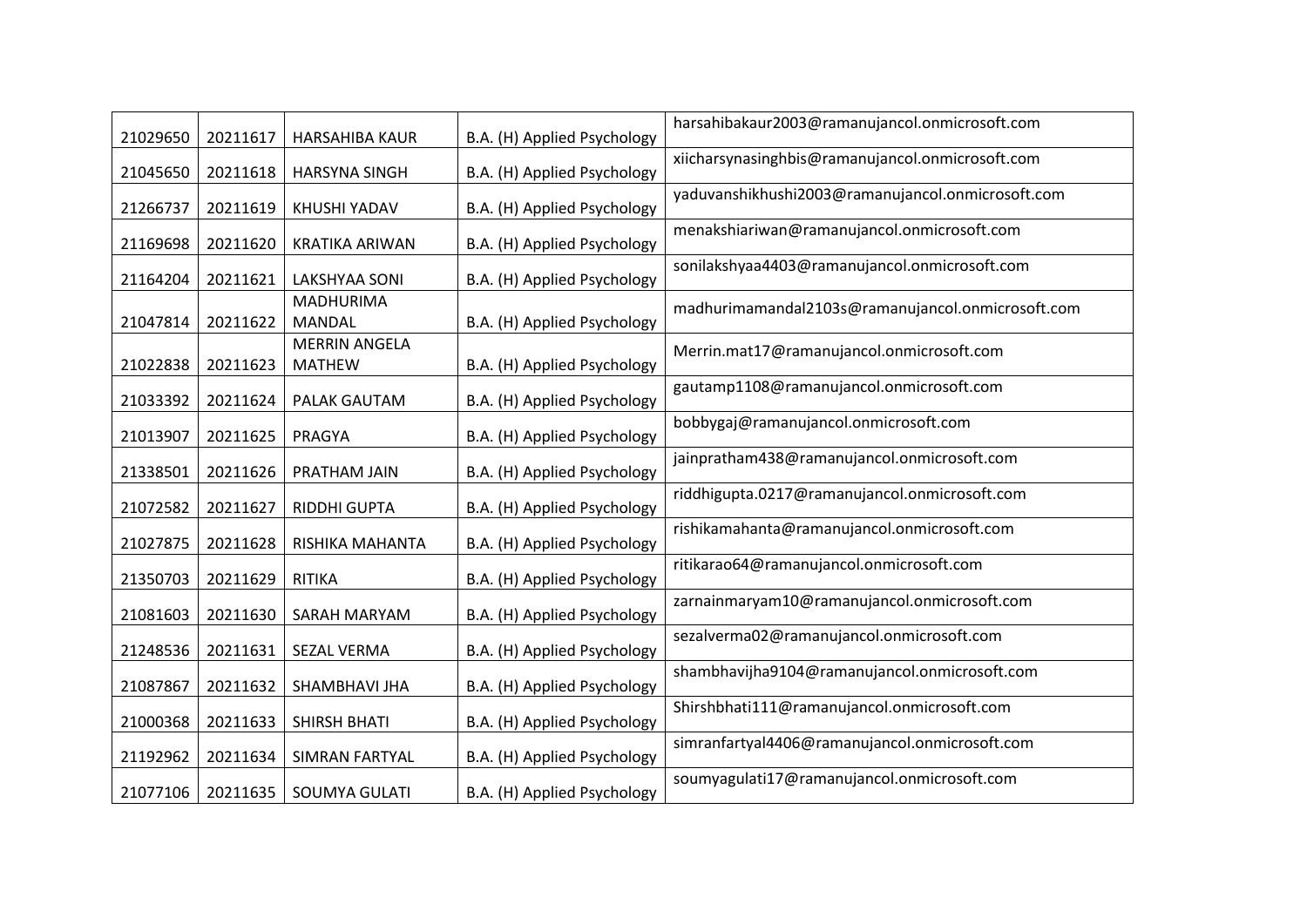| 21029650 | 20211617 | HARSAHIBA KAUR | B.A. (H) Applied Psychology | harsahibakaur2003@ramanujancol.onmicrosoft.com |
|---|---|---|---|---|
| 21045650 | 20211618 | HARSYNA SINGH | B.A. (H) Applied Psychology | xiicharsynasinghbis@ramanujancol.onmicrosoft.com |
| 21266737 | 20211619 | KHUSHI YADAV | B.A. (H) Applied Psychology | yaduvanshikhushi2003@ramanujancol.onmicrosoft.com |
| 21169698 | 20211620 | KRATIKA ARIWAN | B.A. (H) Applied Psychology | menakshiariwan@ramanujancol.onmicrosoft.com |
| 21164204 | 20211621 | LAKSHYAA SONI | B.A. (H) Applied Psychology | sonilakshyaa4403@ramanujancol.onmicrosoft.com |
| 21047814 | 20211622 | MADHURIMA MANDAL | B.A. (H) Applied Psychology | madhurimamandal2103s@ramanujancol.onmicrosoft.com |
| 21022838 | 20211623 | MERRIN ANGELA MATHEW | B.A. (H) Applied Psychology | Merrin.mat17@ramanujancol.onmicrosoft.com |
| 21033392 | 20211624 | PALAK GAUTAM | B.A. (H) Applied Psychology | gautamp1108@ramanujancol.onmicrosoft.com |
| 21013907 | 20211625 | PRAGYA | B.A. (H) Applied Psychology | bobbygaj@ramanujancol.onmicrosoft.com |
| 21338501 | 20211626 | PRATHAM JAIN | B.A. (H) Applied Psychology | jainpratham438@ramanujancol.onmicrosoft.com |
| 21072582 | 20211627 | RIDDHI GUPTA | B.A. (H) Applied Psychology | riddhigupta.0217@ramanujancol.onmicrosoft.com |
| 21027875 | 20211628 | RISHIKA MAHANTA | B.A. (H) Applied Psychology | rishikamahanta@ramanujancol.onmicrosoft.com |
| 21350703 | 20211629 | RITIKA | B.A. (H) Applied Psychology | ritikarao64@ramanujancol.onmicrosoft.com |
| 21081603 | 20211630 | SARAH MARYAM | B.A. (H) Applied Psychology | zarnainmaryam10@ramanujancol.onmicrosoft.com |
| 21248536 | 20211631 | SEZAL VERMA | B.A. (H) Applied Psychology | sezalverma02@ramanujancol.onmicrosoft.com |
| 21087867 | 20211632 | SHAMBHAVI JHA | B.A. (H) Applied Psychology | shambhavijha9104@ramanujancol.onmicrosoft.com |
| 21000368 | 20211633 | SHIRSH BHATI | B.A. (H) Applied Psychology | Shirshbhati111@ramanujancol.onmicrosoft.com |
| 21192962 | 20211634 | SIMRAN FARTYAL | B.A. (H) Applied Psychology | simranfartyal4406@ramanujancol.onmicrosoft.com |
| 21077106 | 20211635 | SOUMYA GULATI | B.A. (H) Applied Psychology | soumyagulati17@ramanujancol.onmicrosoft.com |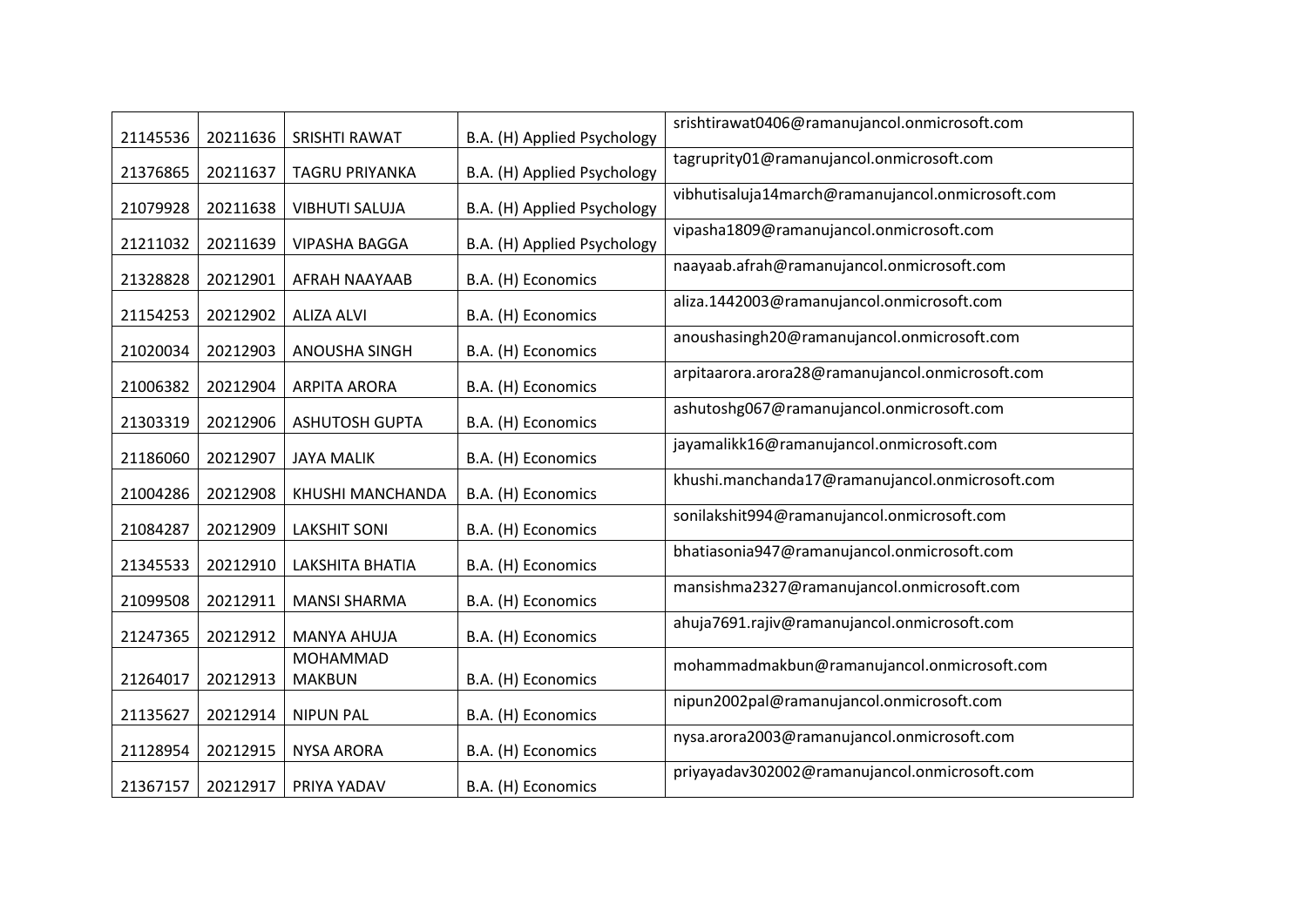| 21145536 | 20211636 | SRISHTI RAWAT | B.A. (H) Applied Psychology | srishtirawat0406@ramanujancol.onmicrosoft.com |
|---|---|---|---|---|
| 21376865 | 20211637 | TAGRU PRIYANKA | B.A. (H) Applied Psychology | tagruprity01@ramanujancol.onmicrosoft.com |
| 21079928 | 20211638 | VIBHUTI SALUJA | B.A. (H) Applied Psychology | vibhutisaluja14march@ramanujancol.onmicrosoft.com |
| 21211032 | 20211639 | VIPASHA BAGGA | B.A. (H) Applied Psychology | vipasha1809@ramanujancol.onmicrosoft.com |
| 21328828 | 20212901 | AFRAH NAAYAAB | B.A. (H) Economics | naayaab.afrah@ramanujancol.onmicrosoft.com |
| 21154253 | 20212902 | ALIZA ALVI | B.A. (H) Economics | aliza.1442003@ramanujancol.onmicrosoft.com |
| 21020034 | 20212903 | ANOUSHA SINGH | B.A. (H) Economics | anoushasingh20@ramanujancol.onmicrosoft.com |
| 21006382 | 20212904 | ARPITA ARORA | B.A. (H) Economics | arpitaarora.arora28@ramanujancol.onmicrosoft.com |
| 21303319 | 20212906 | ASHUTOSH GUPTA | B.A. (H) Economics | ashutoshg067@ramanujancol.onmicrosoft.com |
| 21186060 | 20212907 | JAYA MALIK | B.A. (H) Economics | jayamalikk16@ramanujancol.onmicrosoft.com |
| 21004286 | 20212908 | KHUSHI MANCHANDA | B.A. (H) Economics | khushi.manchanda17@ramanujancol.onmicrosoft.com |
| 21084287 | 20212909 | LAKSHIT SONI | B.A. (H) Economics | sonilakshit994@ramanujancol.onmicrosoft.com |
| 21345533 | 20212910 | LAKSHITA BHATIA | B.A. (H) Economics | bhatiasonia947@ramanujancol.onmicrosoft.com |
| 21099508 | 20212911 | MANSI SHARMA | B.A. (H) Economics | mansishma2327@ramanujancol.onmicrosoft.com |
| 21247365 | 20212912 | MANYA AHUJA | B.A. (H) Economics | ahuja7691.rajiv@ramanujancol.onmicrosoft.com |
| 21264017 | 20212913 | MOHAMMAD MAKBUN | B.A. (H) Economics | mohammadmakbun@ramanujancol.onmicrosoft.com |
| 21135627 | 20212914 | NIPUN PAL | B.A. (H) Economics | nipun2002pal@ramanujancol.onmicrosoft.com |
| 21128954 | 20212915 | NYSA ARORA | B.A. (H) Economics | nysa.arora2003@ramanujancol.onmicrosoft.com |
| 21367157 | 20212917 | PRIYA YADAV | B.A. (H) Economics | priyayadav302002@ramanujancol.onmicrosoft.com |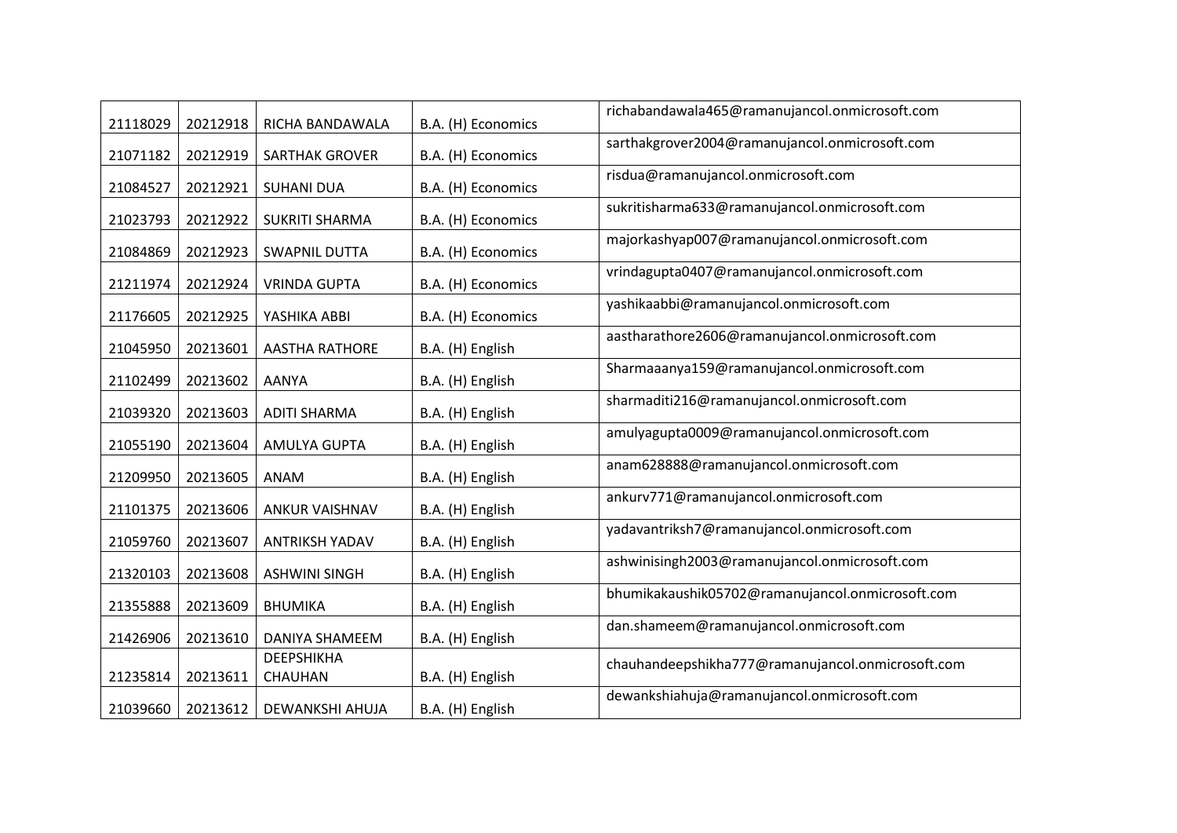| | | | | |
|---|---|---|---|---|
| 21118029 | 20212918 | RICHA BANDAWALA | B.A. (H) Economics | richabandawala465@ramanujancol.onmicrosoft.com |
| 21071182 | 20212919 | SARTHAK GROVER | B.A. (H) Economics | sarthakgrover2004@ramanujancol.onmicrosoft.com |
| 21084527 | 20212921 | SUHANI DUA | B.A. (H) Economics | risdua@ramanujancol.onmicrosoft.com |
| 21023793 | 20212922 | SUKRITI SHARMA | B.A. (H) Economics | sukritisharma633@ramanujancol.onmicrosoft.com |
| 21084869 | 20212923 | SWAPNIL DUTTA | B.A. (H) Economics | majorkashyap007@ramanujancol.onmicrosoft.com |
| 21211974 | 20212924 | VRINDA GUPTA | B.A. (H) Economics | vrindagupta0407@ramanujancol.onmicrosoft.com |
| 21176605 | 20212925 | YASHIKA ABBI | B.A. (H) Economics | yashikaabbi@ramanujancol.onmicrosoft.com |
| 21045950 | 20213601 | AASTHA RATHORE | B.A. (H) English | aastharathore2606@ramanujancol.onmicrosoft.com |
| 21102499 | 20213602 | AANYA | B.A. (H) English | Sharmaaanya159@ramanujancol.onmicrosoft.com |
| 21039320 | 20213603 | ADITI SHARMA | B.A. (H) English | sharmaditi216@ramanujancol.onmicrosoft.com |
| 21055190 | 20213604 | AMULYA GUPTA | B.A. (H) English | amulyagupta0009@ramanujancol.onmicrosoft.com |
| 21209950 | 20213605 | ANAM | B.A. (H) English | anam628888@ramanujancol.onmicrosoft.com |
| 21101375 | 20213606 | ANKUR VAISHNAV | B.A. (H) English | ankurv771@ramanujancol.onmicrosoft.com |
| 21059760 | 20213607 | ANTRIKSH YADAV | B.A. (H) English | yadavantriksh7@ramanujancol.onmicrosoft.com |
| 21320103 | 20213608 | ASHWINI SINGH | B.A. (H) English | ashwinisingh2003@ramanujancol.onmicrosoft.com |
| 21355888 | 20213609 | BHUMIKA | B.A. (H) English | bhumikakaushik05702@ramanujancol.onmicrosoft.com |
| 21426906 | 20213610 | DANIYA SHAMEEM | B.A. (H) English | dan.shameem@ramanujancol.onmicrosoft.com |
| 21235814 | 20213611 | DEEPSHIKHA CHAUHAN | B.A. (H) English | chauhandeepshikha777@ramanujancol.onmicrosoft.com |
| 21039660 | 20213612 | DEWANKSHI AHUJA | B.A. (H) English | dewankshiahuja@ramanujancol.onmicrosoft.com |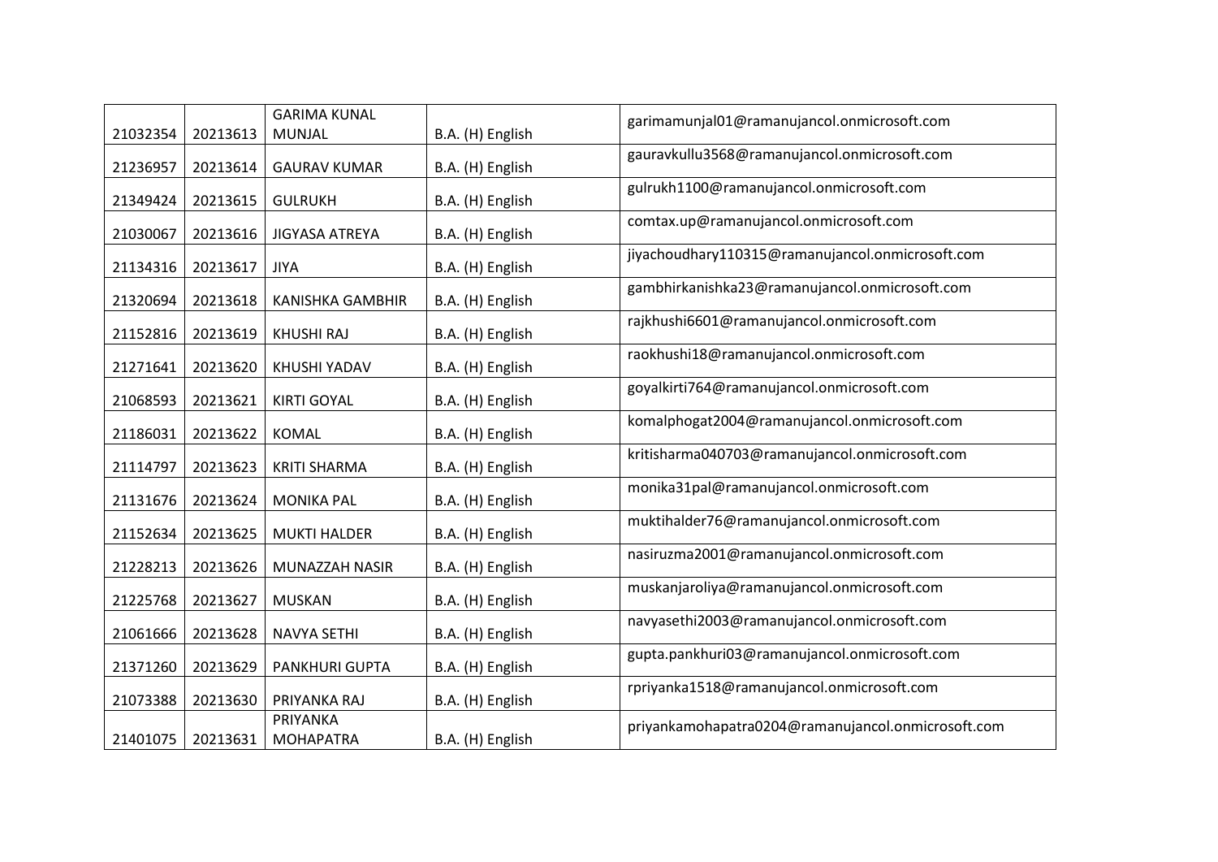| | | | | |
|---|---|---|---|---|
| 21032354 | 20213613 | GARIMA KUNAL MUNJAL | B.A. (H) English | garimamunjal01@ramanujancol.onmicrosoft.com |
| 21236957 | 20213614 | GAURAV KUMAR | B.A. (H) English | gauravkullu3568@ramanujancol.onmicrosoft.com |
| 21349424 | 20213615 | GULRUKH | B.A. (H) English | gulrukh1100@ramanujancol.onmicrosoft.com |
| 21030067 | 20213616 | JIGYASA ATREYA | B.A. (H) English | comtax.up@ramanujancol.onmicrosoft.com |
| 21134316 | 20213617 | JIYA | B.A. (H) English | jiyachoudhary110315@ramanujancol.onmicrosoft.com |
| 21320694 | 20213618 | KANISHKA GAMBHIR | B.A. (H) English | gambhirkanishka23@ramanujancol.onmicrosoft.com |
| 21152816 | 20213619 | KHUSHI RAJ | B.A. (H) English | rajkhushi6601@ramanujancol.onmicrosoft.com |
| 21271641 | 20213620 | KHUSHI YADAV | B.A. (H) English | raokhushi18@ramanujancol.onmicrosoft.com |
| 21068593 | 20213621 | KIRTI GOYAL | B.A. (H) English | goyalkirti764@ramanujancol.onmicrosoft.com |
| 21186031 | 20213622 | KOMAL | B.A. (H) English | komalphogat2004@ramanujancol.onmicrosoft.com |
| 21114797 | 20213623 | KRITI SHARMA | B.A. (H) English | kritisharma040703@ramanujancol.onmicrosoft.com |
| 21131676 | 20213624 | MONIKA PAL | B.A. (H) English | monika31pal@ramanujancol.onmicrosoft.com |
| 21152634 | 20213625 | MUKTI HALDER | B.A. (H) English | muktihalder76@ramanujancol.onmicrosoft.com |
| 21228213 | 20213626 | MUNAZZAH NASIR | B.A. (H) English | nasiruzma2001@ramanujancol.onmicrosoft.com |
| 21225768 | 20213627 | MUSKAN | B.A. (H) English | muskanjaroliya@ramanujancol.onmicrosoft.com |
| 21061666 | 20213628 | NAVYA SETHI | B.A. (H) English | navyasethi2003@ramanujancol.onmicrosoft.com |
| 21371260 | 20213629 | PANKHURI GUPTA | B.A. (H) English | gupta.pankhuri03@ramanujancol.onmicrosoft.com |
| 21073388 | 20213630 | PRIYANKA RAJ | B.A. (H) English | rpriyanka1518@ramanujancol.onmicrosoft.com |
| 21401075 | 20213631 | PRIYANKA MOHAPATRA | B.A. (H) English | priyankamohapatra0204@ramanujancol.onmicrosoft.com |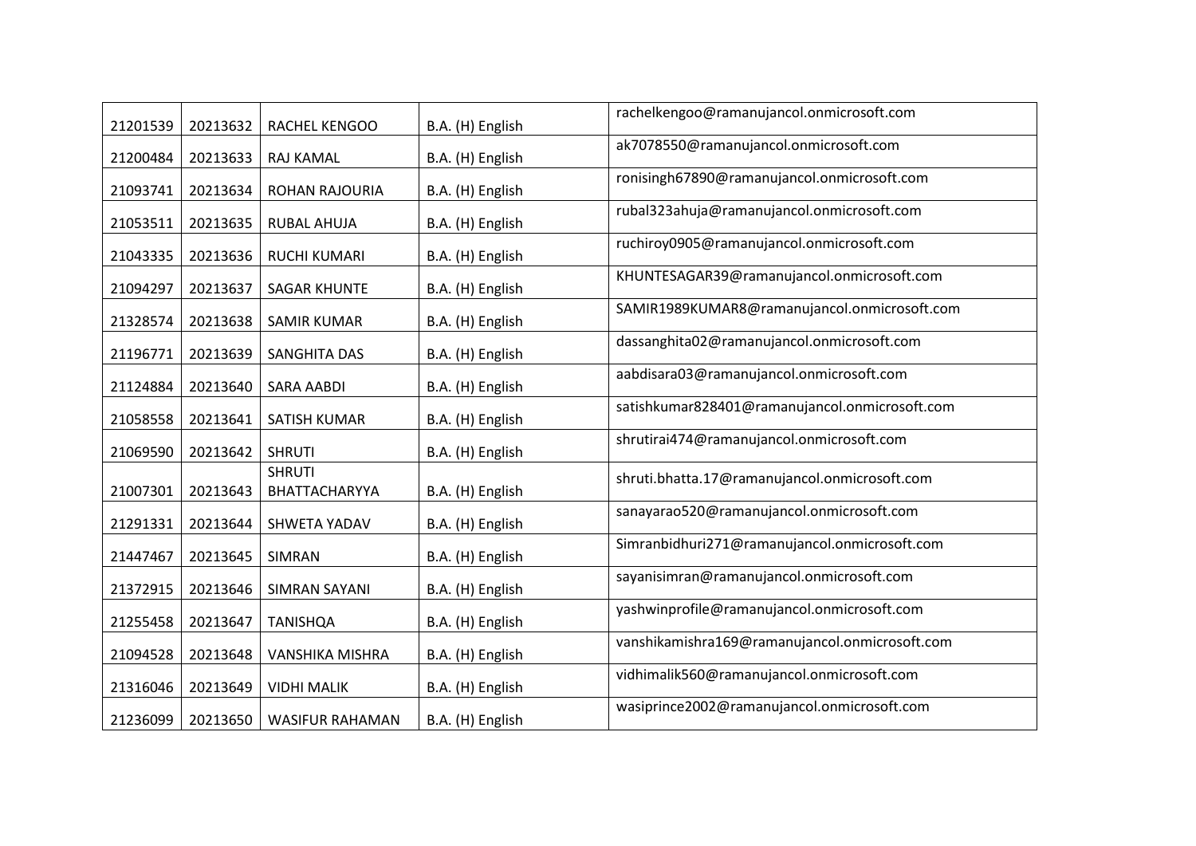| | | | | |
|---|---|---|---|---|
| 21201539 | 20213632 | RACHEL KENGOO | B.A. (H) English | rachelkengoo@ramanujancol.onmicrosoft.com |
| 21200484 | 20213633 | RAJ KAMAL | B.A. (H) English | ak7078550@ramanujancol.onmicrosoft.com |
| 21093741 | 20213634 | ROHAN RAJOURIA | B.A. (H) English | ronisingh67890@ramanujancol.onmicrosoft.com |
| 21053511 | 20213635 | RUBAL AHUJA | B.A. (H) English | rubal323ahuja@ramanujancol.onmicrosoft.com |
| 21043335 | 20213636 | RUCHI KUMARI | B.A. (H) English | ruchiroy0905@ramanujancol.onmicrosoft.com |
| 21094297 | 20213637 | SAGAR KHUNTE | B.A. (H) English | KHUNTESAGAR39@ramanujancol.onmicrosoft.com |
| 21328574 | 20213638 | SAMIR KUMAR | B.A. (H) English | SAMIR1989KUMAR8@ramanujancol.onmicrosoft.com |
| 21196771 | 20213639 | SANGHITA DAS | B.A. (H) English | dassanghita02@ramanujancol.onmicrosoft.com |
| 21124884 | 20213640 | SARA AABDI | B.A. (H) English | aabdisara03@ramanujancol.onmicrosoft.com |
| 21058558 | 20213641 | SATISH KUMAR | B.A. (H) English | satishkumar828401@ramanujancol.onmicrosoft.com |
| 21069590 | 20213642 | SHRUTI | B.A. (H) English | shrutirai474@ramanujancol.onmicrosoft.com |
| 21007301 | 20213643 | SHRUTI BHATTACHARYYA | B.A. (H) English | shruti.bhatta.17@ramanujancol.onmicrosoft.com |
| 21291331 | 20213644 | SHWETA YADAV | B.A. (H) English | sanayarao520@ramanujancol.onmicrosoft.com |
| 21447467 | 20213645 | SIMRAN | B.A. (H) English | Simranbidhuri271@ramanujancol.onmicrosoft.com |
| 21372915 | 20213646 | SIMRAN SAYANI | B.A. (H) English | sayanisimran@ramanujancol.onmicrosoft.com |
| 21255458 | 20213647 | TANISHQA | B.A. (H) English | yashwinprofile@ramanujancol.onmicrosoft.com |
| 21094528 | 20213648 | VANSHIKA MISHRA | B.A. (H) English | vanshikamishra169@ramanujancol.onmicrosoft.com |
| 21316046 | 20213649 | VIDHI MALIK | B.A. (H) English | vidhimalik560@ramanujancol.onmicrosoft.com |
| 21236099 | 20213650 | WASIFUR RAHAMAN | B.A. (H) English | wasiprince2002@ramanujancol.onmicrosoft.com |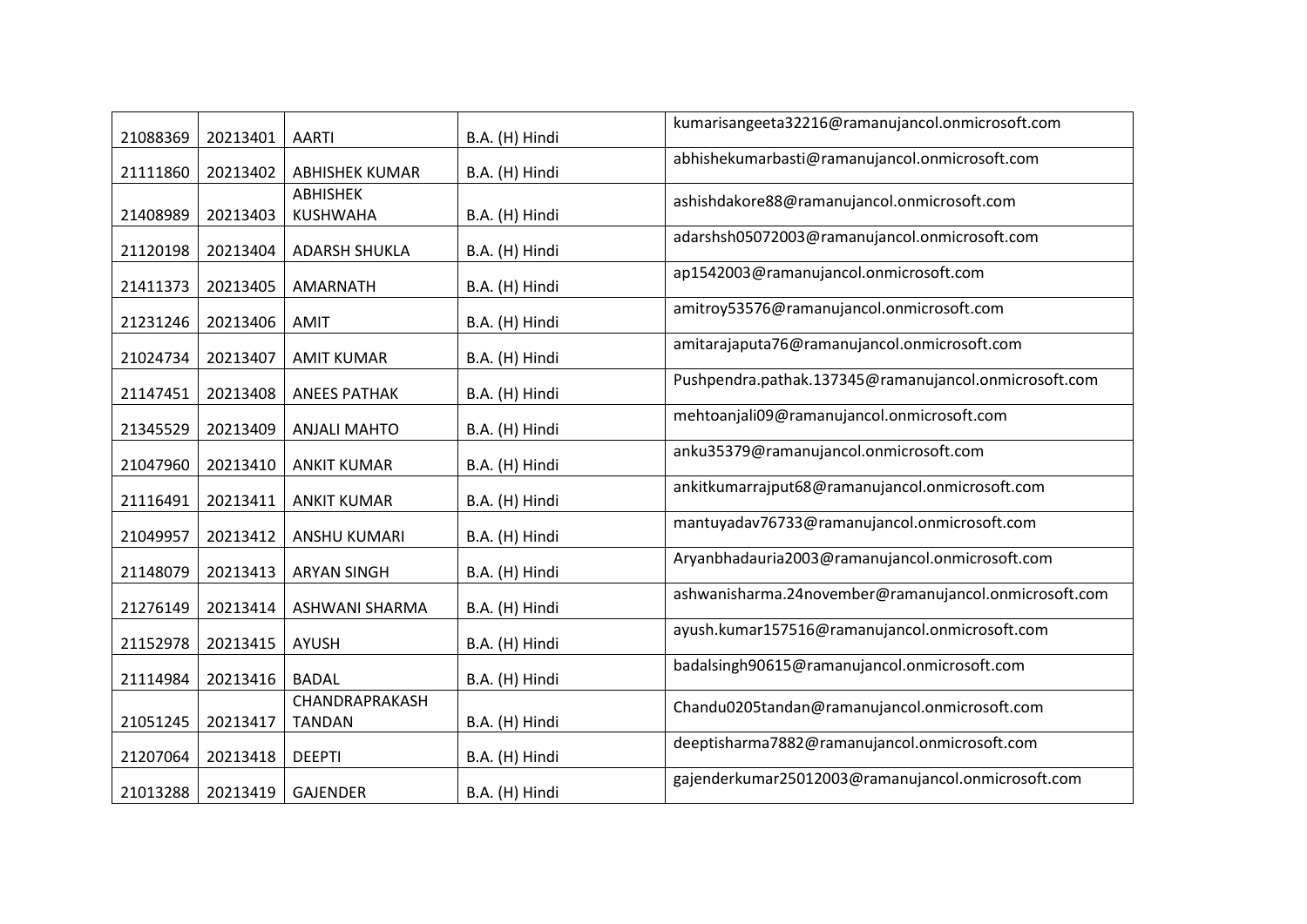| | | | | |
|---|---|---|---|---|
| 21088369 | 20213401 | AARTI | B.A. (H) Hindi | kumarisangeeta32216@ramanujancol.onmicrosoft.com |
| 21111860 | 20213402 | ABHISHEK KUMAR | B.A. (H) Hindi | abhishekumarbasti@ramanujancol.onmicrosoft.com |
| 21408989 | 20213403 | ABHISHEK KUSHWAHA | B.A. (H) Hindi | ashishdakore88@ramanujancol.onmicrosoft.com |
| 21120198 | 20213404 | ADARSH SHUKLA | B.A. (H) Hindi | adarshsh05072003@ramanujancol.onmicrosoft.com |
| 21411373 | 20213405 | AMARNATH | B.A. (H) Hindi | ap1542003@ramanujancol.onmicrosoft.com |
| 21231246 | 20213406 | AMIT | B.A. (H) Hindi | amitroy53576@ramanujancol.onmicrosoft.com |
| 21024734 | 20213407 | AMIT KUMAR | B.A. (H) Hindi | amitarajaputa76@ramanujancol.onmicrosoft.com |
| 21147451 | 20213408 | ANEES PATHAK | B.A. (H) Hindi | Pushpendra.pathak.137345@ramanujancol.onmicrosoft.com |
| 21345529 | 20213409 | ANJALI MAHTO | B.A. (H) Hindi | mehtoanjali09@ramanujancol.onmicrosoft.com |
| 21047960 | 20213410 | ANKIT KUMAR | B.A. (H) Hindi | anku35379@ramanujancol.onmicrosoft.com |
| 21116491 | 20213411 | ANKIT KUMAR | B.A. (H) Hindi | ankitkumarrajput68@ramanujancol.onmicrosoft.com |
| 21049957 | 20213412 | ANSHU KUMARI | B.A. (H) Hindi | mantuyadav76733@ramanujancol.onmicrosoft.com |
| 21148079 | 20213413 | ARYAN SINGH | B.A. (H) Hindi | Aryanbhadauria2003@ramanujancol.onmicrosoft.com |
| 21276149 | 20213414 | ASHWANI SHARMA | B.A. (H) Hindi | ashwanisharma.24november@ramanujancol.onmicrosoft.com |
| 21152978 | 20213415 | AYUSH | B.A. (H) Hindi | ayush.kumar157516@ramanujancol.onmicrosoft.com |
| 21114984 | 20213416 | BADAL | B.A. (H) Hindi | badalsingh90615@ramanujancol.onmicrosoft.com |
| 21051245 | 20213417 | CHANDRAPRAKASH TANDAN | B.A. (H) Hindi | Chandu0205tandan@ramanujancol.onmicrosoft.com |
| 21207064 | 20213418 | DEEPTI | B.A. (H) Hindi | deeptisharma7882@ramanujancol.onmicrosoft.com |
| 21013288 | 20213419 | GAJENDER | B.A. (H) Hindi | gajenderkumar25012003@ramanujancol.onmicrosoft.com |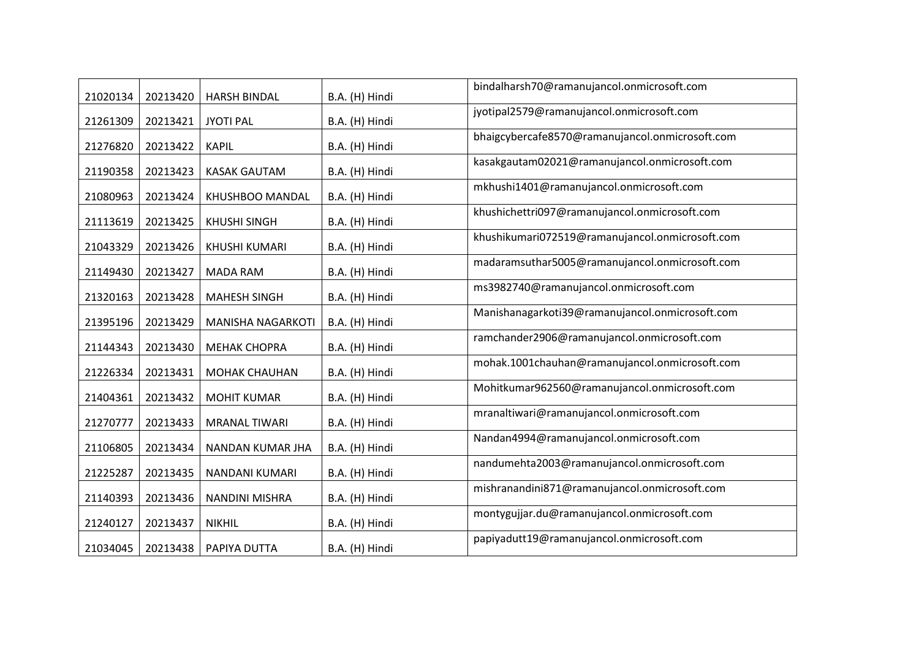| 21020134 | 20213420 | HARSH BINDAL | B.A. (H) Hindi | bindalharsh70@ramanujancol.onmicrosoft.com |
|---|---|---|---|---|
| 21261309 | 20213421 | JYOTI PAL | B.A. (H) Hindi | jyotipal2579@ramanujancol.onmicrosoft.com |
| 21276820 | 20213422 | KAPIL | B.A. (H) Hindi | bhaigcybercafe8570@ramanujancol.onmicrosoft.com |
| 21190358 | 20213423 | KASAK GAUTAM | B.A. (H) Hindi | kasakgautam02021@ramanujancol.onmicrosoft.com |
| 21080963 | 20213424 | KHUSHBOO MANDAL | B.A. (H) Hindi | mkhushi1401@ramanujancol.onmicrosoft.com |
| 21113619 | 20213425 | KHUSHI SINGH | B.A. (H) Hindi | khushichettri097@ramanujancol.onmicrosoft.com |
| 21043329 | 20213426 | KHUSHI KUMARI | B.A. (H) Hindi | khushikumari072519@ramanujancol.onmicrosoft.com |
| 21149430 | 20213427 | MADA RAM | B.A. (H) Hindi | madaramsuthar5005@ramanujancol.onmicrosoft.com |
| 21320163 | 20213428 | MAHESH SINGH | B.A. (H) Hindi | ms3982740@ramanujancol.onmicrosoft.com |
| 21395196 | 20213429 | MANISHA NAGARKOTI | B.A. (H) Hindi | Manishanagarkoti39@ramanujancol.onmicrosoft.com |
| 21144343 | 20213430 | MEHAK CHOPRA | B.A. (H) Hindi | ramchander2906@ramanujancol.onmicrosoft.com |
| 21226334 | 20213431 | MOHAK CHAUHAN | B.A. (H) Hindi | mohak.1001chauhan@ramanujancol.onmicrosoft.com |
| 21404361 | 20213432 | MOHIT KUMAR | B.A. (H) Hindi | Mohitkumar962560@ramanujancol.onmicrosoft.com |
| 21270777 | 20213433 | MRANAL TIWARI | B.A. (H) Hindi | mranaltiwari@ramanujancol.onmicrosoft.com |
| 21106805 | 20213434 | NANDAN KUMAR JHA | B.A. (H) Hindi | Nandan4994@ramanujancol.onmicrosoft.com |
| 21225287 | 20213435 | NANDANI KUMARI | B.A. (H) Hindi | nandumehta2003@ramanujancol.onmicrosoft.com |
| 21140393 | 20213436 | NANDINI MISHRA | B.A. (H) Hindi | mishranandini871@ramanujancol.onmicrosoft.com |
| 21240127 | 20213437 | NIKHIL | B.A. (H) Hindi | montygujjar.du@ramanujancol.onmicrosoft.com |
| 21034045 | 20213438 | PAPIYA DUTTA | B.A. (H) Hindi | papiyadutt19@ramanujancol.onmicrosoft.com |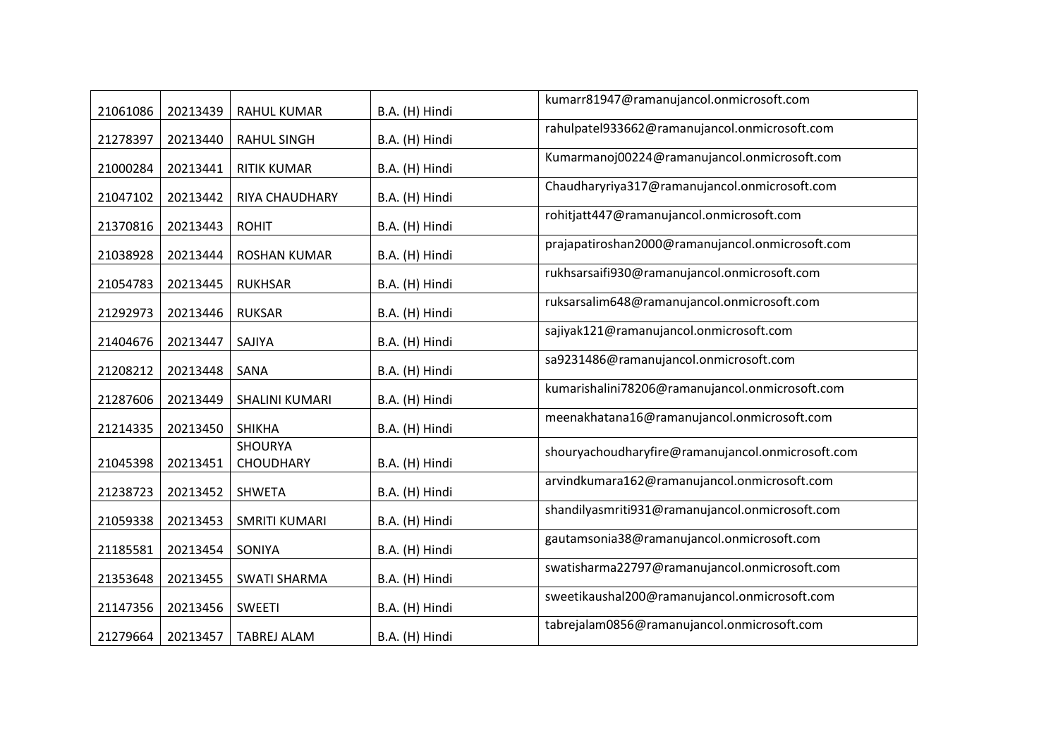| 21061086 | 20213439 | RAHUL KUMAR | B.A. (H) Hindi | kumarr81947@ramanujancol.onmicrosoft.com |
|---|---|---|---|---|
| 21278397 | 20213440 | RAHUL SINGH | B.A. (H) Hindi | rahulpatel933662@ramanujancol.onmicrosoft.com |
| 21000284 | 20213441 | RITIK KUMAR | B.A. (H) Hindi | Kumarmanoj00224@ramanujancol.onmicrosoft.com |
| 21047102 | 20213442 | RIYA CHAUDHARY | B.A. (H) Hindi | Chaudharyriya317@ramanujancol.onmicrosoft.com |
| 21370816 | 20213443 | ROHIT | B.A. (H) Hindi | rohitjatt447@ramanujancol.onmicrosoft.com |
| 21038928 | 20213444 | ROSHAN KUMAR | B.A. (H) Hindi | prajapatiroshan2000@ramanujancol.onmicrosoft.com |
| 21054783 | 20213445 | RUKHSAR | B.A. (H) Hindi | rukhsarsaifi930@ramanujancol.onmicrosoft.com |
| 21292973 | 20213446 | RUKSAR | B.A. (H) Hindi | ruksarsalim648@ramanujancol.onmicrosoft.com |
| 21404676 | 20213447 | SAJIYA | B.A. (H) Hindi | sajiyak121@ramanujancol.onmicrosoft.com |
| 21208212 | 20213448 | SANA | B.A. (H) Hindi | sa9231486@ramanujancol.onmicrosoft.com |
| 21287606 | 20213449 | SHALINI KUMARI | B.A. (H) Hindi | kumarishalini78206@ramanujancol.onmicrosoft.com |
| 21214335 | 20213450 | SHIKHA | B.A. (H) Hindi | meenakhatana16@ramanujancol.onmicrosoft.com |
| 21045398 | 20213451 | SHOURYA CHOUDHARY | B.A. (H) Hindi | shouryachoudharyfire@ramanujancol.onmicrosoft.com |
| 21238723 | 20213452 | SHWETA | B.A. (H) Hindi | arvindkumara162@ramanujancol.onmicrosoft.com |
| 21059338 | 20213453 | SMRITI KUMARI | B.A. (H) Hindi | shandilyasmriti931@ramanujancol.onmicrosoft.com |
| 21185581 | 20213454 | SONIYA | B.A. (H) Hindi | gautamsonia38@ramanujancol.onmicrosoft.com |
| 21353648 | 20213455 | SWATI SHARMA | B.A. (H) Hindi | swatisharma22797@ramanujancol.onmicrosoft.com |
| 21147356 | 20213456 | SWEETI | B.A. (H) Hindi | sweetikaushal200@ramanujancol.onmicrosoft.com |
| 21279664 | 20213457 | TABREJ ALAM | B.A. (H) Hindi | tabrejalam0856@ramanujancol.onmicrosoft.com |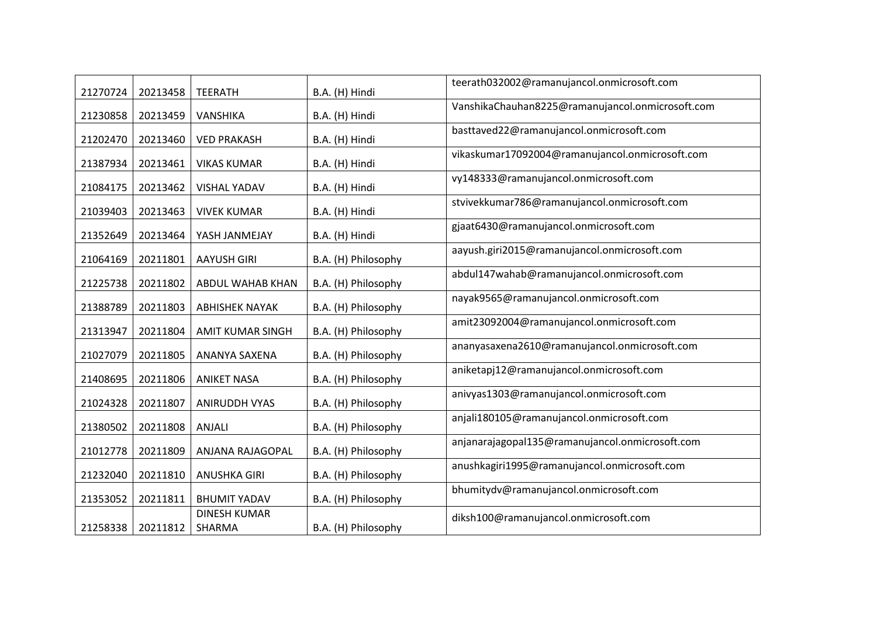| 21270724 | 20213458 | TEERATH | B.A. (H) Hindi | teerath032002@ramanujancol.onmicrosoft.com |
|---|---|---|---|---|
| 21230858 | 20213459 | VANSHIKA | B.A. (H) Hindi | VanshikaChauhan8225@ramanujancol.onmicrosoft.com |
| 21202470 | 20213460 | VED PRAKASH | B.A. (H) Hindi | basttaved22@ramanujancol.onmicrosoft.com |
| 21387934 | 20213461 | VIKAS KUMAR | B.A. (H) Hindi | vikaskumar17092004@ramanujancol.onmicrosoft.com |
| 21084175 | 20213462 | VISHAL YADAV | B.A. (H) Hindi | vy148333@ramanujancol.onmicrosoft.com |
| 21039403 | 20213463 | VIVEK KUMAR | B.A. (H) Hindi | stvivekkumar786@ramanujancol.onmicrosoft.com |
| 21352649 | 20213464 | YASH JANMEJAY | B.A. (H) Hindi | gjaat6430@ramanujancol.onmicrosoft.com |
| 21064169 | 20211801 | AAYUSH GIRI | B.A. (H) Philosophy | aayush.giri2015@ramanujancol.onmicrosoft.com |
| 21225738 | 20211802 | ABDUL WAHAB KHAN | B.A. (H) Philosophy | abdul147wahab@ramanujancol.onmicrosoft.com |
| 21388789 | 20211803 | ABHISHEK NAYAK | B.A. (H) Philosophy | nayak9565@ramanujancol.onmicrosoft.com |
| 21313947 | 20211804 | AMIT KUMAR SINGH | B.A. (H) Philosophy | amit23092004@ramanujancol.onmicrosoft.com |
| 21027079 | 20211805 | ANANYA SAXENA | B.A. (H) Philosophy | ananyasaxena2610@ramanujancol.onmicrosoft.com |
| 21408695 | 20211806 | ANIKET NASA | B.A. (H) Philosophy | aniketapj12@ramanujancol.onmicrosoft.com |
| 21024328 | 20211807 | ANIRUDDH VYAS | B.A. (H) Philosophy | anivyas1303@ramanujancol.onmicrosoft.com |
| 21380502 | 20211808 | ANJALI | B.A. (H) Philosophy | anjali180105@ramanujancol.onmicrosoft.com |
| 21012778 | 20211809 | ANJANA RAJAGOPAL | B.A. (H) Philosophy | anjanarajagopal135@ramanujancol.onmicrosoft.com |
| 21232040 | 20211810 | ANUSHKA GIRI | B.A. (H) Philosophy | anushkagiri1995@ramanujancol.onmicrosoft.com |
| 21353052 | 20211811 | BHUMIT YADAV | B.A. (H) Philosophy | bhumitydv@ramanujancol.onmicrosoft.com |
| 21258338 | 20211812 | DINESH KUMAR SHARMA | B.A. (H) Philosophy | diksh100@ramanujancol.onmicrosoft.com |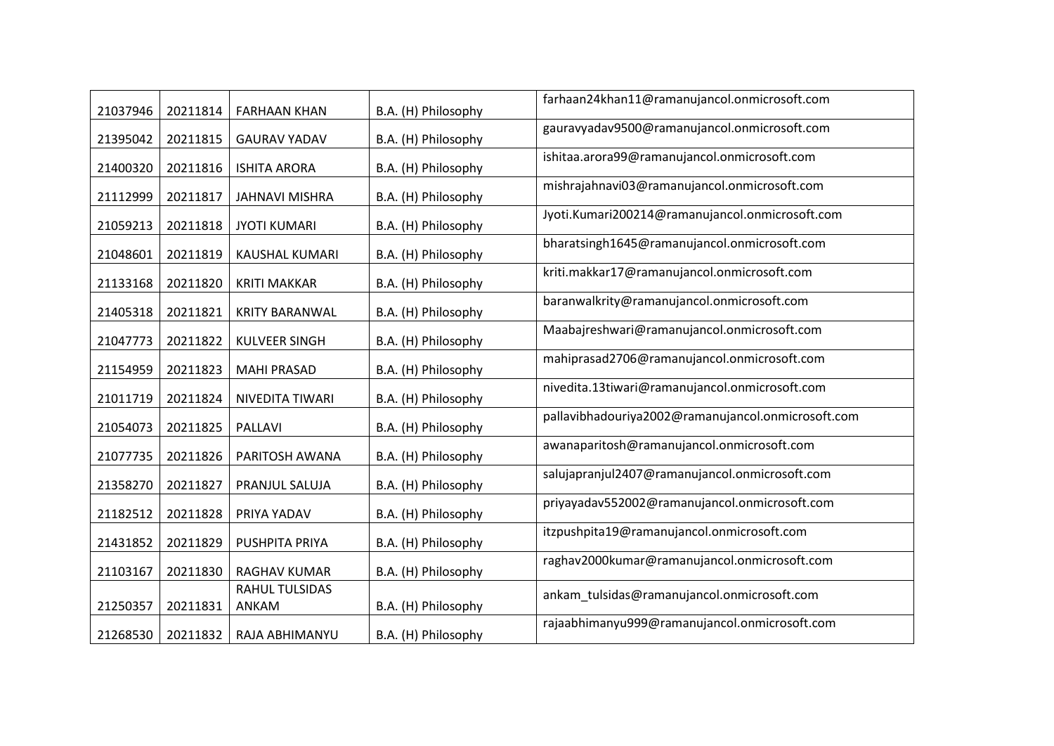| 21037946 | 20211814 | FARHAAN KHAN | B.A. (H) Philosophy | farhaan24khan11@ramanujancol.onmicrosoft.com |
|---|---|---|---|---|
| 21395042 | 20211815 | GAURAV YADAV | B.A. (H) Philosophy | gauravyadav9500@ramanujancol.onmicrosoft.com |
| 21400320 | 20211816 | ISHITA ARORA | B.A. (H) Philosophy | ishitaa.arora99@ramanujancol.onmicrosoft.com |
| 21112999 | 20211817 | JAHNAVI MISHRA | B.A. (H) Philosophy | mishrajahnavi03@ramanujancol.onmicrosoft.com |
| 21059213 | 20211818 | JYOTI KUMARI | B.A. (H) Philosophy | Jyoti.Kumari200214@ramanujancol.onmicrosoft.com |
| 21048601 | 20211819 | KAUSHAL KUMARI | B.A. (H) Philosophy | bharatsingh1645@ramanujancol.onmicrosoft.com |
| 21133168 | 20211820 | KRITI MAKKAR | B.A. (H) Philosophy | kriti.makkar17@ramanujancol.onmicrosoft.com |
| 21405318 | 20211821 | KRITY BARANWAL | B.A. (H) Philosophy | baranwalkrity@ramanujancol.onmicrosoft.com |
| 21047773 | 20211822 | KULVEER SINGH | B.A. (H) Philosophy | Maabajreshwari@ramanujancol.onmicrosoft.com |
| 21154959 | 20211823 | MAHI PRASAD | B.A. (H) Philosophy | mahiprasad2706@ramanujancol.onmicrosoft.com |
| 21011719 | 20211824 | NIVEDITA TIWARI | B.A. (H) Philosophy | nivedita.13tiwari@ramanujancol.onmicrosoft.com |
| 21054073 | 20211825 | PALLAVI | B.A. (H) Philosophy | pallavibhadouriya2002@ramanujancol.onmicrosoft.com |
| 21077735 | 20211826 | PARITOSH AWANA | B.A. (H) Philosophy | awanaparitosh@ramanujancol.onmicrosoft.com |
| 21358270 | 20211827 | PRANJUL SALUJA | B.A. (H) Philosophy | salujapranjul2407@ramanujancol.onmicrosoft.com |
| 21182512 | 20211828 | PRIYA YADAV | B.A. (H) Philosophy | priyayadav552002@ramanujancol.onmicrosoft.com |
| 21431852 | 20211829 | PUSHPITA PRIYA | B.A. (H) Philosophy | itzpushpita19@ramanujancol.onmicrosoft.com |
| 21103167 | 20211830 | RAGHAV KUMAR | B.A. (H) Philosophy | raghav2000kumar@ramanujancol.onmicrosoft.com |
| 21250357 | 20211831 | RAHUL TULSIDAS ANKAM | B.A. (H) Philosophy | ankam_tulsidas@ramanujancol.onmicrosoft.com |
| 21268530 | 20211832 | RAJA ABHIMANYU | B.A. (H) Philosophy | rajaabhimanyu999@ramanujancol.onmicrosoft.com |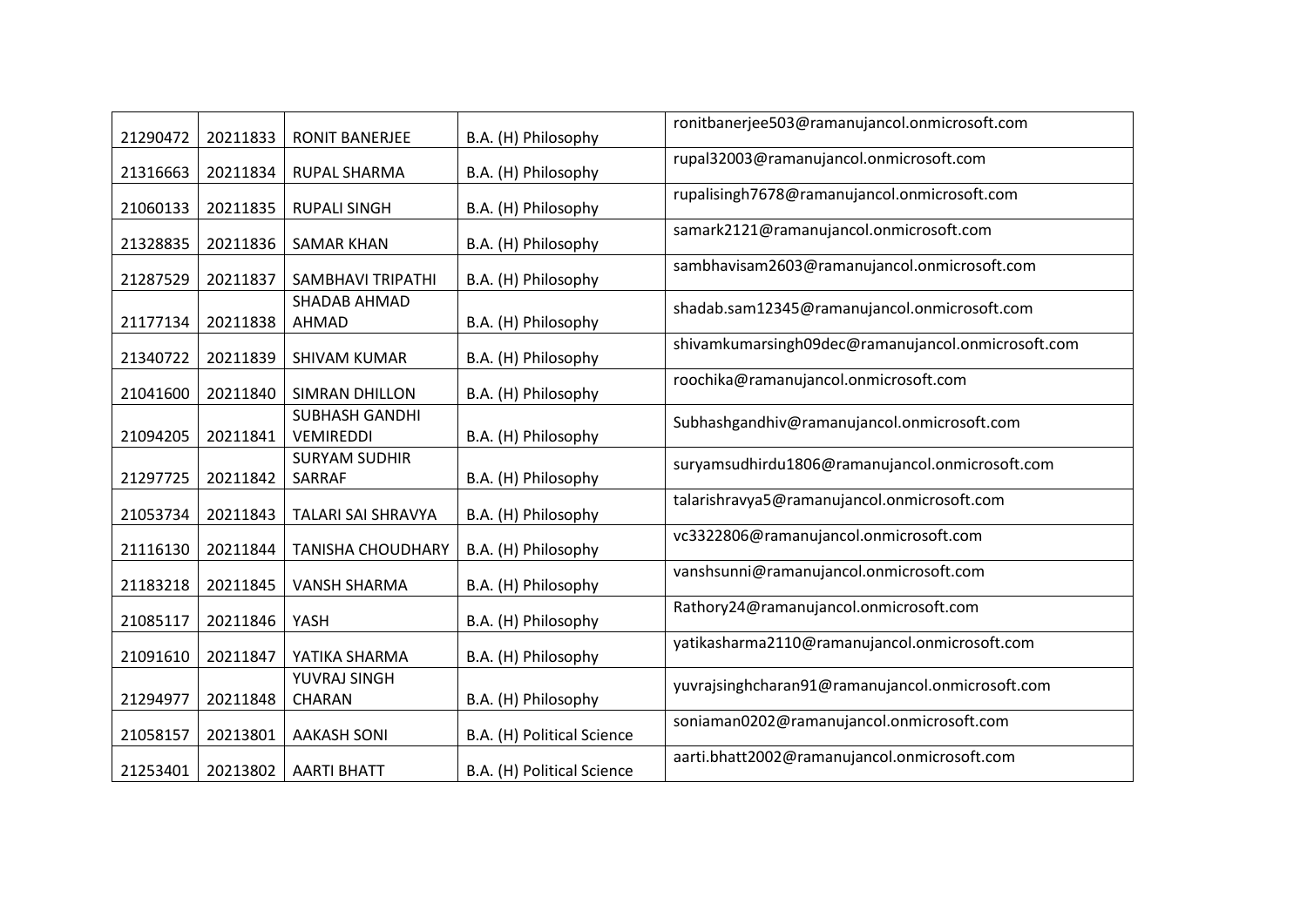| | | | | |
|---|---|---|---|---|
| 21290472 | 20211833 | RONIT BANERJEE | B.A. (H) Philosophy | ronitbanerjee503@ramanujancol.onmicrosoft.com |
| 21316663 | 20211834 | RUPAL SHARMA | B.A. (H) Philosophy | rupal32003@ramanujancol.onmicrosoft.com |
| 21060133 | 20211835 | RUPALI SINGH | B.A. (H) Philosophy | rupalisingh7678@ramanujancol.onmicrosoft.com |
| 21328835 | 20211836 | SAMAR KHAN | B.A. (H) Philosophy | samark2121@ramanujancol.onmicrosoft.com |
| 21287529 | 20211837 | SAMBHAVI TRIPATHI | B.A. (H) Philosophy | sambhavisam2603@ramanujancol.onmicrosoft.com |
| 21177134 | 20211838 | SHADAB AHMAD AHMAD | B.A. (H) Philosophy | shadab.sam12345@ramanujancol.onmicrosoft.com |
| 21340722 | 20211839 | SHIVAM KUMAR | B.A. (H) Philosophy | shivamkumarsingh09dec@ramanujancol.onmicrosoft.com |
| 21041600 | 20211840 | SIMRAN DHILLON | B.A. (H) Philosophy | roochika@ramanujancol.onmicrosoft.com |
| 21094205 | 20211841 | SUBHASH GANDHI VEMIREDDI | B.A. (H) Philosophy | Subhashgandhiv@ramanujancol.onmicrosoft.com |
| 21297725 | 20211842 | SURYAM SUDHIR SARRAF | B.A. (H) Philosophy | suryamsudhirdu1806@ramanujancol.onmicrosoft.com |
| 21053734 | 20211843 | TALARI SAI SHRAVYA | B.A. (H) Philosophy | talarishravya5@ramanujancol.onmicrosoft.com |
| 21116130 | 20211844 | TANISHA CHOUDHARY | B.A. (H) Philosophy | vc3322806@ramanujancol.onmicrosoft.com |
| 21183218 | 20211845 | VANSH SHARMA | B.A. (H) Philosophy | vanshsunni@ramanujancol.onmicrosoft.com |
| 21085117 | 20211846 | YASH | B.A. (H) Philosophy | Rathory24@ramanujancol.onmicrosoft.com |
| 21091610 | 20211847 | YATIKA SHARMA | B.A. (H) Philosophy | yatikasharma2110@ramanujancol.onmicrosoft.com |
| 21294977 | 20211848 | YUVRAJ SINGH CHARAN | B.A. (H) Philosophy | yuvrajsinghcharan91@ramanujancol.onmicrosoft.com |
| 21058157 | 20213801 | AAKASH SONI | B.A. (H) Political Science | soniaman0202@ramanujancol.onmicrosoft.com |
| 21253401 | 20213802 | AARTI BHATT | B.A. (H) Political Science | aarti.bhatt2002@ramanujancol.onmicrosoft.com |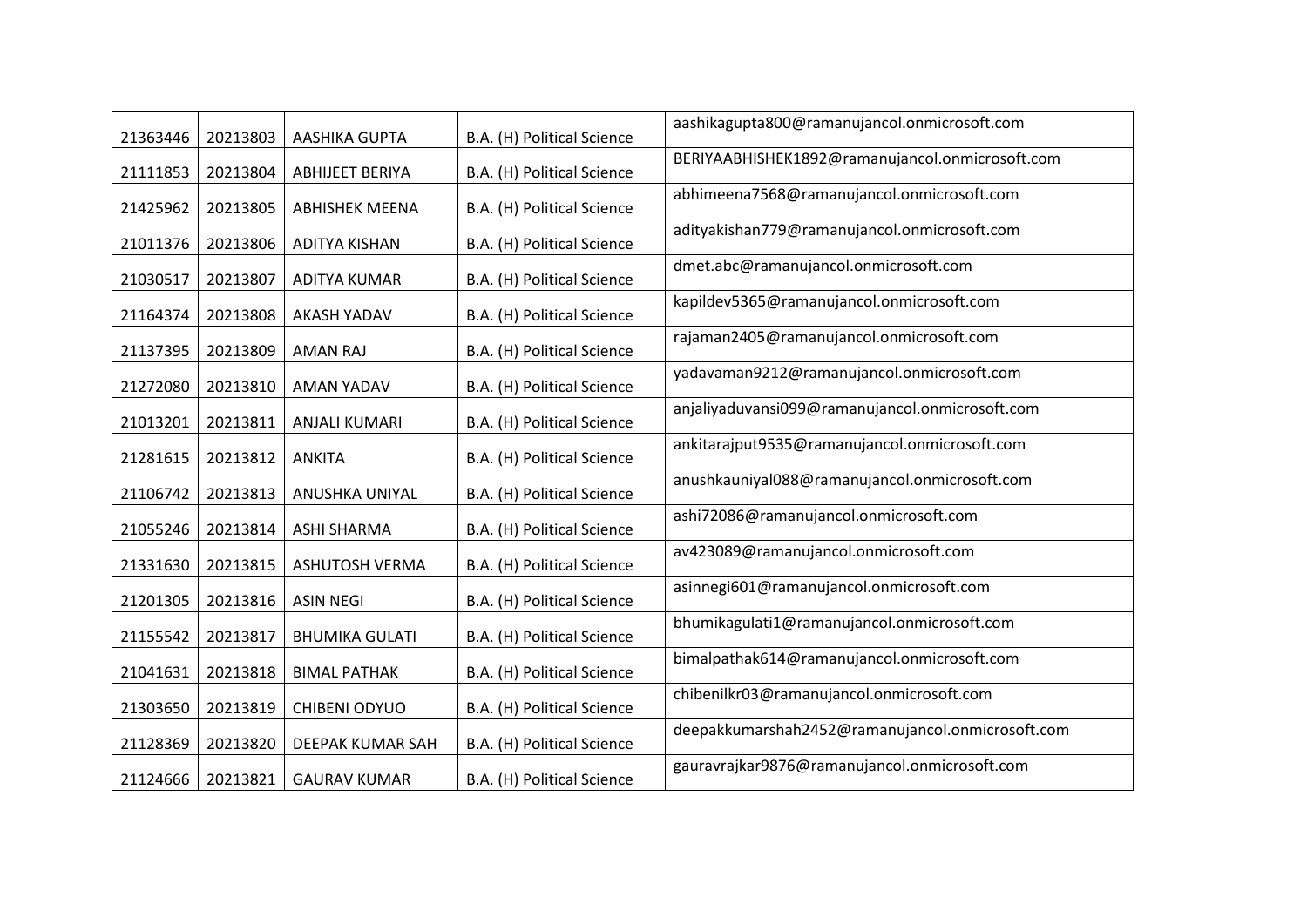| 21363446 | 20213803 | AASHIKA GUPTA | B.A. (H) Political Science | aashikagupta800@ramanujancol.onmicrosoft.com |
|---|---|---|---|---|
| 21111853 | 20213804 | ABHIJEET BERIYA | B.A. (H) Political Science | BERIYAABHISHEK1892@ramanujancol.onmicrosoft.com |
| 21425962 | 20213805 | ABHISHEK MEENA | B.A. (H) Political Science | abhimeena7568@ramanujancol.onmicrosoft.com |
| 21011376 | 20213806 | ADITYA KISHAN | B.A. (H) Political Science | adityakishan779@ramanujancol.onmicrosoft.com |
| 21030517 | 20213807 | ADITYA KUMAR | B.A. (H) Political Science | dmet.abc@ramanujancol.onmicrosoft.com |
| 21164374 | 20213808 | AKASH YADAV | B.A. (H) Political Science | kapildev5365@ramanujancol.onmicrosoft.com |
| 21137395 | 20213809 | AMAN RAJ | B.A. (H) Political Science | rajaman2405@ramanujancol.onmicrosoft.com |
| 21272080 | 20213810 | AMAN YADAV | B.A. (H) Political Science | yadavaman9212@ramanujancol.onmicrosoft.com |
| 21013201 | 20213811 | ANJALI KUMARI | B.A. (H) Political Science | anjaliyaduvansi099@ramanujancol.onmicrosoft.com |
| 21281615 | 20213812 | ANKITA | B.A. (H) Political Science | ankitarajput9535@ramanujancol.onmicrosoft.com |
| 21106742 | 20213813 | ANUSHKA UNIYAL | B.A. (H) Political Science | anushkauniyal088@ramanujancol.onmicrosoft.com |
| 21055246 | 20213814 | ASHI SHARMA | B.A. (H) Political Science | ashi72086@ramanujancol.onmicrosoft.com |
| 21331630 | 20213815 | ASHUTOSH VERMA | B.A. (H) Political Science | av423089@ramanujancol.onmicrosoft.com |
| 21201305 | 20213816 | ASIN NEGI | B.A. (H) Political Science | asinnegi601@ramanujancol.onmicrosoft.com |
| 21155542 | 20213817 | BHUMIKA GULATI | B.A. (H) Political Science | bhumikagulati1@ramanujancol.onmicrosoft.com |
| 21041631 | 20213818 | BIMAL PATHAK | B.A. (H) Political Science | bimalpathak614@ramanujancol.onmicrosoft.com |
| 21303650 | 20213819 | CHIBENI ODYUO | B.A. (H) Political Science | chibenilkr03@ramanujancol.onmicrosoft.com |
| 21128369 | 20213820 | DEEPAK KUMAR SAH | B.A. (H) Political Science | deepakkumarshah2452@ramanujancol.onmicrosoft.com |
| 21124666 | 20213821 | GAURAV KUMAR | B.A. (H) Political Science | gauravrajkar9876@ramanujancol.onmicrosoft.com |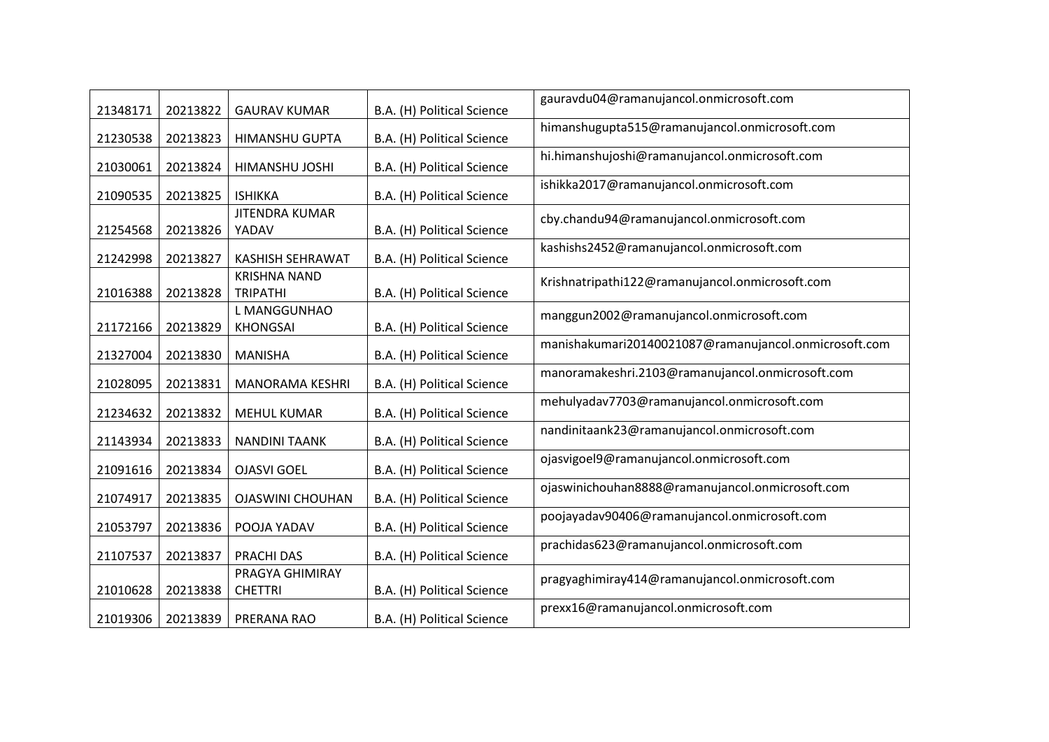| 21348171 | 20213822 | GAURAV KUMAR | B.A. (H) Political Science | gauravdu04@ramanujancol.onmicrosoft.com |
|---|---|---|---|---|
| 21230538 | 20213823 | HIMANSHU GUPTA | B.A. (H) Political Science | himanshugupta515@ramanujancol.onmicrosoft.com |
| 21030061 | 20213824 | HIMANSHU JOSHI | B.A. (H) Political Science | hi.himanshujoshi@ramanujancol.onmicrosoft.com |
| 21090535 | 20213825 | ISHIKKA | B.A. (H) Political Science | ishikka2017@ramanujancol.onmicrosoft.com |
| 21254568 | 20213826 | JITENDRA KUMAR YADAV | B.A. (H) Political Science | cby.chandu94@ramanujancol.onmicrosoft.com |
| 21242998 | 20213827 | KASHISH SEHRAWAT | B.A. (H) Political Science | kashishs2452@ramanujancol.onmicrosoft.com |
| 21016388 | 20213828 | KRISHNA NAND TRIPATHI | B.A. (H) Political Science | Krishnatripathi122@ramanujancol.onmicrosoft.com |
| 21172166 | 20213829 | L MANGGUNHAO KHONGSAI | B.A. (H) Political Science | manggun2002@ramanujancol.onmicrosoft.com |
| 21327004 | 20213830 | MANISHA | B.A. (H) Political Science | manishakumari20140021087@ramanujancol.onmicrosoft.com |
| 21028095 | 20213831 | MANORAMA KESHRI | B.A. (H) Political Science | manoramakeshri.2103@ramanujancol.onmicrosoft.com |
| 21234632 | 20213832 | MEHUL KUMAR | B.A. (H) Political Science | mehulyadav7703@ramanujancol.onmicrosoft.com |
| 21143934 | 20213833 | NANDINI TAANK | B.A. (H) Political Science | nandinitaank23@ramanujancol.onmicrosoft.com |
| 21091616 | 20213834 | OJASVI GOEL | B.A. (H) Political Science | ojasvigoel9@ramanujancol.onmicrosoft.com |
| 21074917 | 20213835 | OJASWINI CHOUHAN | B.A. (H) Political Science | ojaswinichouhan8888@ramanujancol.onmicrosoft.com |
| 21053797 | 20213836 | POOJA YADAV | B.A. (H) Political Science | poojayadav90406@ramanujancol.onmicrosoft.com |
| 21107537 | 20213837 | PRACHI DAS | B.A. (H) Political Science | prachidas623@ramanujancol.onmicrosoft.com |
| 21010628 | 20213838 | PRAGYA GHIMIRAY CHETTRI | B.A. (H) Political Science | pragyaghimiray414@ramanujancol.onmicrosoft.com |
| 21019306 | 20213839 | PRERANA RAO | B.A. (H) Political Science | prexx16@ramanujancol.onmicrosoft.com |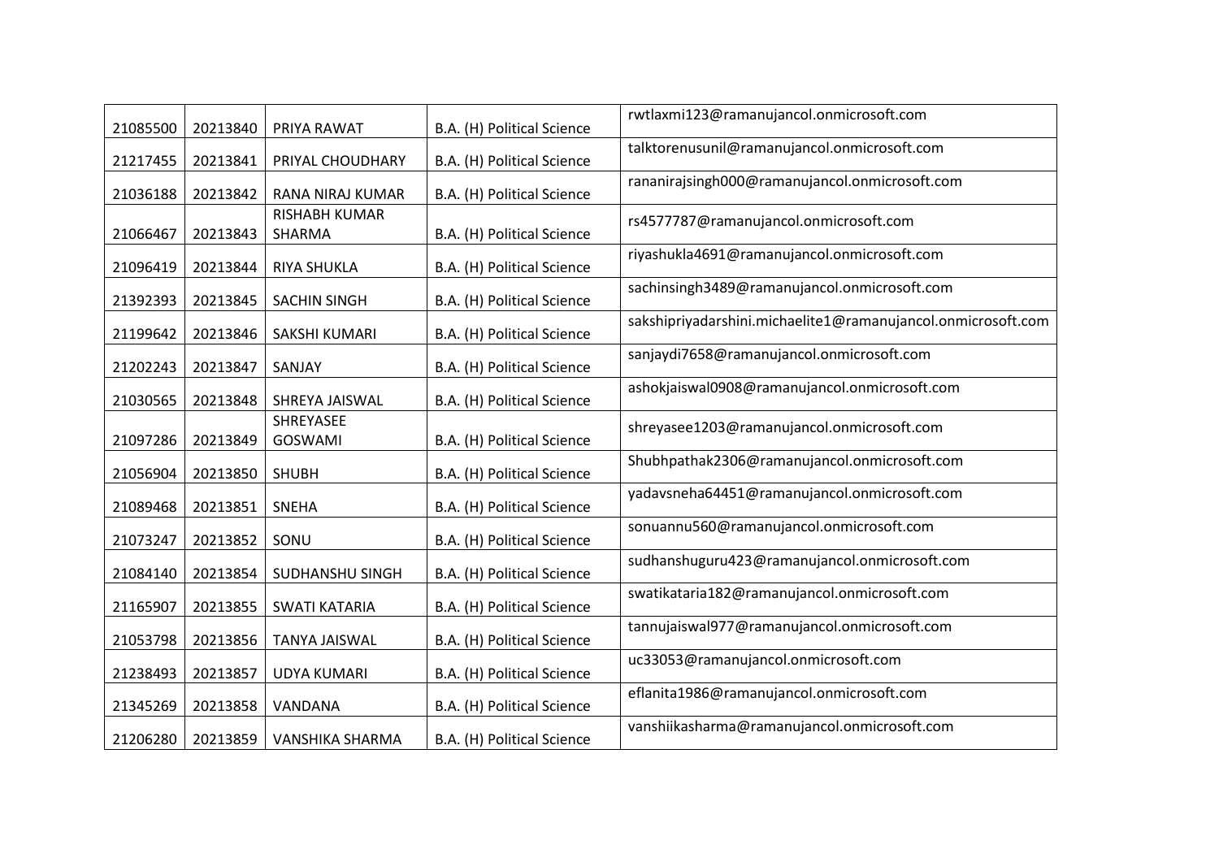| | | | | |
|---|---|---|---|---|
| 21085500 | 20213840 | PRIYA RAWAT | B.A. (H) Political Science | rwtlaxmi123@ramanujancol.onmicrosoft.com |
| 21217455 | 20213841 | PRIYAL CHOUDHARY | B.A. (H) Political Science | talktorenusunil@ramanujancol.onmicrosoft.com |
| 21036188 | 20213842 | RANA NIRAJ KUMAR | B.A. (H) Political Science | rananirajsingh000@ramanujancol.onmicrosoft.com |
| 21066467 | 20213843 | RISHABH KUMAR SHARMA | B.A. (H) Political Science | rs4577787@ramanujancol.onmicrosoft.com |
| 21096419 | 20213844 | RIYA SHUKLA | B.A. (H) Political Science | riyashukla4691@ramanujancol.onmicrosoft.com |
| 21392393 | 20213845 | SACHIN SINGH | B.A. (H) Political Science | sachinsingh3489@ramanujancol.onmicrosoft.com |
| 21199642 | 20213846 | SAKSHI KUMARI | B.A. (H) Political Science | sakshipriyadarshini.michaelite1@ramanujancol.onmicrosoft.com |
| 21202243 | 20213847 | SANJAY | B.A. (H) Political Science | sanjaydi7658@ramanujancol.onmicrosoft.com |
| 21030565 | 20213848 | SHREYA JAISWAL | B.A. (H) Political Science | ashokjaiswal0908@ramanujancol.onmicrosoft.com |
| 21097286 | 20213849 | SHREYASEE GOSWAMI | B.A. (H) Political Science | shreyasee1203@ramanujancol.onmicrosoft.com |
| 21056904 | 20213850 | SHUBH | B.A. (H) Political Science | Shubhpathak2306@ramanujancol.onmicrosoft.com |
| 21089468 | 20213851 | SNEHA | B.A. (H) Political Science | yadavsneha64451@ramanujancol.onmicrosoft.com |
| 21073247 | 20213852 | SONU | B.A. (H) Political Science | sonuannu560@ramanujancol.onmicrosoft.com |
| 21084140 | 20213854 | SUDHANSHU SINGH | B.A. (H) Political Science | sudhanshuguru423@ramanujancol.onmicrosoft.com |
| 21165907 | 20213855 | SWATI KATARIA | B.A. (H) Political Science | swatikataria182@ramanujancol.onmicrosoft.com |
| 21053798 | 20213856 | TANYA JAISWAL | B.A. (H) Political Science | tannujaiswal977@ramanujancol.onmicrosoft.com |
| 21238493 | 20213857 | UDYA KUMARI | B.A. (H) Political Science | uc33053@ramanujancol.onmicrosoft.com |
| 21345269 | 20213858 | VANDANA | B.A. (H) Political Science | eflanita1986@ramanujancol.onmicrosoft.com |
| 21206280 | 20213859 | VANSHIKA SHARMA | B.A. (H) Political Science | vanshiikasharma@ramanujancol.onmicrosoft.com |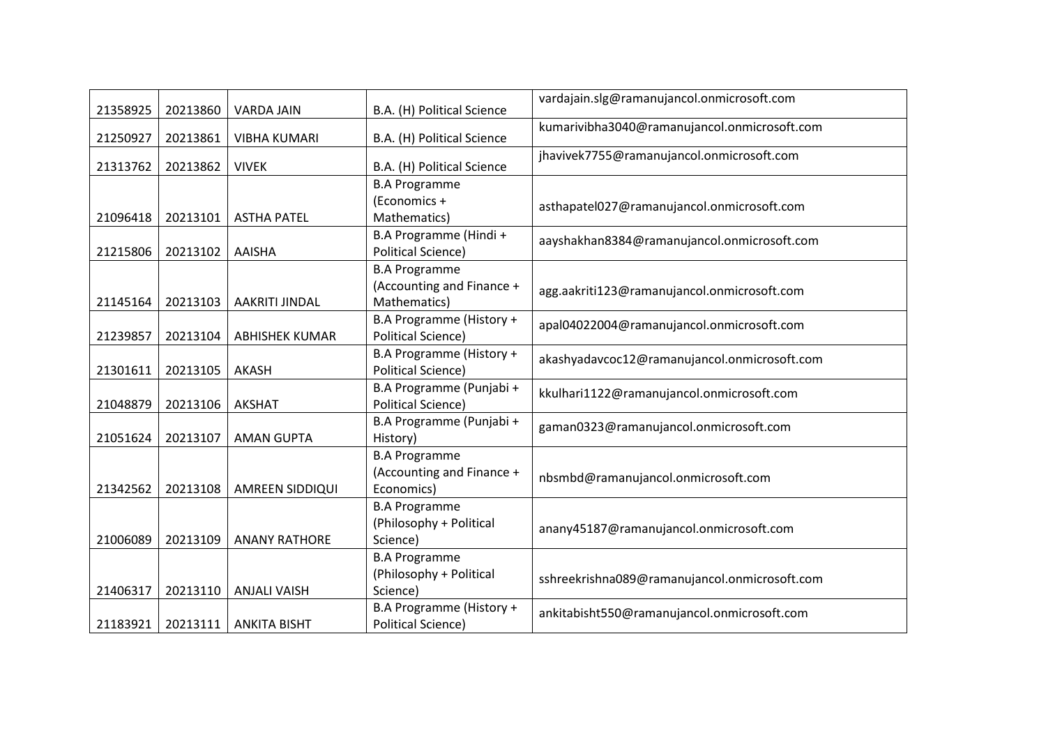| | | | | |
|---|---|---|---|---|
| 21358925 | 20213860 | VARDA JAIN | B.A. (H) Political Science | vardajain.slg@ramanujancol.onmicrosoft.com |
| 21250927 | 20213861 | VIBHA KUMARI | B.A. (H) Political Science | kumarivibha3040@ramanujancol.onmicrosoft.com |
| 21313762 | 20213862 | VIVEK | B.A. (H) Political Science | jhavivek7755@ramanujancol.onmicrosoft.com |
| 21096418 | 20213101 | ASTHA PATEL | B.A Programme (Economics + Mathematics) | asthapatel027@ramanujancol.onmicrosoft.com |
| 21215806 | 20213102 | AAISHA | B.A Programme (Hindi + Political Science) | aayshakhan8384@ramanujancol.onmicrosoft.com |
| 21145164 | 20213103 | AAKRITI JINDAL | B.A Programme (Accounting and Finance + Mathematics) | agg.aakriti123@ramanujancol.onmicrosoft.com |
| 21239857 | 20213104 | ABHISHEK KUMAR | B.A Programme (History + Political Science) | apal04022004@ramanujancol.onmicrosoft.com |
| 21301611 | 20213105 | AKASH | B.A Programme (History + Political Science) | akashyadavcoc12@ramanujancol.onmicrosoft.com |
| 21048879 | 20213106 | AKSHAT | B.A Programme (Punjabi + Political Science) | kkulhari1122@ramanujancol.onmicrosoft.com |
| 21051624 | 20213107 | AMAN GUPTA | B.A Programme (Punjabi + History) | gaman0323@ramanujancol.onmicrosoft.com |
| 21342562 | 20213108 | AMREEN SIDDIQUI | B.A Programme (Accounting and Finance + Economics) | nbsmbd@ramanujancol.onmicrosoft.com |
| 21006089 | 20213109 | ANANY RATHORE | B.A Programme (Philosophy + Political Science) | anany45187@ramanujancol.onmicrosoft.com |
| 21406317 | 20213110 | ANJALI VAISH | B.A Programme (Philosophy + Political Science) | sshreekrishna089@ramanujancol.onmicrosoft.com |
| 21183921 | 20213111 | ANKITA BISHT | B.A Programme (History + Political Science) | ankitabisht550@ramanujancol.onmicrosoft.com |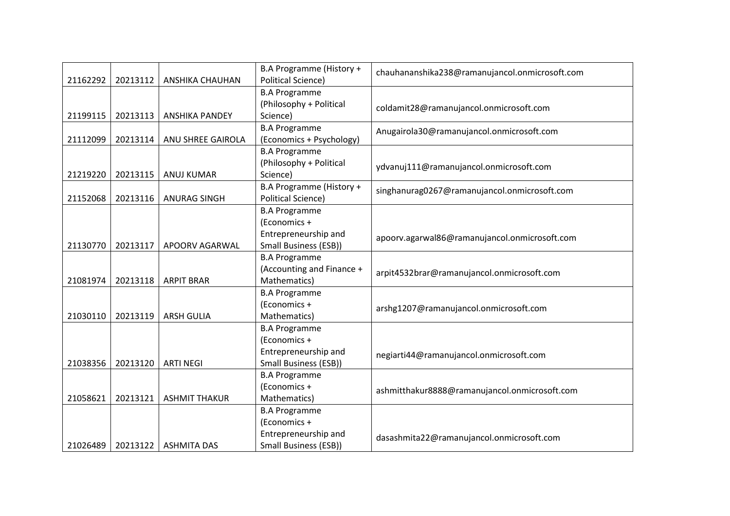| 21162292 | 20213112 | ANSHIKA CHAUHAN | B.A Programme (History + Political Science) | chauhananshika238@ramanujancol.onmicrosoft.com |
|---|---|---|---|---|
| 21199115 | 20213113 | ANSHIKA PANDEY | B.A Programme (Philosophy + Political Science) | coldamit28@ramanujancol.onmicrosoft.com |
| 21112099 | 20213114 | ANU SHREE GAIROLA | B.A Programme (Economics + Psychology) | Anugairola30@ramanujancol.onmicrosoft.com |
| 21219220 | 20213115 | ANUJ KUMAR | B.A Programme (Philosophy + Political Science) | ydvanuj111@ramanujancol.onmicrosoft.com |
| 21152068 | 20213116 | ANURAG SINGH | B.A Programme (History + Political Science) | singhanurag0267@ramanujancol.onmicrosoft.com |
| 21130770 | 20213117 | APOORV AGARWAL | B.A Programme (Economics + Entrepreneurship and Small Business (ESB)) | apoorv.agarwal86@ramanujancol.onmicrosoft.com |
| 21081974 | 20213118 | ARPIT BRAR | B.A Programme (Accounting and Finance + Mathematics) | arpit4532brar@ramanujancol.onmicrosoft.com |
| 21030110 | 20213119 | ARSH GULIA | B.A Programme (Economics + Mathematics) | arshg1207@ramanujancol.onmicrosoft.com |
| 21038356 | 20213120 | ARTI NEGI | B.A Programme (Economics + Entrepreneurship and Small Business (ESB)) | negiarti44@ramanujancol.onmicrosoft.com |
| 21058621 | 20213121 | ASHMIT THAKUR | B.A Programme (Economics + Mathematics) | ashmitthakur8888@ramanujancol.onmicrosoft.com |
| 21026489 | 20213122 | ASHMITA DAS | B.A Programme (Economics + Entrepreneurship and Small Business (ESB)) | dasashmita22@ramanujancol.onmicrosoft.com |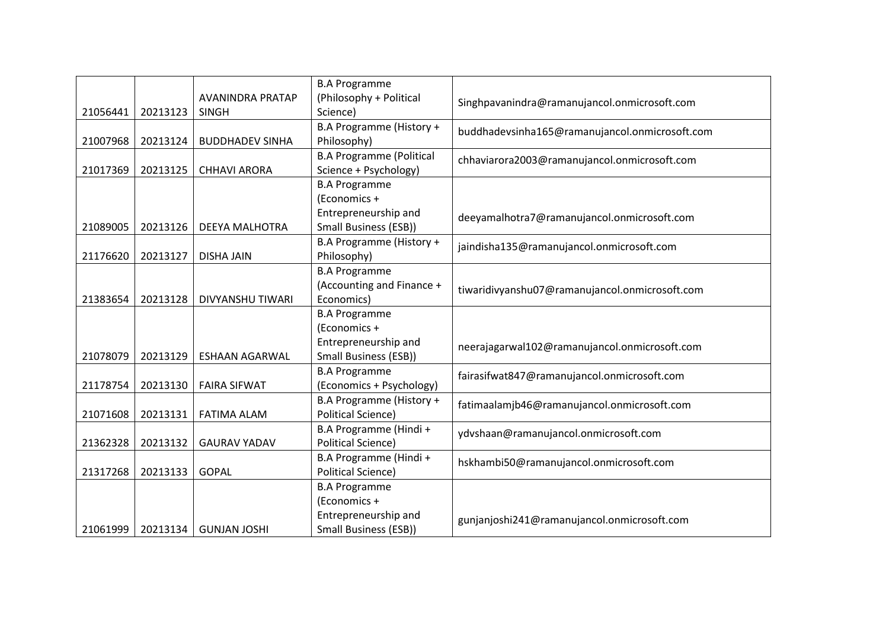| | | | | |
|---|---|---|---|---|
| 21056441 | 20213123 | AVANINDRA PRATAP SINGH | B.A Programme (Philosophy + Political Science) | Singhpavanindra@ramanujancol.onmicrosoft.com |
| 21007968 | 20213124 | BUDDHADEV SINHA | B.A Programme (History + Philosophy) | buddhadevsinha165@ramanujancol.onmicrosoft.com |
| 21017369 | 20213125 | CHHAVI ARORA | B.A Programme (Political Science + Psychology) | chhaviarora2003@ramanujancol.onmicrosoft.com |
| 21089005 | 20213126 | DEEYA MALHOTRA | B.A Programme (Economics + Entrepreneurship and Small Business (ESB)) | deeyamalhotra7@ramanujancol.onmicrosoft.com |
| 21176620 | 20213127 | DISHA JAIN | B.A Programme (History + Philosophy) | jaindisha135@ramanujancol.onmicrosoft.com |
| 21383654 | 20213128 | DIVYANSHU TIWARI | B.A Programme (Accounting and Finance + Economics) | tiwaridivyanshu07@ramanujancol.onmicrosoft.com |
| 21078079 | 20213129 | ESHAAN AGARWAL | B.A Programme (Economics + Entrepreneurship and Small Business (ESB)) | neerajagarwal102@ramanujancol.onmicrosoft.com |
| 21178754 | 20213130 | FAIRA SIFWAT | B.A Programme (Economics + Psychology) | fairasifwat847@ramanujancol.onmicrosoft.com |
| 21071608 | 20213131 | FATIMA ALAM | B.A Programme (History + Political Science) | fatimaalamjb46@ramanujancol.onmicrosoft.com |
| 21362328 | 20213132 | GAURAV YADAV | B.A Programme (Hindi + Political Science) | ydvshaan@ramanujancol.onmicrosoft.com |
| 21317268 | 20213133 | GOPAL | B.A Programme (Hindi + Political Science) | hskhambi50@ramanujancol.onmicrosoft.com |
| 21061999 | 20213134 | GUNJAN JOSHI | B.A Programme (Economics + Entrepreneurship and Small Business (ESB)) | gunjanjoshi241@ramanujancol.onmicrosoft.com |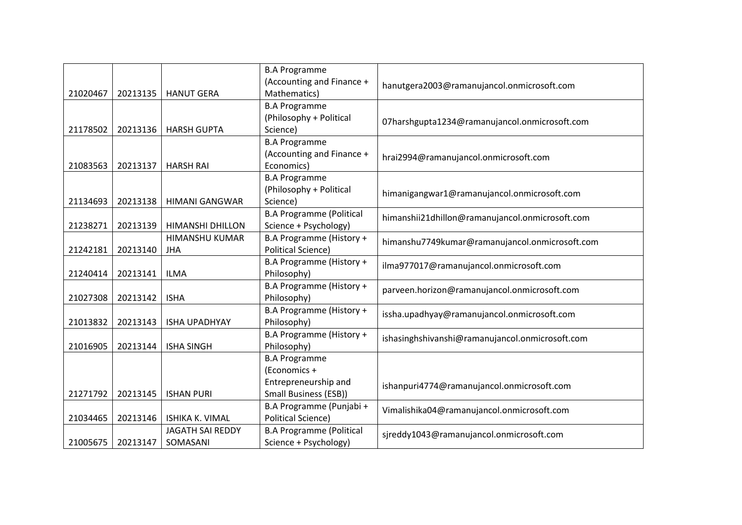| | | | | |
|---|---|---|---|---|
| 21020467 | 20213135 | HANUT GERA | B.A Programme (Accounting and Finance + Mathematics) | hanutgera2003@ramanujancol.onmicrosoft.com |
| 21178502 | 20213136 | HARSH GUPTA | B.A Programme (Philosophy + Political Science) | 07harshgupta1234@ramanujancol.onmicrosoft.com |
| 21083563 | 20213137 | HARSH RAI | B.A Programme (Accounting and Finance + Economics) | hrai2994@ramanujancol.onmicrosoft.com |
| 21134693 | 20213138 | HIMANI GANGWAR | B.A Programme (Philosophy + Political Science) | himanigangwar1@ramanujancol.onmicrosoft.com |
| 21238271 | 20213139 | HIMANSHI DHILLON | B.A Programme (Political Science + Psychology) | himanshii21dhillon@ramanujancol.onmicrosoft.com |
| 21242181 | 20213140 | HIMANSHU KUMAR JHA | B.A Programme (History + Political Science) | himanshu7749kumar@ramanujancol.onmicrosoft.com |
| 21240414 | 20213141 | ILMA | B.A Programme (History + Philosophy) | ilma977017@ramanujancol.onmicrosoft.com |
| 21027308 | 20213142 | ISHA | B.A Programme (History + Philosophy) | parveen.horizon@ramanujancol.onmicrosoft.com |
| 21013832 | 20213143 | ISHA UPADHYAY | B.A Programme (History + Philosophy) | issha.upadhyay@ramanujancol.onmicrosoft.com |
| 21016905 | 20213144 | ISHA SINGH | B.A Programme (History + Philosophy) | ishasinghshivanshi@ramanujancol.onmicrosoft.com |
| 21271792 | 20213145 | ISHAN PURI | B.A Programme (Economics + Entrepreneurship and Small Business (ESB)) | ishanpuri4774@ramanujancol.onmicrosoft.com |
| 21034465 | 20213146 | ISHIKA K. VIMAL | B.A Programme (Punjabi + Political Science) | Vimalishika04@ramanujancol.onmicrosoft.com |
| 21005675 | 20213147 | JAGATH SAI REDDY SOMASANI | B.A Programme (Political Science + Psychology) | sjreddy1043@ramanujancol.onmicrosoft.com |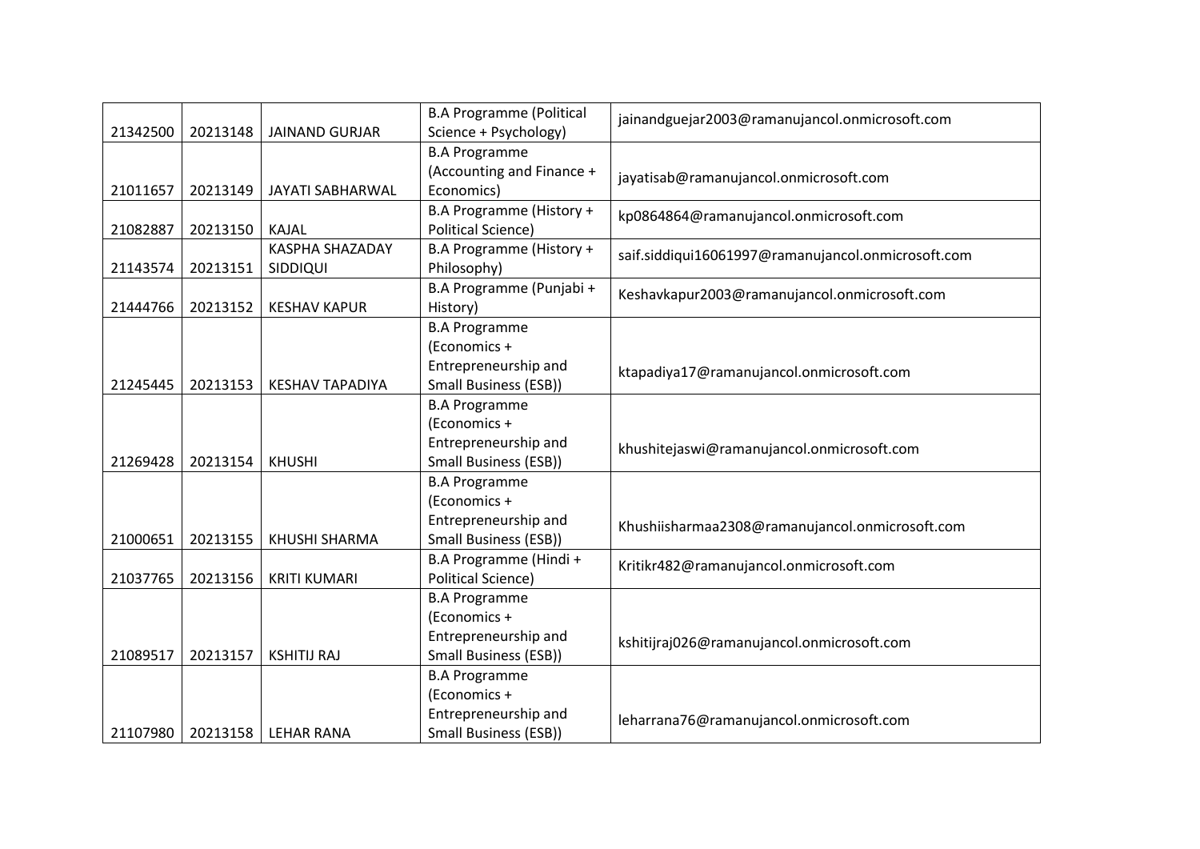| | | | | |
|---|---|---|---|---|
| 21342500 | 20213148 | JAINAND GURJAR | B.A Programme (Political Science + Psychology) | jainandguejar2003@ramanujancol.onmicrosoft.com |
| 21011657 | 20213149 | JAYATI SABHARWAL | B.A Programme (Accounting and Finance + Economics) | jayatisab@ramanujancol.onmicrosoft.com |
| 21082887 | 20213150 | KAJAL | B.A Programme (History + Political Science) | kp0864864@ramanujancol.onmicrosoft.com |
| 21143574 | 20213151 | KASPHA SHAZADAY SIDDIQUI | B.A Programme (History + Philosophy) | saif.siddiqui16061997@ramanujancol.onmicrosoft.com |
| 21444766 | 20213152 | KESHAV KAPUR | B.A Programme (Punjabi + History) | Keshavkapur2003@ramanujancol.onmicrosoft.com |
| 21245445 | 20213153 | KESHAV TAPADIYA | B.A Programme (Economics + Entrepreneurship and Small Business (ESB)) | ktapadiya17@ramanujancol.onmicrosoft.com |
| 21269428 | 20213154 | KHUSHI | B.A Programme (Economics + Entrepreneurship and Small Business (ESB)) | khushitejaswi@ramanujancol.onmicrosoft.com |
| 21000651 | 20213155 | KHUSHI SHARMA | B.A Programme (Economics + Entrepreneurship and Small Business (ESB)) | Khushiisharmaa2308@ramanujancol.onmicrosoft.com |
| 21037765 | 20213156 | KRITI KUMARI | B.A Programme (Hindi + Political Science) | Kritikr482@ramanujancol.onmicrosoft.com |
| 21089517 | 20213157 | KSHITIJ RAJ | B.A Programme (Economics + Entrepreneurship and Small Business (ESB)) | kshitijraj026@ramanujancol.onmicrosoft.com |
| 21107980 | 20213158 | LEHAR RANA | B.A Programme (Economics + Entrepreneurship and Small Business (ESB)) | leharrana76@ramanujancol.onmicrosoft.com |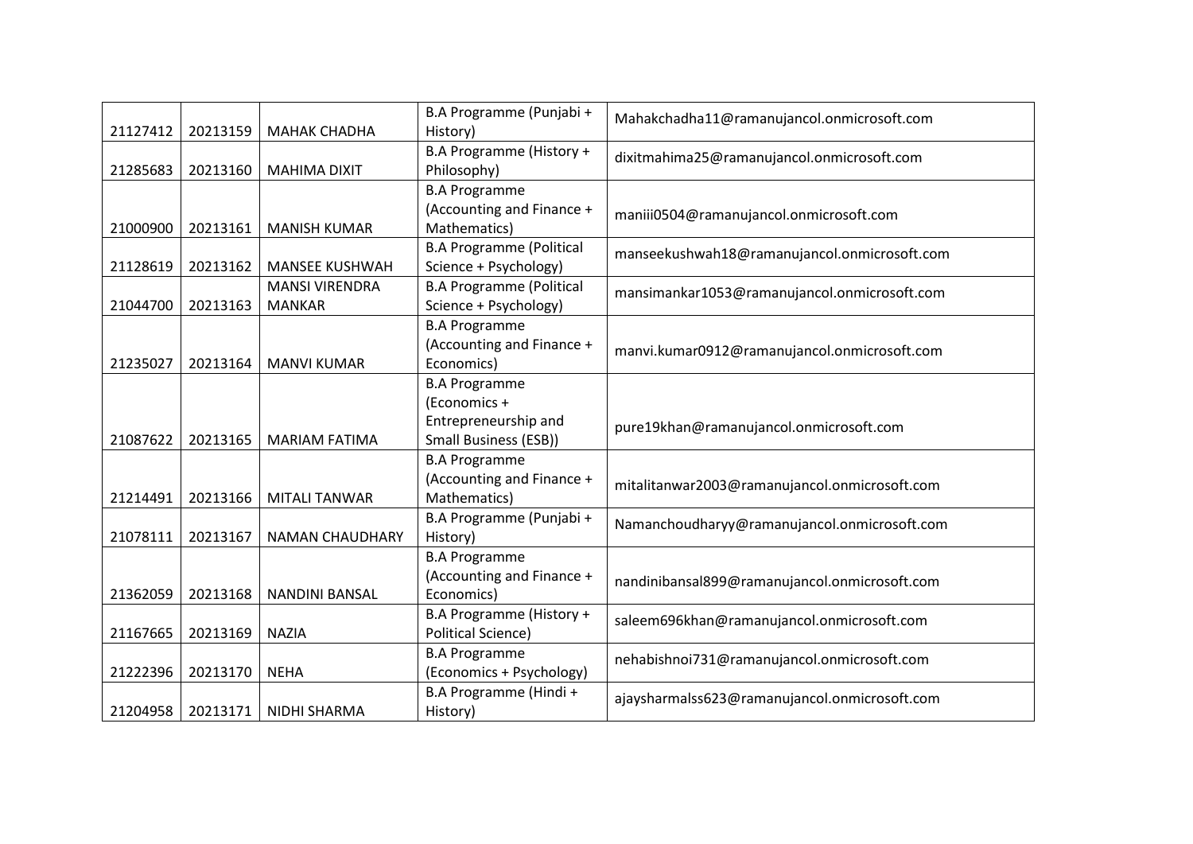| 21127412 | 20213159 | MAHAK CHADHA | B.A Programme (Punjabi + History) | Mahakchadha11@ramanujancol.onmicrosoft.com |
|---|---|---|---|---|
| 21285683 | 20213160 | MAHIMA DIXIT | B.A Programme (History + Philosophy) | dixitmahima25@ramanujancol.onmicrosoft.com |
| 21000900 | 20213161 | MANISH KUMAR | B.A Programme (Accounting and Finance + Mathematics) | maniii0504@ramanujancol.onmicrosoft.com |
| 21128619 | 20213162 | MANSEE KUSHWAH | B.A Programme (Political Science + Psychology) | manseekushwah18@ramanujancol.onmicrosoft.com |
| 21044700 | 20213163 | MANSI VIRENDRA MANKAR | B.A Programme (Political Science + Psychology) | mansimankar1053@ramanujancol.onmicrosoft.com |
| 21235027 | 20213164 | MANVI KUMAR | B.A Programme (Accounting and Finance + Economics) | manvi.kumar0912@ramanujancol.onmicrosoft.com |
| 21087622 | 20213165 | MARIAM FATIMA | B.A Programme (Economics + Entrepreneurship and Small Business (ESB)) | pure19khan@ramanujancol.onmicrosoft.com |
| 21214491 | 20213166 | MITALI TANWAR | B.A Programme (Accounting and Finance + Mathematics) | mitalitanwar2003@ramanujancol.onmicrosoft.com |
| 21078111 | 20213167 | NAMAN CHAUDHARY | B.A Programme (Punjabi + History) | Namanchoudharyy@ramanujancol.onmicrosoft.com |
| 21362059 | 20213168 | NANDINI BANSAL | B.A Programme (Accounting and Finance + Economics) | nandinibansal899@ramanujancol.onmicrosoft.com |
| 21167665 | 20213169 | NAZIA | B.A Programme (History + Political Science) | saleem696khan@ramanujancol.onmicrosoft.com |
| 21222396 | 20213170 | NEHA | B.A Programme (Economics + Psychology) | nehabishnoi731@ramanujancol.onmicrosoft.com |
| 21204958 | 20213171 | NIDHI SHARMA | B.A Programme (Hindi + History) | ajaysharmalss623@ramanujancol.onmicrosoft.com |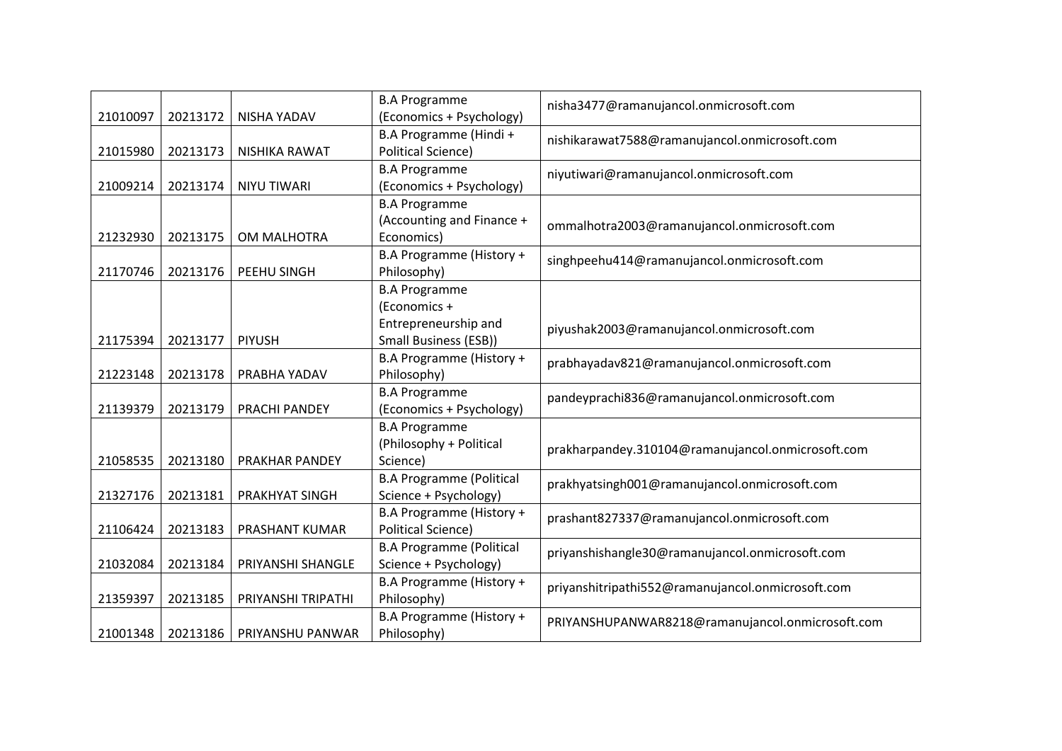| | | | | |
|---|---|---|---|---|
| 21010097 | 20213172 | NISHA YADAV | B.A Programme (Economics + Psychology) | nisha3477@ramanujancol.onmicrosoft.com |
| 21015980 | 20213173 | NISHIKA RAWAT | B.A Programme (Hindi + Political Science) | nishikarawat7588@ramanujancol.onmicrosoft.com |
| 21009214 | 20213174 | NIYU TIWARI | B.A Programme (Economics + Psychology) | niyutiwari@ramanujancol.onmicrosoft.com |
| 21232930 | 20213175 | OM MALHOTRA | B.A Programme (Accounting and Finance + Economics) | ommalhotra2003@ramanujancol.onmicrosoft.com |
| 21170746 | 20213176 | PEEHU SINGH | B.A Programme (History + Philosophy) | singhpeehu414@ramanujancol.onmicrosoft.com |
| 21175394 | 20213177 | PIYUSH | B.A Programme (Economics + Entrepreneurship and Small Business (ESB)) | piyushak2003@ramanujancol.onmicrosoft.com |
| 21223148 | 20213178 | PRABHA YADAV | B.A Programme (History + Philosophy) | prabhayadav821@ramanujancol.onmicrosoft.com |
| 21139379 | 20213179 | PRACHI PANDEY | B.A Programme (Economics + Psychology) | pandeyprachi836@ramanujancol.onmicrosoft.com |
| 21058535 | 20213180 | PRAKHAR PANDEY | B.A Programme (Philosophy + Political Science) | prakharpandey.310104@ramanujancol.onmicrosoft.com |
| 21327176 | 20213181 | PRAKHYAT SINGH | B.A Programme (Political Science + Psychology) | prakhyatsingh001@ramanujancol.onmicrosoft.com |
| 21106424 | 20213183 | PRASHANT KUMAR | B.A Programme (History + Political Science) | prashant827337@ramanujancol.onmicrosoft.com |
| 21032084 | 20213184 | PRIYANSHI SHANGLE | B.A Programme (Political Science + Psychology) | priyanshishangle30@ramanujancol.onmicrosoft.com |
| 21359397 | 20213185 | PRIYANSHI TRIPATHI | B.A Programme (History + Philosophy) | priyanshitripathi552@ramanujancol.onmicrosoft.com |
| 21001348 | 20213186 | PRIYANSHU PANWAR | B.A Programme (History + Philosophy) | PRIYANSHUPANWAR8218@ramanujancol.onmicrosoft.com |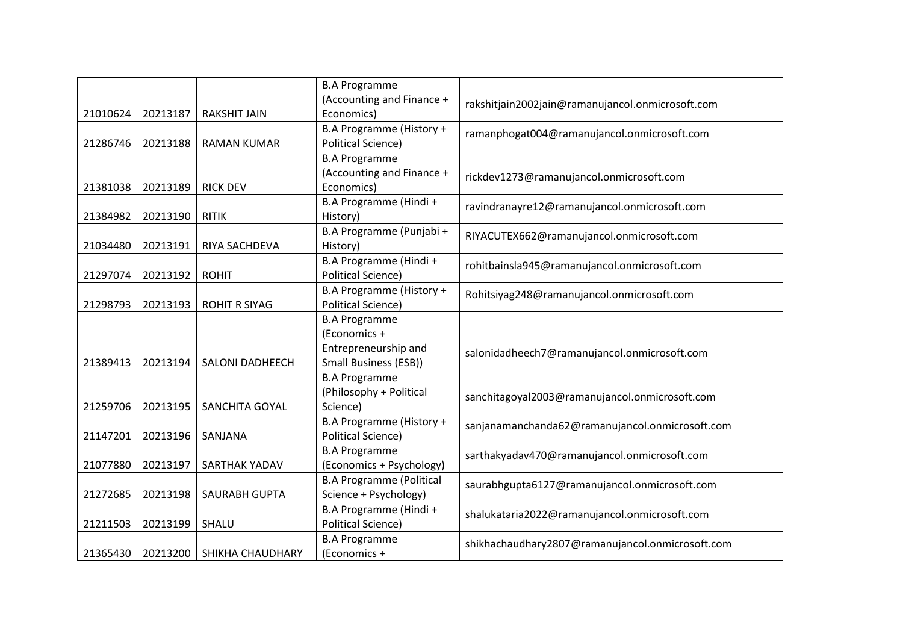| | | | | |
|---|---|---|---|---|
| 21010624 | 20213187 | RAKSHIT JAIN | B.A Programme (Accounting and Finance + Economics) | rakshitjain2002jain@ramanujancol.onmicrosoft.com |
| 21286746 | 20213188 | RAMAN KUMAR | B.A Programme (History + Political Science) | ramanphogat004@ramanujancol.onmicrosoft.com |
| 21381038 | 20213189 | RICK DEV | B.A Programme (Accounting and Finance + Economics) | rickdev1273@ramanujancol.onmicrosoft.com |
| 21384982 | 20213190 | RITIK | B.A Programme (Hindi + History) | ravindranayre12@ramanujancol.onmicrosoft.com |
| 21034480 | 20213191 | RIYA SACHDEVA | B.A Programme (Punjabi + History) | RIYACUTEX662@ramanujancol.onmicrosoft.com |
| 21297074 | 20213192 | ROHIT | B.A Programme (Hindi + Political Science) | rohitbainsla945@ramanujancol.onmicrosoft.com |
| 21298793 | 20213193 | ROHIT R SIYAG | B.A Programme (History + Political Science) | Rohitsiyag248@ramanujancol.onmicrosoft.com |
| 21389413 | 20213194 | SALONI DADHEECH | B.A Programme (Economics + Entrepreneurship and Small Business (ESB)) | salonidadheech7@ramanujancol.onmicrosoft.com |
| 21259706 | 20213195 | SANCHITA GOYAL | B.A Programme (Philosophy + Political Science) | sanchitagoyal2003@ramanujancol.onmicrosoft.com |
| 21147201 | 20213196 | SANJANA | B.A Programme (History + Political Science) | sanjanamanchanda62@ramanujancol.onmicrosoft.com |
| 21077880 | 20213197 | SARTHAK YADAV | B.A Programme (Economics + Psychology) | sarthakyadav470@ramanujancol.onmicrosoft.com |
| 21272685 | 20213198 | SAURABH GUPTA | B.A Programme (Political Science + Psychology) | saurabhgupta6127@ramanujancol.onmicrosoft.com |
| 21211503 | 20213199 | SHALU | B.A Programme (Hindi + Political Science) | shalukataria2022@ramanujancol.onmicrosoft.com |
| 21365430 | 20213200 | SHIKHA CHAUDHARY | B.A Programme (Economics + | shikhachaudhary2807@ramanujancol.onmicrosoft.com |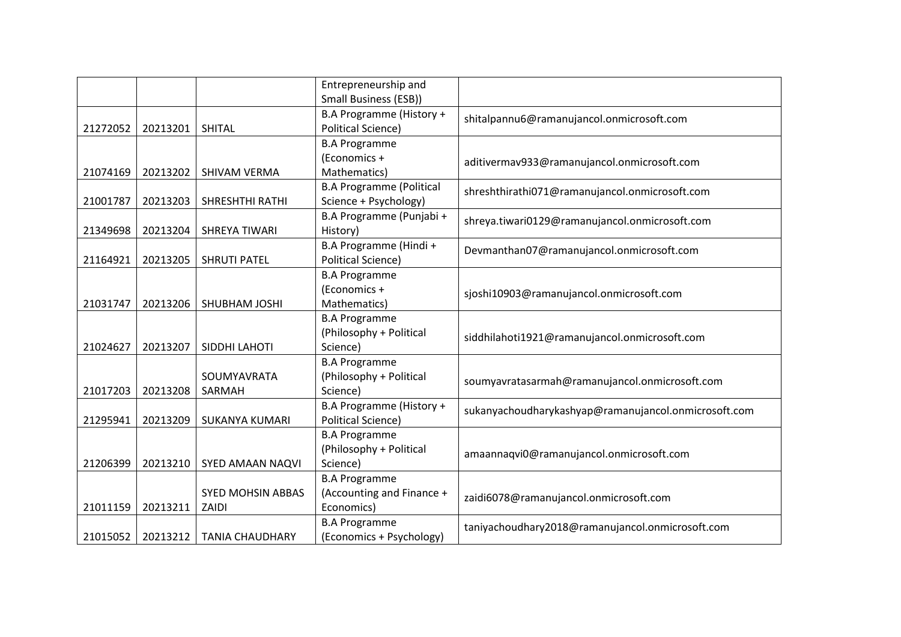| | | | | |
|---|---|---|---|---|
| | | | Entrepreneurship and Small Business (ESB)) | |
| 21272052 | 20213201 | SHITAL | B.A Programme (History + Political Science) | shitalpannu6@ramanujancol.onmicrosoft.com |
| 21074169 | 20213202 | SHIVAM VERMA | B.A Programme (Economics + Mathematics) | aditivermav933@ramanujancol.onmicrosoft.com |
| 21001787 | 20213203 | SHRESHTHI RATHI | B.A Programme (Political Science + Psychology) | shreshthirathi071@ramanujancol.onmicrosoft.com |
| 21349698 | 20213204 | SHREYA TIWARI | B.A Programme (Punjabi + History) | shreya.tiwari0129@ramanujancol.onmicrosoft.com |
| 21164921 | 20213205 | SHRUTI PATEL | B.A Programme (Hindi + Political Science) | Devmanthan07@ramanujancol.onmicrosoft.com |
| 21031747 | 20213206 | SHUBHAM JOSHI | B.A Programme (Economics + Mathematics) | sjoshi10903@ramanujancol.onmicrosoft.com |
| 21024627 | 20213207 | SIDDHI LAHOTI | B.A Programme (Philosophy + Political Science) | siddhilahoti1921@ramanujancol.onmicrosoft.com |
| 21017203 | 20213208 | SOUMYAVRATA SARMAH | B.A Programme (Philosophy + Political Science) | soumyavratasarmah@ramanujancol.onmicrosoft.com |
| 21295941 | 20213209 | SUKANYA KUMARI | B.A Programme (History + Political Science) | sukanyachoudharykashyap@ramanujancol.onmicrosoft.com |
| 21206399 | 20213210 | SYED AMAAN NAQVI | B.A Programme (Philosophy + Political Science) | amaannaqvi0@ramanujancol.onmicrosoft.com |
| 21011159 | 20213211 | SYED MOHSIN ABBAS ZAIDI | B.A Programme (Accounting and Finance + Economics) | zaidi6078@ramanujancol.onmicrosoft.com |
| 21015052 | 20213212 | TANIA CHAUDHARY | B.A Programme (Economics + Psychology) | taniyachoudhary2018@ramanujancol.onmicrosoft.com |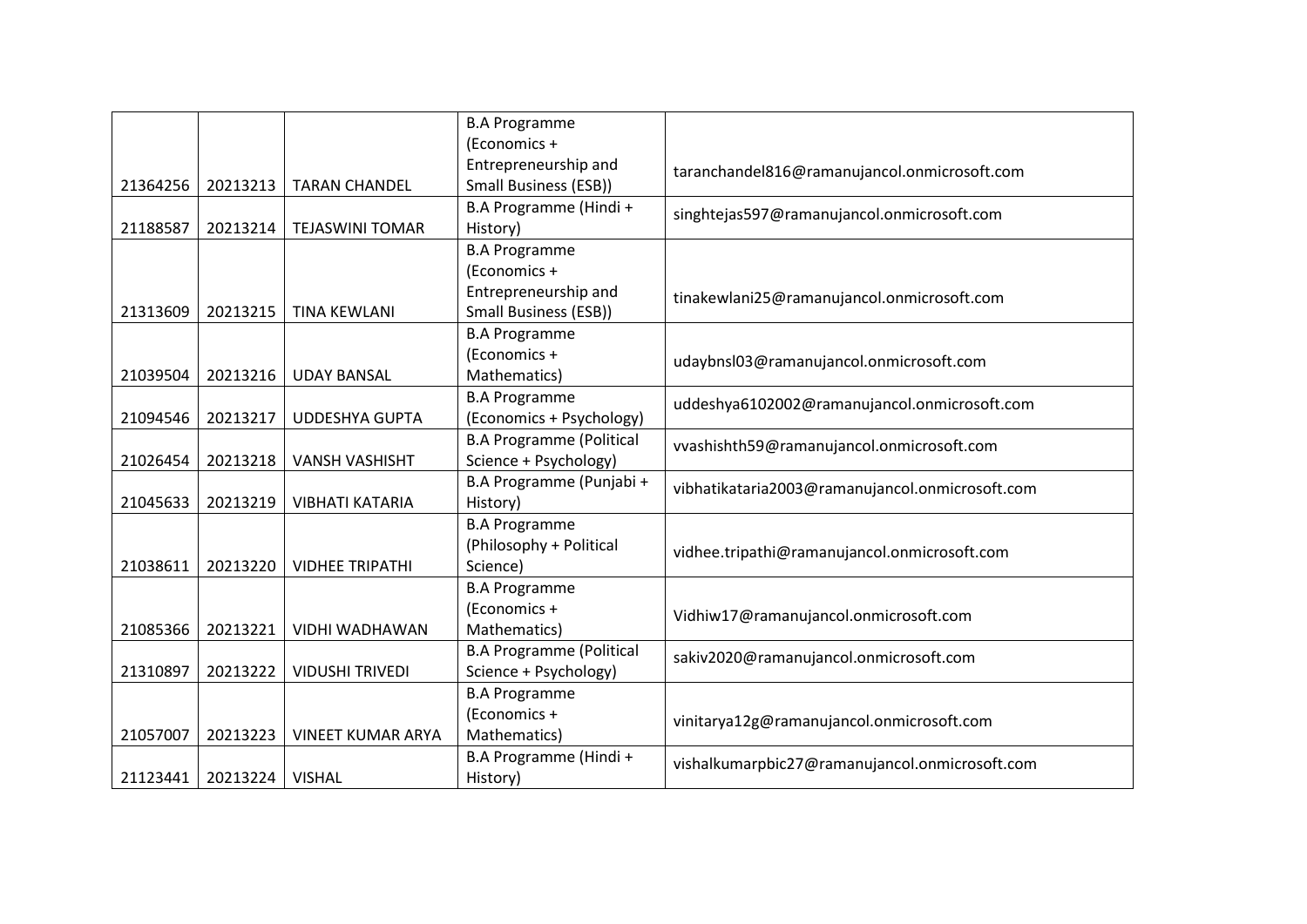| | | | | |
|---|---|---|---|---|
| 21364256 | 20213213 | TARAN CHANDEL | B.A Programme (Economics + Entrepreneurship and Small Business (ESB)) | taranchandel816@ramanujancol.onmicrosoft.com |
| 21188587 | 20213214 | TEJASWINI TOMAR | B.A Programme (Hindi + History) | singhtejas597@ramanujancol.onmicrosoft.com |
| 21313609 | 20213215 | TINA KEWLANI | B.A Programme (Economics + Entrepreneurship and Small Business (ESB)) | tinakewlani25@ramanujancol.onmicrosoft.com |
| 21039504 | 20213216 | UDAY BANSAL | B.A Programme (Economics + Mathematics) | udaybnsl03@ramanujancol.onmicrosoft.com |
| 21094546 | 20213217 | UDDESHYA GUPTA | B.A Programme (Economics + Psychology) | uddeshya6102002@ramanujancol.onmicrosoft.com |
| 21026454 | 20213218 | VANSH VASHISHT | B.A Programme (Political Science + Psychology) | vvashishth59@ramanujancol.onmicrosoft.com |
| 21045633 | 20213219 | VIBHATI KATARIA | B.A Programme (Punjabi + History) | vibhatikataria2003@ramanujancol.onmicrosoft.com |
| 21038611 | 20213220 | VIDHEE TRIPATHI | B.A Programme (Philosophy + Political Science) | vidhee.tripathi@ramanujancol.onmicrosoft.com |
| 21085366 | 20213221 | VIDHI WADHAWAN | B.A Programme (Economics + Mathematics) | Vidhiw17@ramanujancol.onmicrosoft.com |
| 21310897 | 20213222 | VIDUSHI TRIVEDI | B.A Programme (Political Science + Psychology) | sakiv2020@ramanujancol.onmicrosoft.com |
| 21057007 | 20213223 | VINEET KUMAR ARYA | B.A Programme (Economics + Mathematics) | vinitarya12g@ramanujancol.onmicrosoft.com |
| 21123441 | 20213224 | VISHAL | B.A Programme (Hindi + History) | vishalkumarpbic27@ramanujancol.onmicrosoft.com |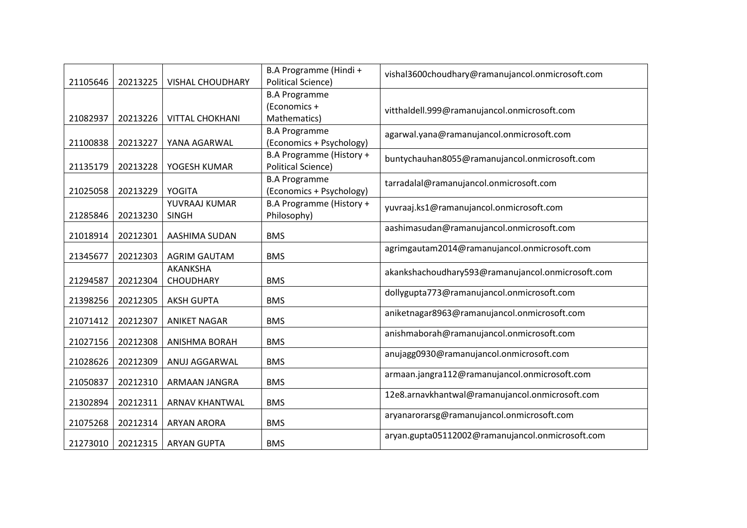| 21105646 | 20213225 | VISHAL CHOUDHARY | B.A Programme (Hindi + Political Science) | vishal3600choudhary@ramanujancol.onmicrosoft.com |
|---|---|---|---|---|
| 21082937 | 20213226 | VITTAL CHOKHANI | B.A Programme (Economics + Mathematics) | vitthaldell.999@ramanujancol.onmicrosoft.com |
| 21100838 | 20213227 | YANA AGARWAL | B.A Programme (Economics + Psychology) | agarwal.yana@ramanujancol.onmicrosoft.com |
| 21135179 | 20213228 | YOGESH KUMAR | B.A Programme (History + Political Science) | buntychauhan8055@ramanujancol.onmicrosoft.com |
| 21025058 | 20213229 | YOGITA | B.A Programme (Economics + Psychology) | tarradalal@ramanujancol.onmicrosoft.com |
| 21285846 | 20213230 | YUVRAAJ KUMAR SINGH | B.A Programme (History + Philosophy) | yuvraaj.ks1@ramanujancol.onmicrosoft.com |
| 21018914 | 20212301 | AASHIMA SUDAN | BMS | aashimasudan@ramanujancol.onmicrosoft.com |
| 21345677 | 20212303 | AGRIM GAUTAM | BMS | agrimgautam2014@ramanujancol.onmicrosoft.com |
| 21294587 | 20212304 | AKANKSHA CHOUDHARY | BMS | akankshachoudhary593@ramanujancol.onmicrosoft.com |
| 21398256 | 20212305 | AKSH GUPTA | BMS | dollygupta773@ramanujancol.onmicrosoft.com |
| 21071412 | 20212307 | ANIKET NAGAR | BMS | aniketnagar8963@ramanujancol.onmicrosoft.com |
| 21027156 | 20212308 | ANISHMA BORAH | BMS | anishmaborah@ramanujancol.onmicrosoft.com |
| 21028626 | 20212309 | ANUJ AGGARWAL | BMS | anujagg0930@ramanujancol.onmicrosoft.com |
| 21050837 | 20212310 | ARMAAN JANGRA | BMS | armaan.jangra112@ramanujancol.onmicrosoft.com |
| 21302894 | 20212311 | ARNAV KHANTWAL | BMS | 12e8.arnavkhantwal@ramanujancol.onmicrosoft.com |
| 21075268 | 20212314 | ARYAN ARORA | BMS | aryanarorarsg@ramanujancol.onmicrosoft.com |
| 21273010 | 20212315 | ARYAN GUPTA | BMS | aryan.gupta05112002@ramanujancol.onmicrosoft.com |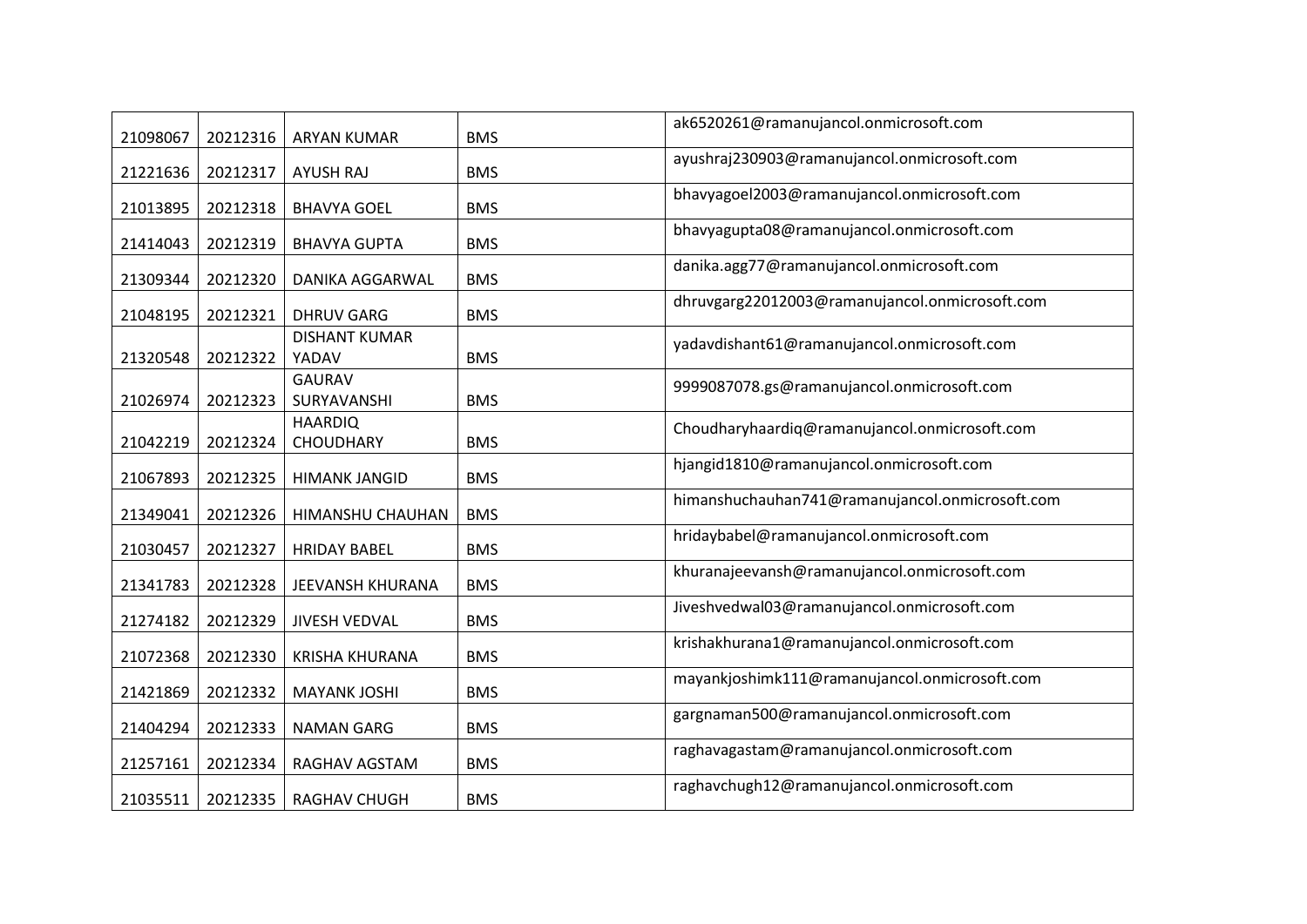| | | | | |
|---|---|---|---|---|
| 21098067 | 20212316 | ARYAN KUMAR | BMS | ak6520261@ramanujancol.onmicrosoft.com |
| 21221636 | 20212317 | AYUSH RAJ | BMS | ayushraj230903@ramanujancol.onmicrosoft.com |
| 21013895 | 20212318 | BHAVYA GOEL | BMS | bhavyagoel2003@ramanujancol.onmicrosoft.com |
| 21414043 | 20212319 | BHAVYA GUPTA | BMS | bhavyagupta08@ramanujancol.onmicrosoft.com |
| 21309344 | 20212320 | DANIKA AGGARWAL | BMS | danika.agg77@ramanujancol.onmicrosoft.com |
| 21048195 | 20212321 | DHRUV GARG | BMS | dhruvgarg22012003@ramanujancol.onmicrosoft.com |
| 21320548 | 20212322 | DISHANT KUMAR YADAV | BMS | yadavdishant61@ramanujancol.onmicrosoft.com |
| 21026974 | 20212323 | GAURAV SURYAVANSHI | BMS | 9999087078.gs@ramanujancol.onmicrosoft.com |
| 21042219 | 20212324 | HAARDIQ CHOUDHARY | BMS | Choudharyhaardiq@ramanujancol.onmicrosoft.com |
| 21067893 | 20212325 | HIMANK JANGID | BMS | hjangid1810@ramanujancol.onmicrosoft.com |
| 21349041 | 20212326 | HIMANSHU CHAUHAN | BMS | himanshuchauhan741@ramanujancol.onmicrosoft.com |
| 21030457 | 20212327 | HRIDAY BABEL | BMS | hridaybabel@ramanujancol.onmicrosoft.com |
| 21341783 | 20212328 | JEEVANSH KHURANA | BMS | khuranajeevansh@ramanujancol.onmicrosoft.com |
| 21274182 | 20212329 | JIVESH VEDVAL | BMS | Jiveshvedwal03@ramanujancol.onmicrosoft.com |
| 21072368 | 20212330 | KRISHA KHURANA | BMS | krishakhurana1@ramanujancol.onmicrosoft.com |
| 21421869 | 20212332 | MAYANK JOSHI | BMS | mayankjoshimk111@ramanujancol.onmicrosoft.com |
| 21404294 | 20212333 | NAMAN GARG | BMS | gargnaman500@ramanujancol.onmicrosoft.com |
| 21257161 | 20212334 | RAGHAV AGSTAM | BMS | raghavagastam@ramanujancol.onmicrosoft.com |
| 21035511 | 20212335 | RAGHAV CHUGH | BMS | raghavchugh12@ramanujancol.onmicrosoft.com |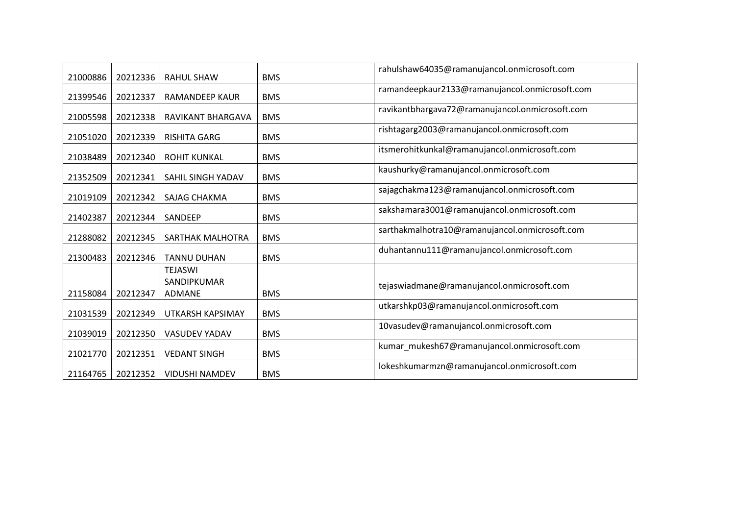| | | | | |
|---|---|---|---|---|
| 21000886 | 20212336 | RAHUL SHAW | BMS | rahulshaw64035@ramanujancol.onmicrosoft.com |
| 21399546 | 20212337 | RAMANDEEP KAUR | BMS | ramandeepkaur2133@ramanujancol.onmicrosoft.com |
| 21005598 | 20212338 | RAVIKANT BHARGAVA | BMS | ravikantbhargava72@ramanujancol.onmicrosoft.com |
| 21051020 | 20212339 | RISHITA GARG | BMS | rishtagarg2003@ramanujancol.onmicrosoft.com |
| 21038489 | 20212340 | ROHIT KUNKAL | BMS | itsmerohitkunkal@ramanujancol.onmicrosoft.com |
| 21352509 | 20212341 | SAHIL SINGH YADAV | BMS | kaushurky@ramanujancol.onmicrosoft.com |
| 21019109 | 20212342 | SAJAG CHAKMA | BMS | sajagchakma123@ramanujancol.onmicrosoft.com |
| 21402387 | 20212344 | SANDEEP | BMS | sakshamara3001@ramanujancol.onmicrosoft.com |
| 21288082 | 20212345 | SARTHAK MALHOTRA | BMS | sarthakmalhotra10@ramanujancol.onmicrosoft.com |
| 21300483 | 20212346 | TANNU DUHAN | BMS | duhantannu111@ramanujancol.onmicrosoft.com |
| 21158084 | 20212347 | TEJASWI SANDIPKUMAR ADMANE | BMS | tejaswiadmane@ramanujancol.onmicrosoft.com |
| 21031539 | 20212349 | UTKARSH KAPSIMAY | BMS | utkarshkp03@ramanujancol.onmicrosoft.com |
| 21039019 | 20212350 | VASUDEV YADAV | BMS | 10vasudev@ramanujancol.onmicrosoft.com |
| 21021770 | 20212351 | VEDANT SINGH | BMS | kumar_mukesh67@ramanujancol.onmicrosoft.com |
| 21164765 | 20212352 | VIDUSHI NAMDEV | BMS | lokeshkumarmzn@ramanujancol.onmicrosoft.com |